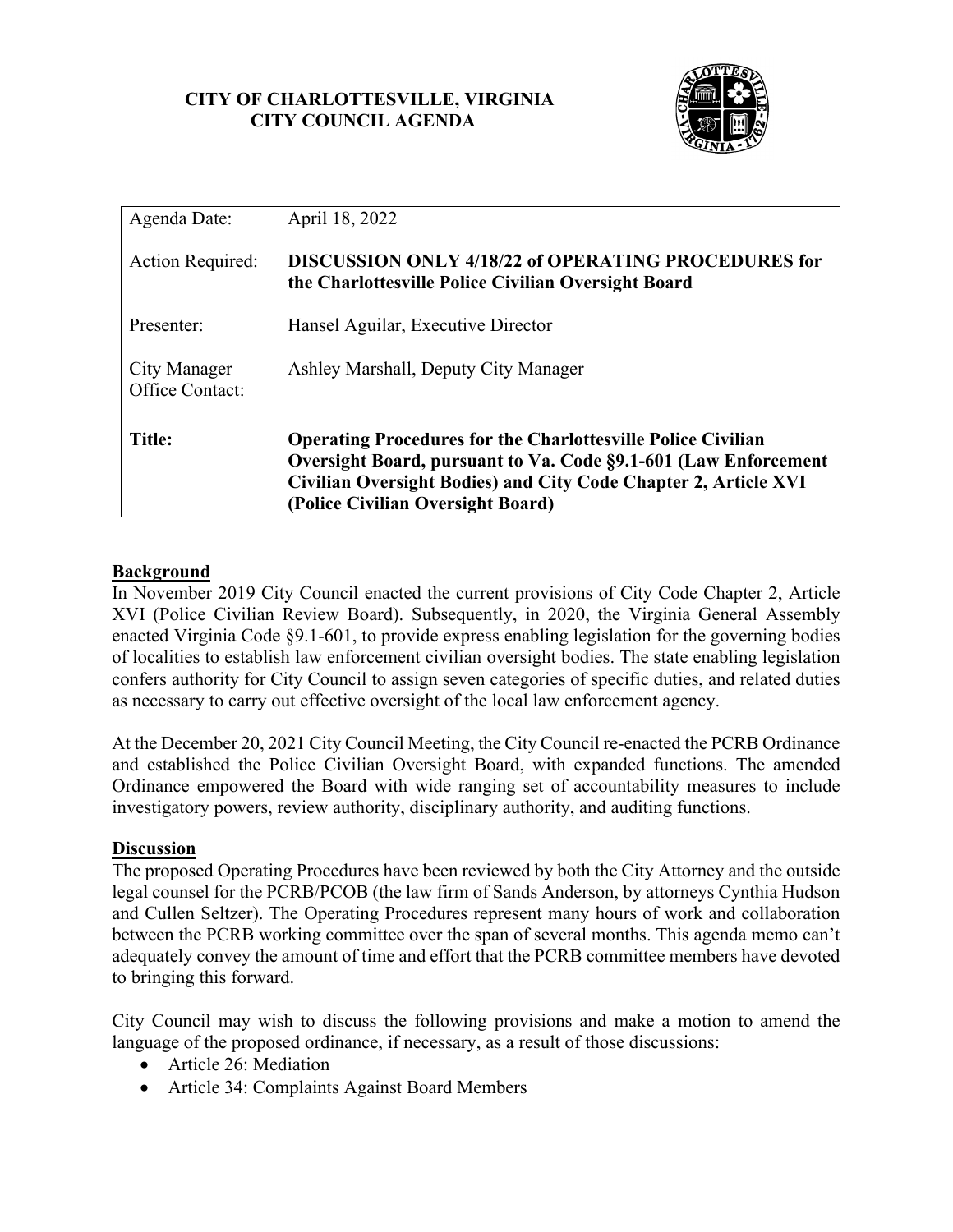**CITY OF CHARLOTTESVILLE, VIRGINIA**
**CITY COUNCIL AGENDA**

| | |
|---|---|
| Agenda Date: | April 18, 2022 |
| Action Required: | **DISCUSSION ONLY 4/18/22 of OPERATING PROCEDURES for the Charlottesville Police Civilian Oversight Board** |
| Presenter: | Hansel Aguilar, Executive Director |
| City Manager Office Contact: | Ashley Marshall, Deputy City Manager |
| **Title:** | **Operating Procedures for the Charlottesville Police Civilian Oversight Board, pursuant to Va. Code §9.1-601 (Law Enforcement Civilian Oversight Bodies) and City Code Chapter 2, Article XVI (Police Civilian Oversight Board)** |

## Background

In November 2019 City Council enacted the current provisions of City Code Chapter 2, Article XVI (Police Civilian Review Board). Subsequently, in 2020, the Virginia General Assembly enacted Virginia Code §9.1-601, to provide express enabling legislation for the governing bodies of localities to establish law enforcement civilian oversight bodies. The state enabling legislation confers authority for City Council to assign seven categories of specific duties, and related duties as necessary to carry out effective oversight of the local law enforcement agency.

At the December 20, 2021 City Council Meeting, the City Council re-enacted the PCRB Ordinance and established the Police Civilian Oversight Board, with expanded functions. The amended Ordinance empowered the Board with wide ranging set of accountability measures to include investigatory powers, review authority, disciplinary authority, and auditing functions.

## Discussion

The proposed Operating Procedures have been reviewed by both the City Attorney and the outside legal counsel for the PCRB/PCOB (the law firm of Sands Anderson, by attorneys Cynthia Hudson and Cullen Seltzer). The Operating Procedures represent many hours of work and collaboration between the PCRB working committee over the span of several months. This agenda memo can't adequately convey the amount of time and effort that the PCRB committee members have devoted to bringing this forward.

City Council may wish to discuss the following provisions and make a motion to amend the language of the proposed ordinance, if necessary, as a result of those discussions:

- Article 26: Mediation
- Article 34: Complaints Against Board Members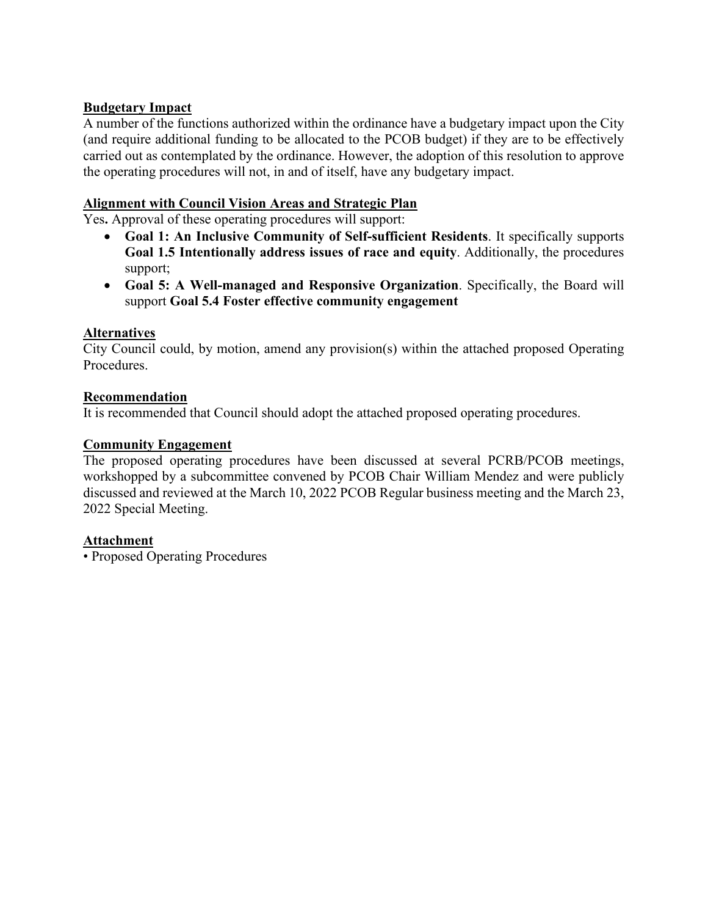**Budgetary Impact**

A number of the functions authorized within the ordinance have a budgetary impact upon the City (and require additional funding to be allocated to the PCOB budget) if they are to be effectively carried out as contemplated by the ordinance. However, the adoption of this resolution to approve the operating procedures will not, in and of itself, have any budgetary impact.

**Alignment with Council Vision Areas and Strategic Plan**

Yes**.** Approval of these operating procedures will support:

- **Goal 1: An Inclusive Community of Self-sufficient Residents**. It specifically supports **Goal 1.5 Intentionally address issues of race and equity**. Additionally, the procedures support;
- **Goal 5: A Well-managed and Responsive Organization**. Specifically, the Board will support **Goal 5.4 Foster effective community engagement**

**Alternatives**

City Council could, by motion, amend any provision(s) within the attached proposed Operating Procedures.

**Recommendation**

It is recommended that Council should adopt the attached proposed operating procedures.

**Community Engagement**

The proposed operating procedures have been discussed at several PCRB/PCOB meetings, workshopped by a subcommittee convened by PCOB Chair William Mendez and were publicly discussed and reviewed at the March 10, 2022 PCOB Regular business meeting and the March 23, 2022 Special Meeting.

**Attachment**

• Proposed Operating Procedures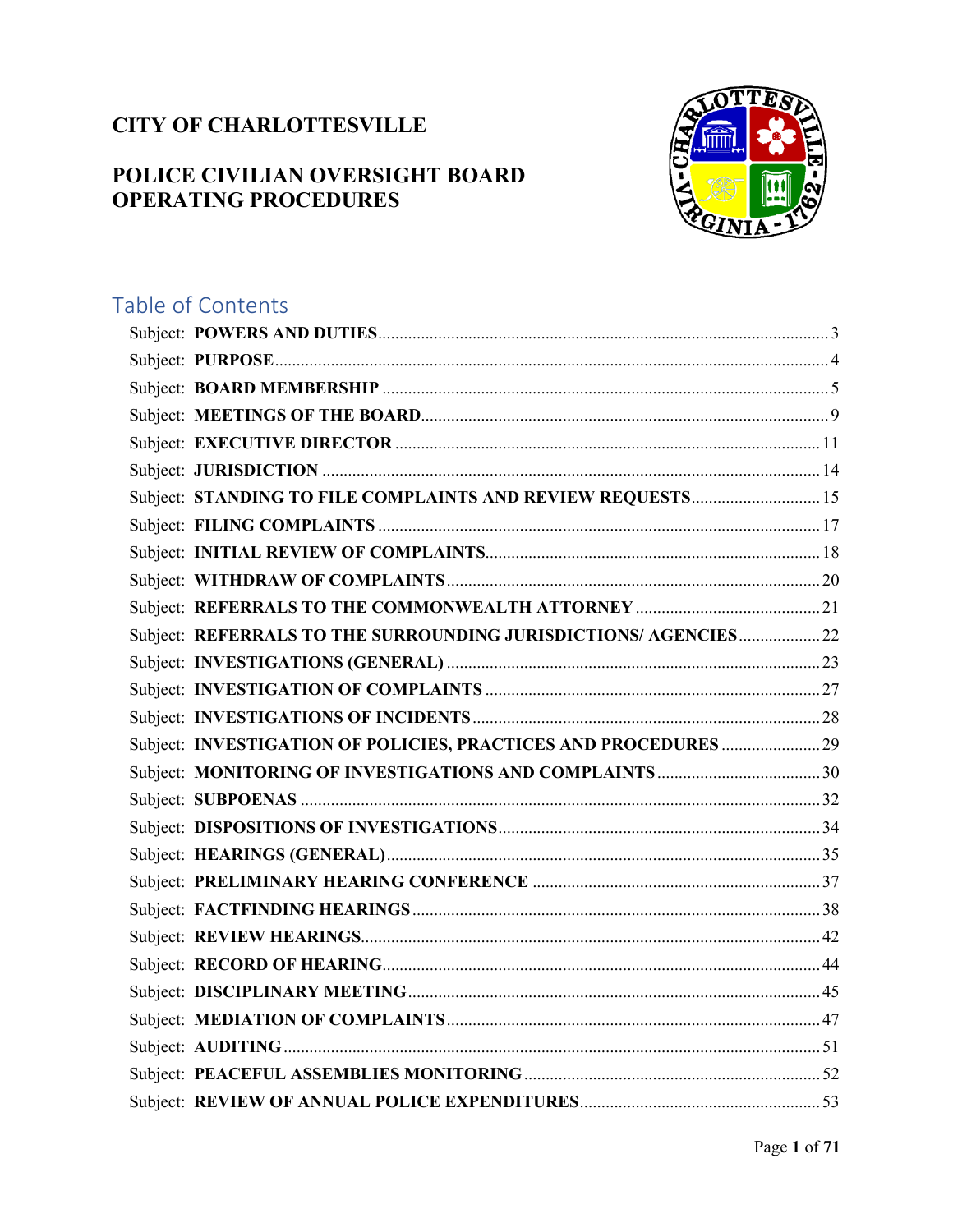# CITY OF CHARLOTTESVILLE

# POLICE CIVILIAN OVERSIGHT BOARD OPERATING PROCEDURES

## Table of Contents

Subject: **POWERS AND DUTIES** ..... 3
Subject: **PURPOSE** ..... 4
Subject: **BOARD MEMBERSHIP** ..... 5
Subject: **MEETINGS OF THE BOARD** ..... 9
Subject: **EXECUTIVE DIRECTOR** ..... 11
Subject: **JURISDICTION** ..... 14
Subject: **STANDING TO FILE COMPLAINTS AND REVIEW REQUESTS** ..... 15
Subject: **FILING COMPLAINTS** ..... 17
Subject: **INITIAL REVIEW OF COMPLAINTS** ..... 18
Subject: **WITHDRAW OF COMPLAINTS** ..... 20
Subject: **REFERRALS TO THE COMMONWEALTH ATTORNEY** ..... 21
Subject: **REFERRALS TO THE SURROUNDING JURISDICTIONS/ AGENCIES** ..... 22
Subject: **INVESTIGATIONS (GENERAL)** ..... 23
Subject: **INVESTIGATION OF COMPLAINTS** ..... 27
Subject: **INVESTIGATIONS OF INCIDENTS** ..... 28
Subject: **INVESTIGATION OF POLICIES, PRACTICES AND PROCEDURES** ..... 29
Subject: **MONITORING OF INVESTIGATIONS AND COMPLAINTS** ..... 30
Subject: **SUBPOENAS** ..... 32
Subject: **DISPOSITIONS OF INVESTIGATIONS** ..... 34
Subject: **HEARINGS (GENERAL)** ..... 35
Subject: **PRELIMINARY HEARING CONFERENCE** ..... 37
Subject: **FACTFINDING HEARINGS** ..... 38
Subject: **REVIEW HEARINGS** ..... 42
Subject: **RECORD OF HEARING** ..... 44
Subject: **DISCIPLINARY MEETING** ..... 45
Subject: **MEDIATION OF COMPLAINTS** ..... 47
Subject: **AUDITING** ..... 51
Subject: **PEACEFUL ASSEMBLIES MONITORING** ..... 52
Subject: **REVIEW OF ANNUAL POLICE EXPENDITURES** ..... 53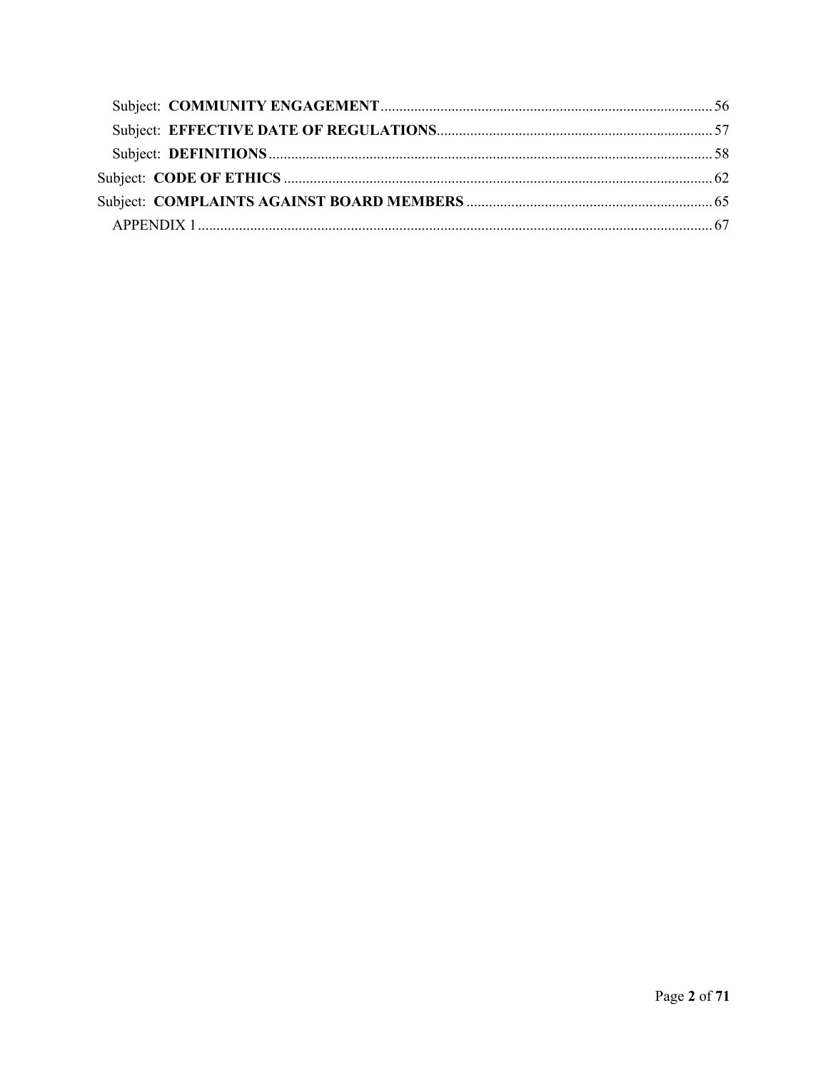Subject: **COMMUNITY ENGAGEMENT** ........................................................................................ 56

Subject: **EFFECTIVE DATE OF REGULATIONS** ......................................................................... 57

Subject: **DEFINITIONS** ....................................................................................................... 58

Subject: **CODE OF ETHICS** ..................................................................................................... 62

Subject: **COMPLAINTS AGAINST BOARD MEMBERS** .................................................................. 65

APPENDIX 1 ............................................................................................................................. 67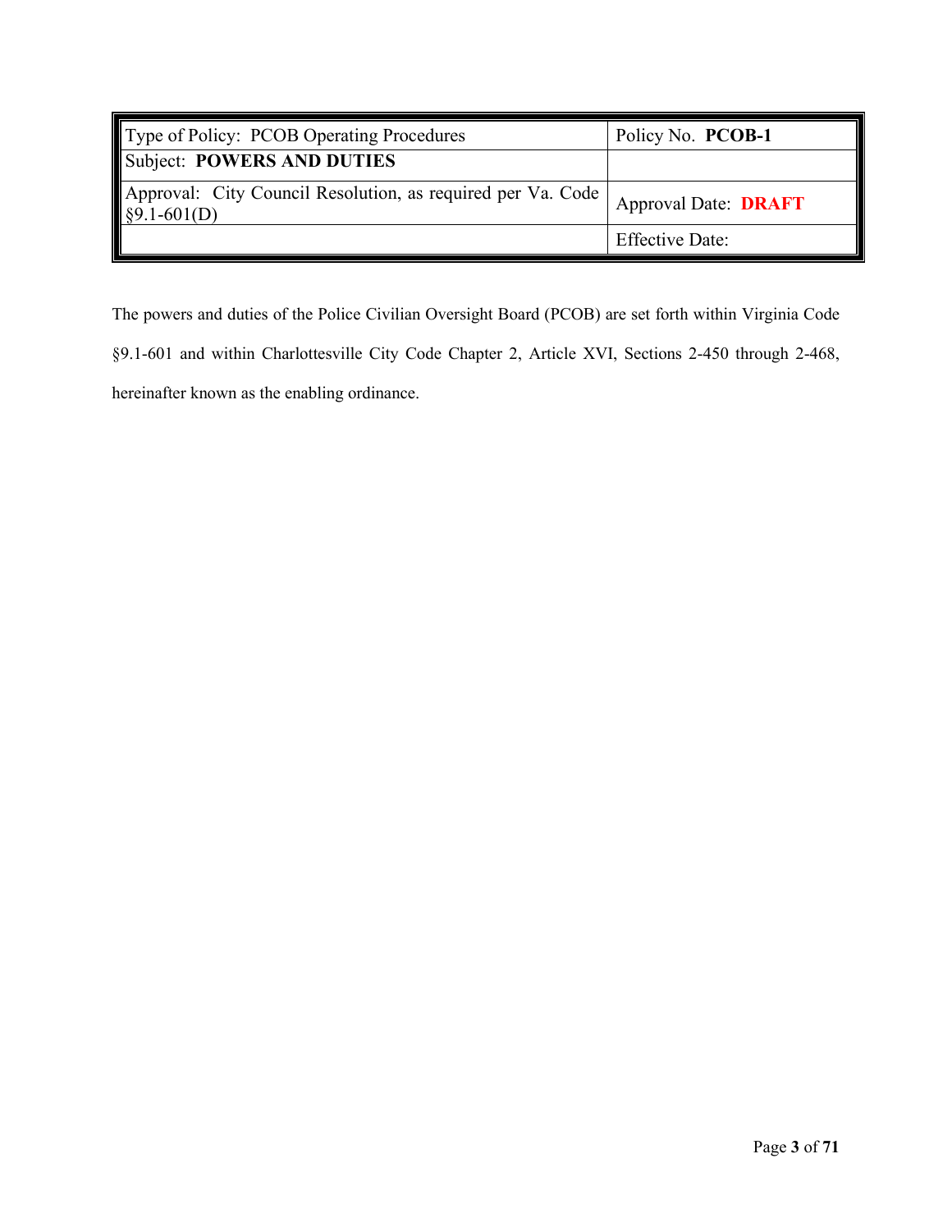| Type of Policy: PCOB Operating Procedures | Policy No. **PCOB-1** |
|---|---|
| Subject: **POWERS AND DUTIES** | |
| Approval: City Council Resolution, as required per Va. Code §9.1-601(D) | Approval Date: **DRAFT** |
| | Effective Date: |

The powers and duties of the Police Civilian Oversight Board (PCOB) are set forth within Virginia Code §9.1-601 and within Charlottesville City Code Chapter 2, Article XVI, Sections 2-450 through 2-468, hereinafter known as the enabling ordinance.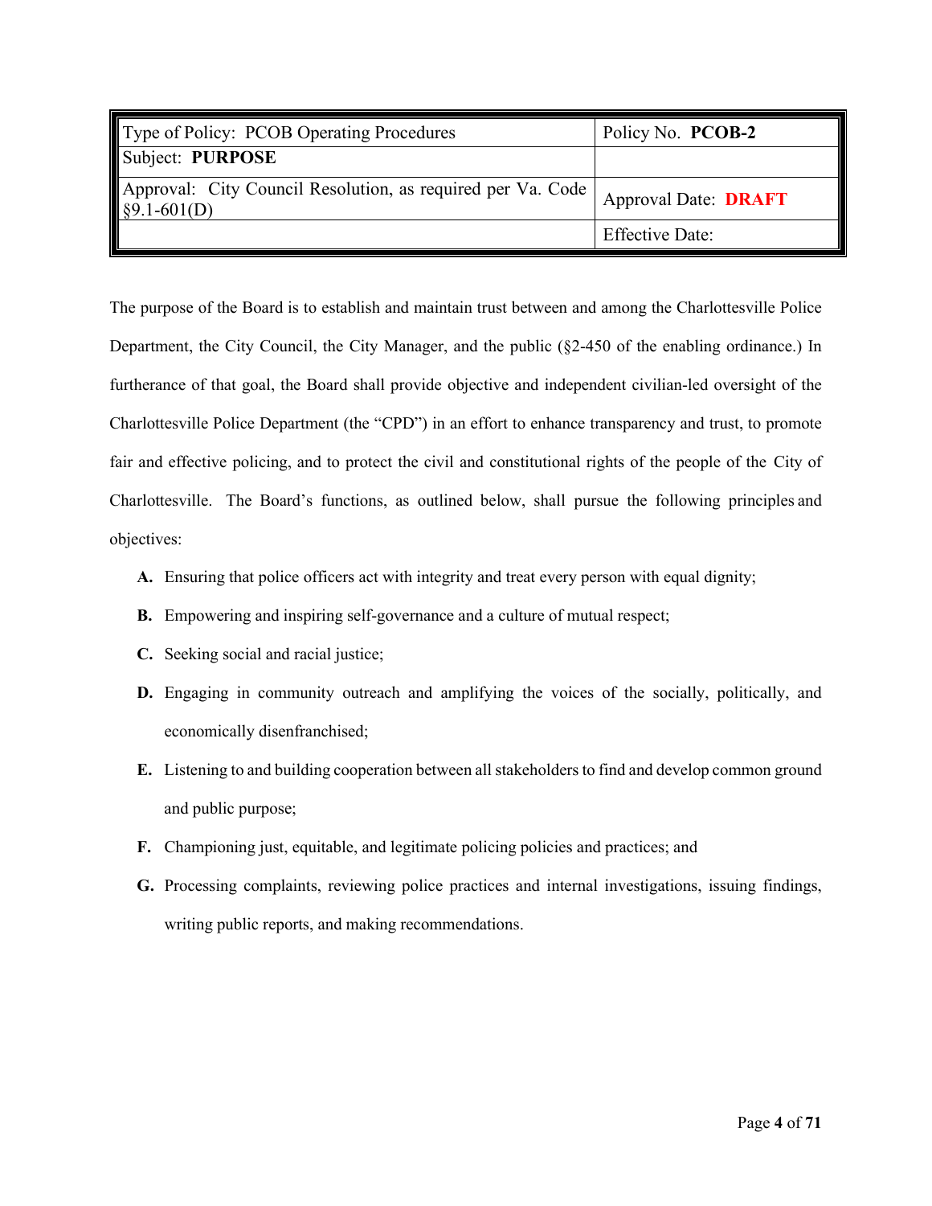| Type of Policy: PCOB Operating Procedures | Policy No. **PCOB-2** |
|---|---|
| Subject: **PURPOSE** | |
| Approval: City Council Resolution, as required per Va. Code §9.1-601(D) | Approval Date: **DRAFT** |
| | Effective Date: |

The purpose of the Board is to establish and maintain trust between and among the Charlottesville Police Department, the City Council, the City Manager, and the public (§2-450 of the enabling ordinance.) In furtherance of that goal, the Board shall provide objective and independent civilian-led oversight of the Charlottesville Police Department (the "CPD") in an effort to enhance transparency and trust, to promote fair and effective policing, and to protect the civil and constitutional rights of the people of the City of Charlottesville. The Board's functions, as outlined below, shall pursue the following principles and objectives:

**A.** Ensuring that police officers act with integrity and treat every person with equal dignity;

**B.** Empowering and inspiring self-governance and a culture of mutual respect;

**C.** Seeking social and racial justice;

**D.** Engaging in community outreach and amplifying the voices of the socially, politically, and economically disenfranchised;

**E.** Listening to and building cooperation between all stakeholders to find and develop common ground and public purpose;

**F.** Championing just, equitable, and legitimate policing policies and practices; and

**G.** Processing complaints, reviewing police practices and internal investigations, issuing findings, writing public reports, and making recommendations.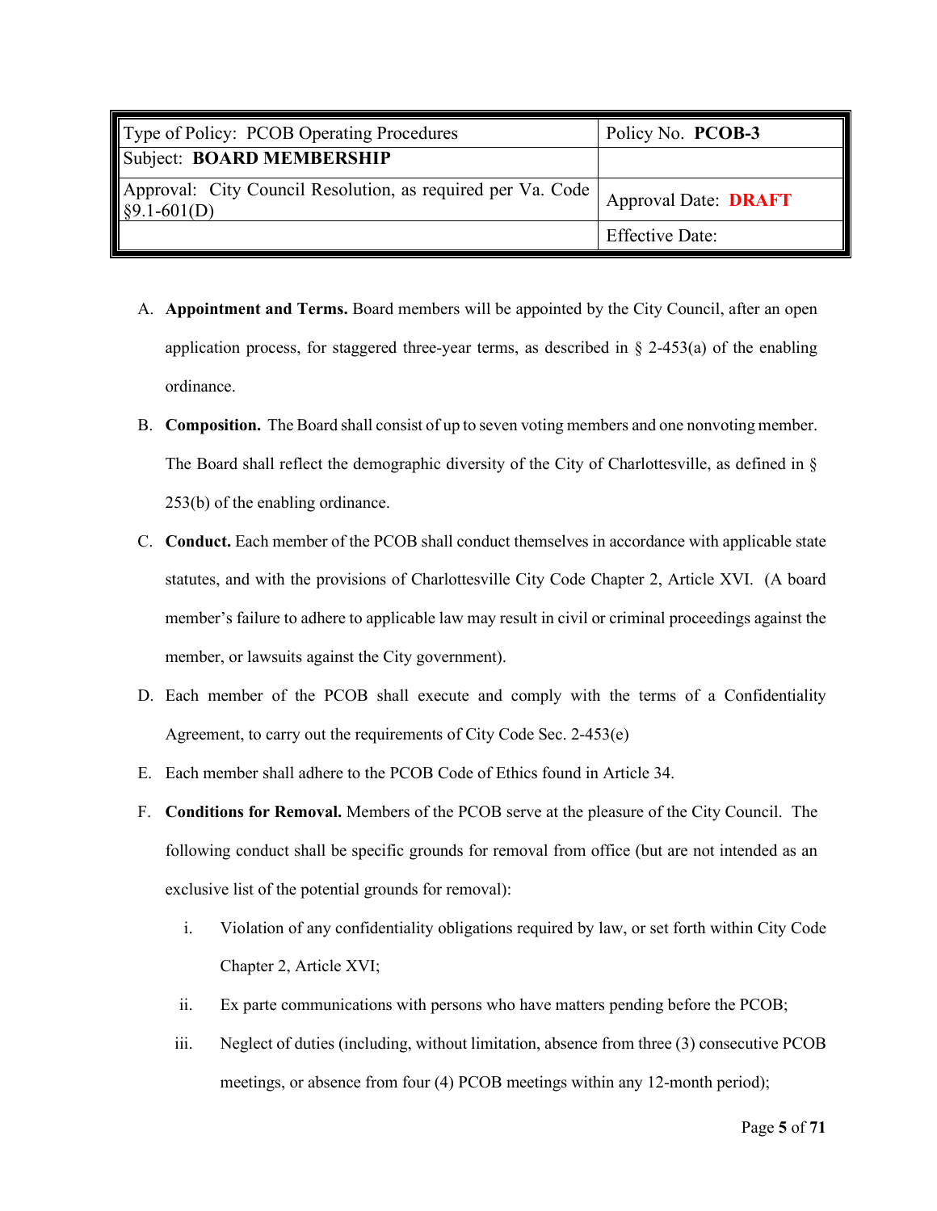| Type of Policy: PCOB Operating Procedures | Policy No. **PCOB-3** |
|---|---|
| Subject: **BOARD MEMBERSHIP** | |
| Approval: City Council Resolution, as required per Va. Code §9.1-601(D) | Approval Date: **DRAFT** |
| | Effective Date: |

A. **Appointment and Terms.** Board members will be appointed by the City Council, after an open application process, for staggered three-year terms, as described in § 2-453(a) of the enabling ordinance.

B. **Composition.** The Board shall consist of up to seven voting members and one nonvoting member. The Board shall reflect the demographic diversity of the City of Charlottesville, as defined in § 253(b) of the enabling ordinance.

C. **Conduct.** Each member of the PCOB shall conduct themselves in accordance with applicable state statutes, and with the provisions of Charlottesville City Code Chapter 2, Article XVI. (A board member's failure to adhere to applicable law may result in civil or criminal proceedings against the member, or lawsuits against the City government).

D. Each member of the PCOB shall execute and comply with the terms of a Confidentiality Agreement, to carry out the requirements of City Code Sec. 2-453(e)

E. Each member shall adhere to the PCOB Code of Ethics found in Article 34.

F. **Conditions for Removal.** Members of the PCOB serve at the pleasure of the City Council. The following conduct shall be specific grounds for removal from office (but are not intended as an exclusive list of the potential grounds for removal):

   i. Violation of any confidentiality obligations required by law, or set forth within City Code Chapter 2, Article XVI;

   ii. Ex parte communications with persons who have matters pending before the PCOB;

   iii. Neglect of duties (including, without limitation, absence from three (3) consecutive PCOB meetings, or absence from four (4) PCOB meetings within any 12-month period);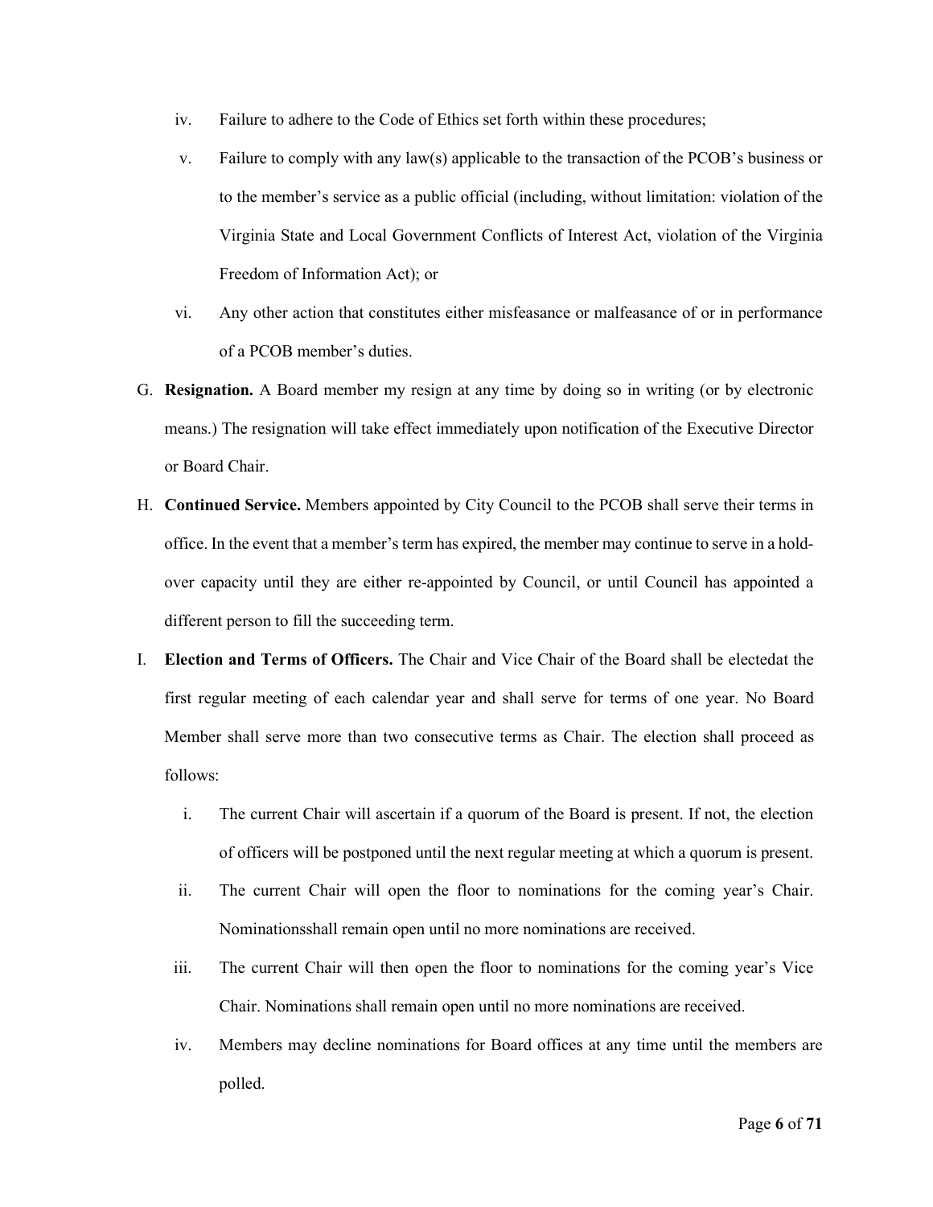iv. Failure to adhere to the Code of Ethics set forth within these procedures;

v. Failure to comply with any law(s) applicable to the transaction of the PCOB's business or to the member's service as a public official (including, without limitation: violation of the Virginia State and Local Government Conflicts of Interest Act, violation of the Virginia Freedom of Information Act); or

vi. Any other action that constitutes either misfeasance or malfeasance of or in performance of a PCOB member's duties.

G. **Resignation.** A Board member my resign at any time by doing so in writing (or by electronic means.) The resignation will take effect immediately upon notification of the Executive Director or Board Chair.

H. **Continued Service.** Members appointed by City Council to the PCOB shall serve their terms in office. In the event that a member's term has expired, the member may continue to serve in a hold-over capacity until they are either re-appointed by Council, or until Council has appointed a different person to fill the succeeding term.

I. **Election and Terms of Officers.** The Chair and Vice Chair of the Board shall be electedat the first regular meeting of each calendar year and shall serve for terms of one year. No Board Member shall serve more than two consecutive terms as Chair. The election shall proceed as follows:

i. The current Chair will ascertain if a quorum of the Board is present. If not, the election of officers will be postponed until the next regular meeting at which a quorum is present.

ii. The current Chair will open the floor to nominations for the coming year's Chair. Nominationsshall remain open until no more nominations are received.

iii. The current Chair will then open the floor to nominations for the coming year's Vice Chair. Nominations shall remain open until no more nominations are received.

iv. Members may decline nominations for Board offices at any time until the members are polled.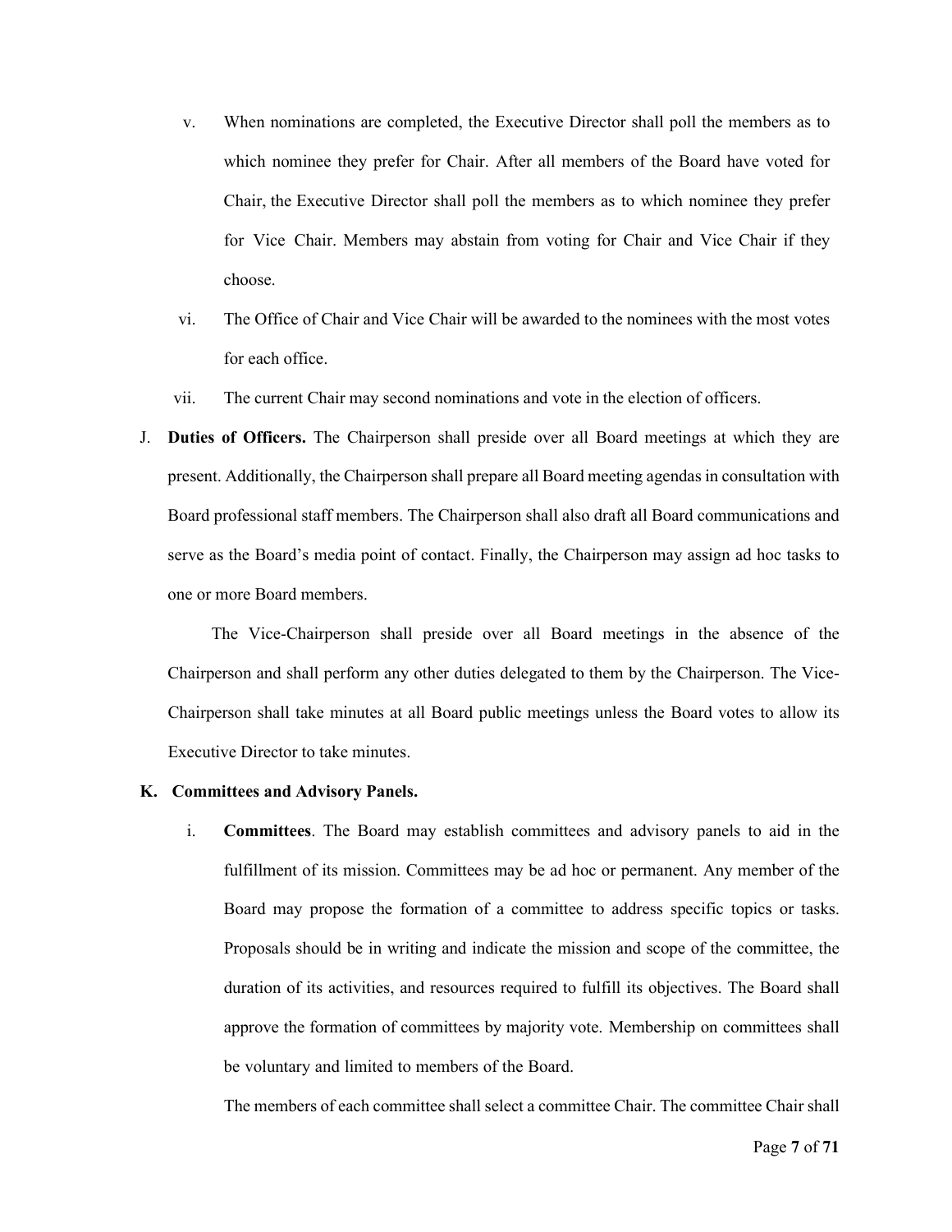v. When nominations are completed, the Executive Director shall poll the members as to which nominee they prefer for Chair. After all members of the Board have voted for Chair, the Executive Director shall poll the members as to which nominee they prefer for Vice Chair. Members may abstain from voting for Chair and Vice Chair if they choose.

vi. The Office of Chair and Vice Chair will be awarded to the nominees with the most votes for each office.

vii. The current Chair may second nominations and vote in the election of officers.

J. **Duties of Officers.** The Chairperson shall preside over all Board meetings at which they are present. Additionally, the Chairperson shall prepare all Board meeting agendas in consultation with Board professional staff members. The Chairperson shall also draft all Board communications and serve as the Board's media point of contact. Finally, the Chairperson may assign ad hoc tasks to one or more Board members.

The Vice-Chairperson shall preside over all Board meetings in the absence of the Chairperson and shall perform any other duties delegated to them by the Chairperson. The Vice-Chairperson shall take minutes at all Board public meetings unless the Board votes to allow its Executive Director to take minutes.

**K. Committees and Advisory Panels.**

i. **Committees**. The Board may establish committees and advisory panels to aid in the fulfillment of its mission. Committees may be ad hoc or permanent. Any member of the Board may propose the formation of a committee to address specific topics or tasks. Proposals should be in writing and indicate the mission and scope of the committee, the duration of its activities, and resources required to fulfill its objectives. The Board shall approve the formation of committees by majority vote. Membership on committees shall be voluntary and limited to members of the Board.

The members of each committee shall select a committee Chair. The committee Chair shall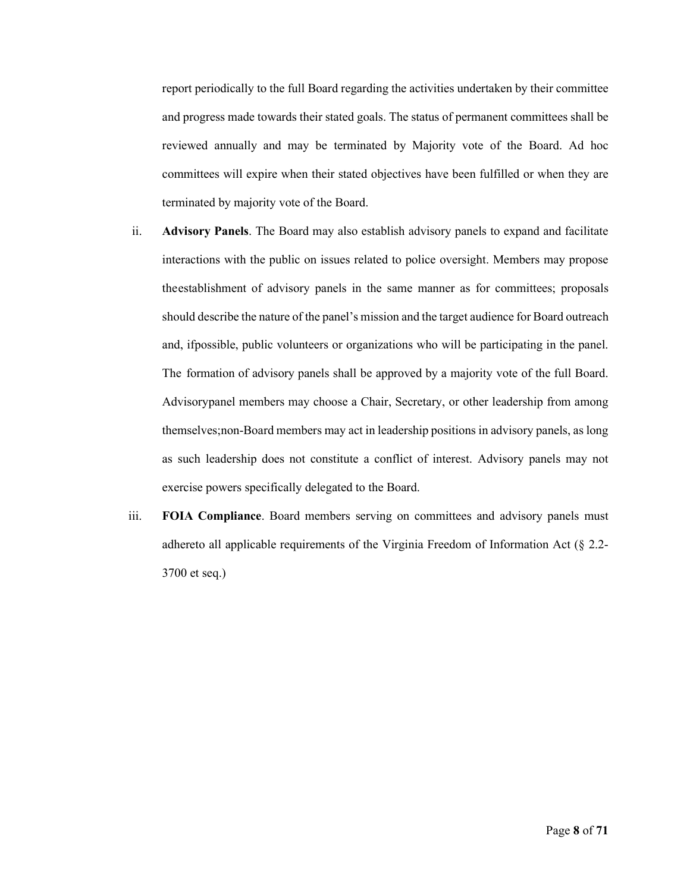report periodically to the full Board regarding the activities undertaken by their committee and progress made towards their stated goals. The status of permanent committees shall be reviewed annually and may be terminated by Majority vote of the Board. Ad hoc committees will expire when their stated objectives have been fulfilled or when they are terminated by majority vote of the Board.

ii. **Advisory Panels**. The Board may also establish advisory panels to expand and facilitate interactions with the public on issues related to police oversight. Members may propose theestablishment of advisory panels in the same manner as for committees; proposals should describe the nature of the panel's mission and the target audience for Board outreach and, ifpossible, public volunteers or organizations who will be participating in the panel. The formation of advisory panels shall be approved by a majority vote of the full Board. Advisorypanel members may choose a Chair, Secretary, or other leadership from among themselves;non-Board members may act in leadership positions in advisory panels, as long as such leadership does not constitute a conflict of interest. Advisory panels may not exercise powers specifically delegated to the Board.

iii. **FOIA Compliance**. Board members serving on committees and advisory panels must adhereto all applicable requirements of the Virginia Freedom of Information Act (§ 2.2-3700 et seq.)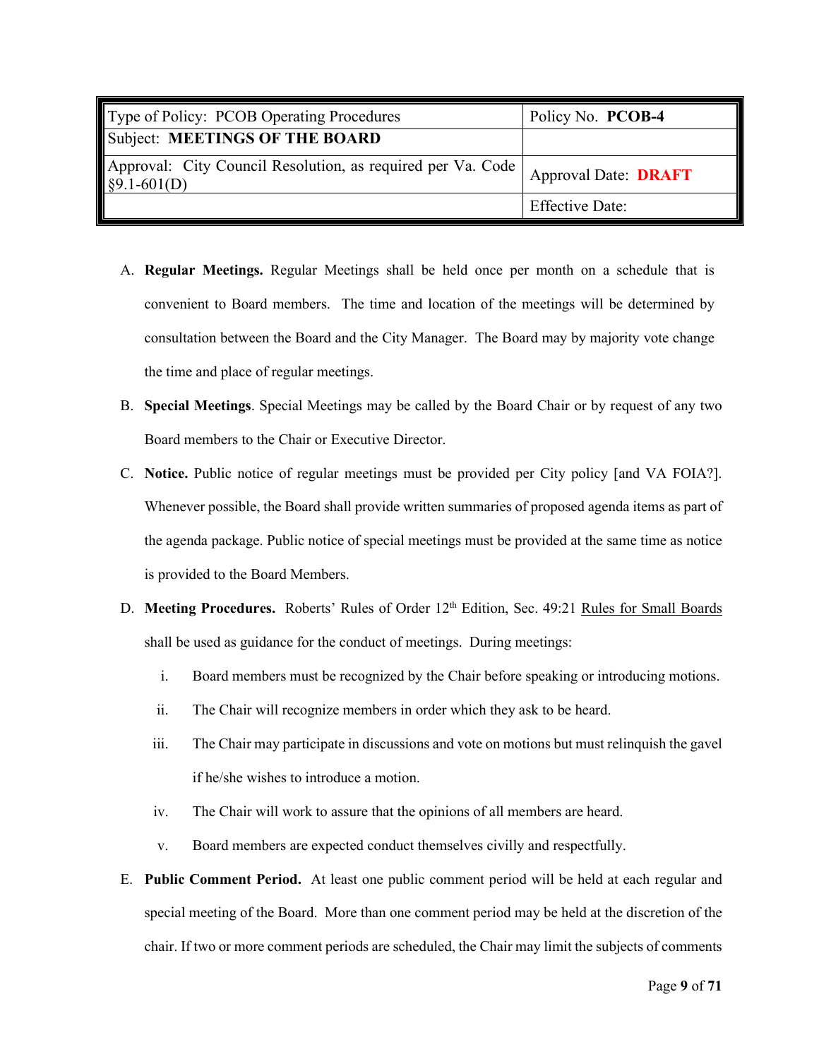| Type of Policy: PCOB Operating Procedures | Policy No. **PCOB-4** |
|---|---|
| Subject: **MEETINGS OF THE BOARD** | |
| Approval: City Council Resolution, as required per Va. Code §9.1-601(D) | Approval Date: **DRAFT** |
| | Effective Date: |

A. **Regular Meetings.** Regular Meetings shall be held once per month on a schedule that is convenient to Board members. The time and location of the meetings will be determined by consultation between the Board and the City Manager. The Board may by majority vote change the time and place of regular meetings.

B. **Special Meetings**. Special Meetings may be called by the Board Chair or by request of any two Board members to the Chair or Executive Director.

C. **Notice.** Public notice of regular meetings must be provided per City policy [and VA FOIA?]. Whenever possible, the Board shall provide written summaries of proposed agenda items as part of the agenda package. Public notice of special meetings must be provided at the same time as notice is provided to the Board Members.

D. **Meeting Procedures.** Roberts' Rules of Order 12th Edition, Sec. 49:21 Rules for Small Boards shall be used as guidance for the conduct of meetings. During meetings:

   i. Board members must be recognized by the Chair before speaking or introducing motions.

   ii. The Chair will recognize members in order which they ask to be heard.

   iii. The Chair may participate in discussions and vote on motions but must relinquish the gavel if he/she wishes to introduce a motion.

   iv. The Chair will work to assure that the opinions of all members are heard.

   v. Board members are expected conduct themselves civilly and respectfully.

E. **Public Comment Period.** At least one public comment period will be held at each regular and special meeting of the Board. More than one comment period may be held at the discretion of the chair. If two or more comment periods are scheduled, the Chair may limit the subjects of comments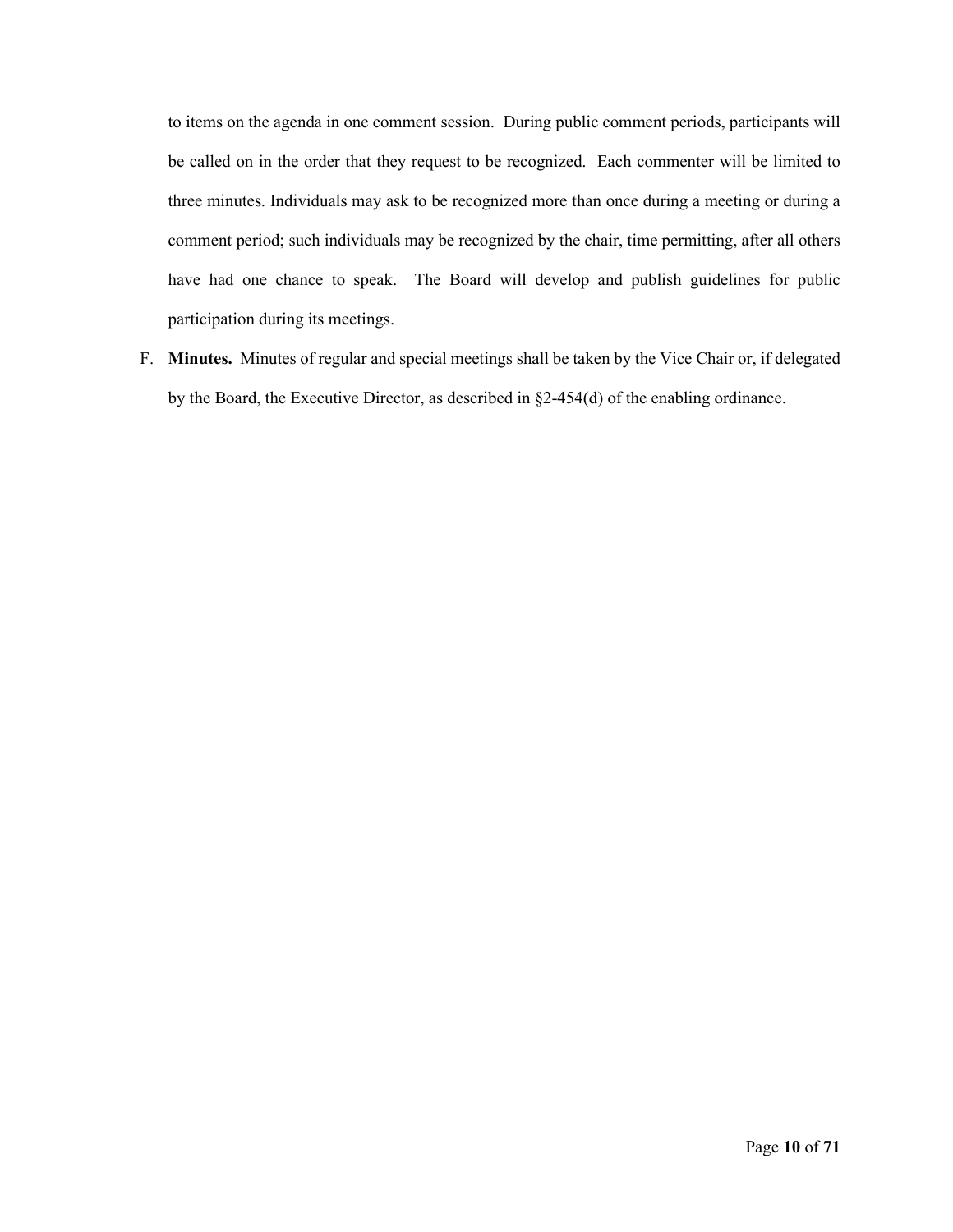to items on the agenda in one comment session. During public comment periods, participants will be called on in the order that they request to be recognized. Each commenter will be limited to three minutes. Individuals may ask to be recognized more than once during a meeting or during a comment period; such individuals may be recognized by the chair, time permitting, after all others have had one chance to speak. The Board will develop and publish guidelines for public participation during its meetings.

F. **Minutes.** Minutes of regular and special meetings shall be taken by the Vice Chair or, if delegated by the Board, the Executive Director, as described in §2-454(d) of the enabling ordinance.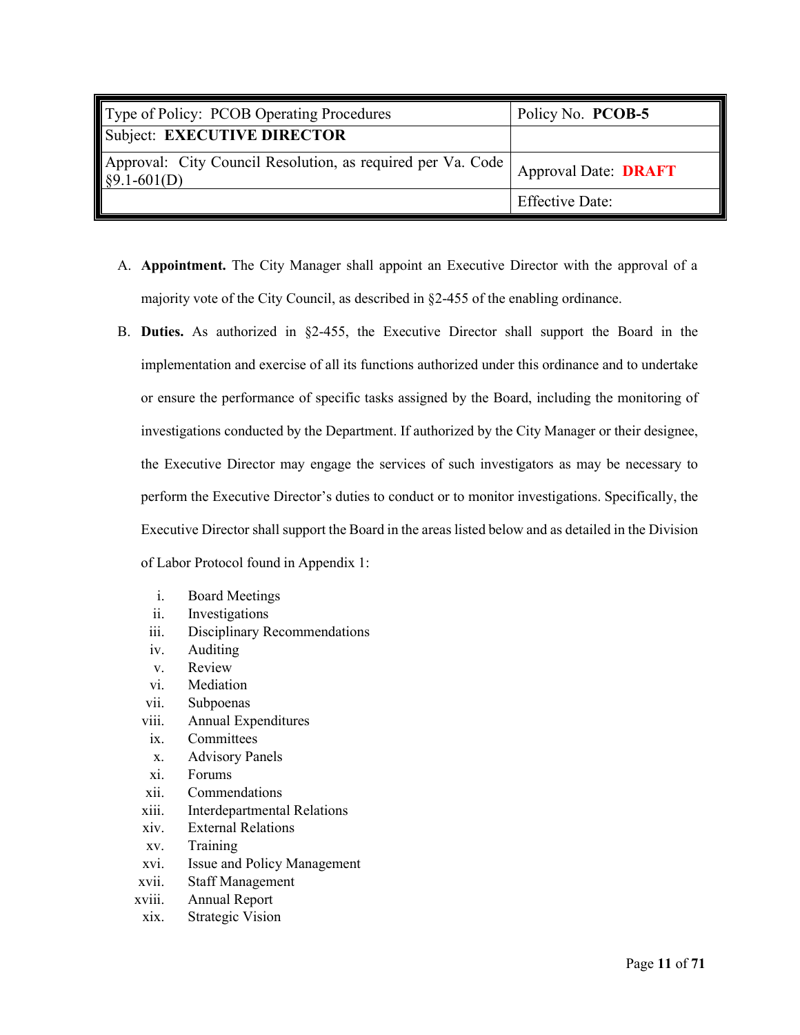| Type of Policy: PCOB Operating Procedures | Policy No. **PCOB-5** |
|---|---|
| Subject: **EXECUTIVE DIRECTOR** | |
| Approval: City Council Resolution, as required per Va. Code §9.1-601(D) | Approval Date: **DRAFT** |
| | Effective Date: |

A. **Appointment.** The City Manager shall appoint an Executive Director with the approval of a majority vote of the City Council, as described in §2-455 of the enabling ordinance.

B. **Duties.** As authorized in §2-455, the Executive Director shall support the Board in the implementation and exercise of all its functions authorized under this ordinance and to undertake or ensure the performance of specific tasks assigned by the Board, including the monitoring of investigations conducted by the Department. If authorized by the City Manager or their designee, the Executive Director may engage the services of such investigators as may be necessary to perform the Executive Director's duties to conduct or to monitor investigations. Specifically, the Executive Director shall support the Board in the areas listed below and as detailed in the Division of Labor Protocol found in Appendix 1:

   i. Board Meetings
   ii. Investigations
   iii. Disciplinary Recommendations
   iv. Auditing
   v. Review
   vi. Mediation
   vii. Subpoenas
   viii. Annual Expenditures
   ix. Committees
   x. Advisory Panels
   xi. Forums
   xii. Commendations
   xiii. Interdepartmental Relations
   xiv. External Relations
   xv. Training
   xvi. Issue and Policy Management
   xvii. Staff Management
   xviii. Annual Report
   xix. Strategic Vision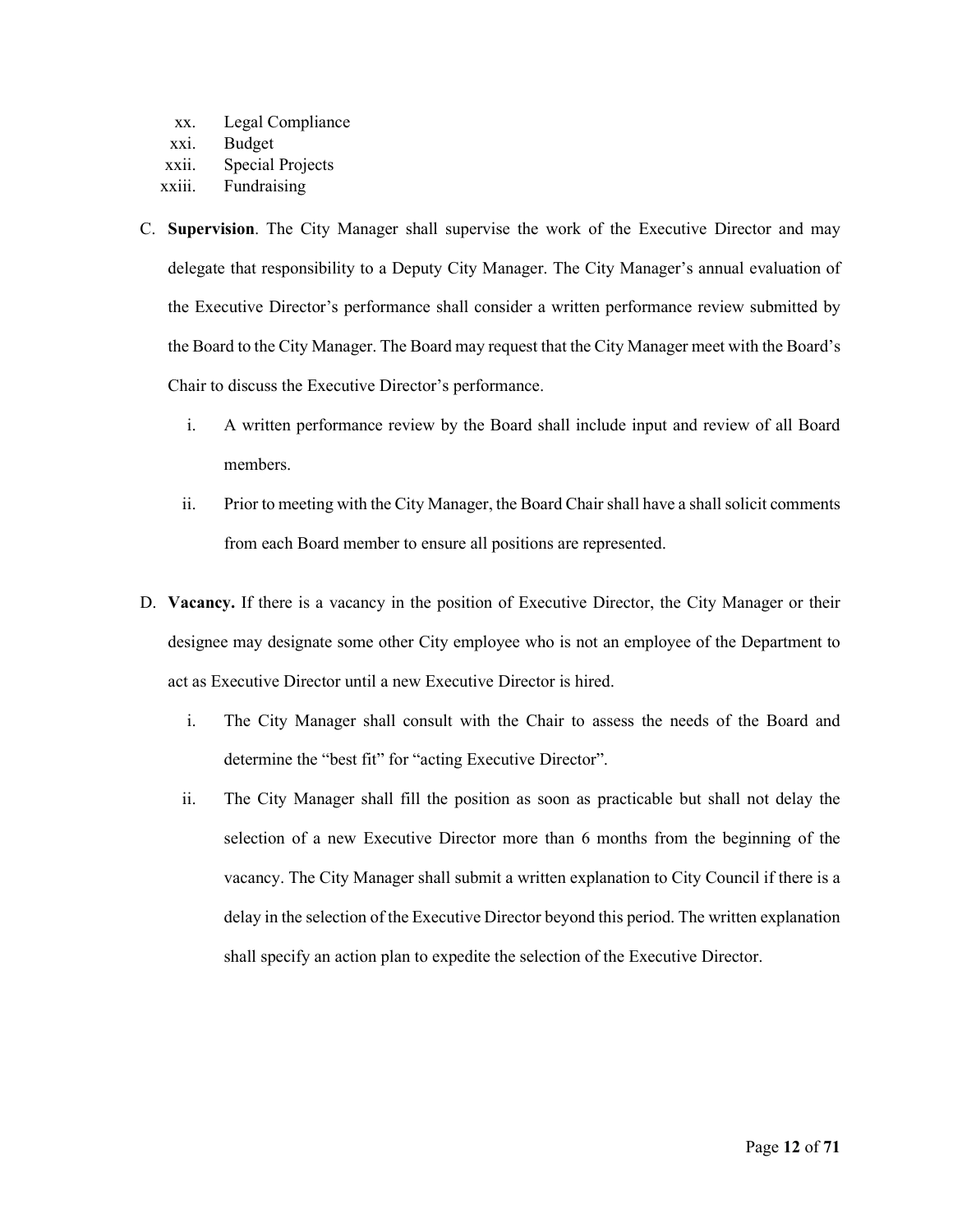xx. Legal Compliance
xxi. Budget
xxii. Special Projects
xxiii. Fundraising

C. **Supervision**. The City Manager shall supervise the work of the Executive Director and may delegate that responsibility to a Deputy City Manager. The City Manager's annual evaluation of the Executive Director's performance shall consider a written performance review submitted by the Board to the City Manager. The Board may request that the City Manager meet with the Board's Chair to discuss the Executive Director's performance.

   i. A written performance review by the Board shall include input and review of all Board members.

   ii. Prior to meeting with the City Manager, the Board Chair shall have a shall solicit comments from each Board member to ensure all positions are represented.

D. **Vacancy.** If there is a vacancy in the position of Executive Director, the City Manager or their designee may designate some other City employee who is not an employee of the Department to act as Executive Director until a new Executive Director is hired.

   i. The City Manager shall consult with the Chair to assess the needs of the Board and determine the "best fit" for "acting Executive Director".

   ii. The City Manager shall fill the position as soon as practicable but shall not delay the selection of a new Executive Director more than 6 months from the beginning of the vacancy. The City Manager shall submit a written explanation to City Council if there is a delay in the selection of the Executive Director beyond this period. The written explanation shall specify an action plan to expedite the selection of the Executive Director.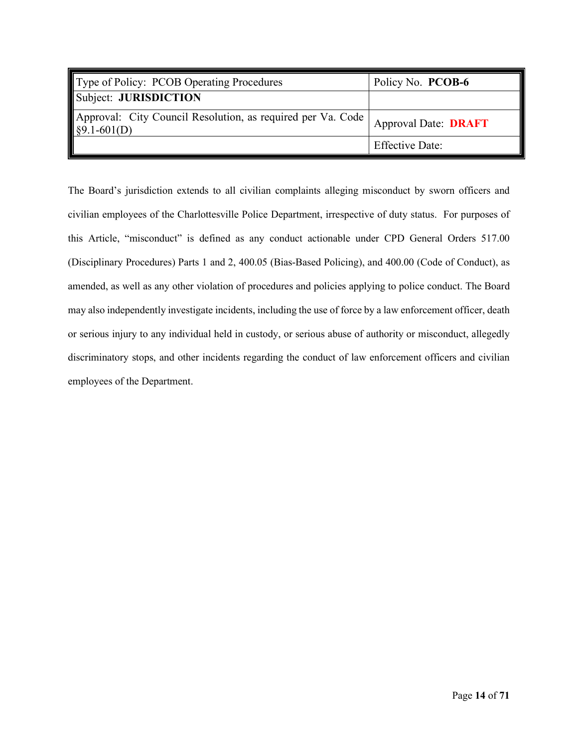| Type of Policy: PCOB Operating Procedures | Policy No. **PCOB-6** |
| --- | --- |
| Subject: **JURISDICTION** | |
| Approval: City Council Resolution, as required per Va. Code §9.1-601(D) | Approval Date: **DRAFT** |
| | Effective Date: |

The Board's jurisdiction extends to all civilian complaints alleging misconduct by sworn officers and civilian employees of the Charlottesville Police Department, irrespective of duty status. For purposes of this Article, "misconduct" is defined as any conduct actionable under CPD General Orders 517.00 (Disciplinary Procedures) Parts 1 and 2, 400.05 (Bias-Based Policing), and 400.00 (Code of Conduct), as amended, as well as any other violation of procedures and policies applying to police conduct. The Board may also independently investigate incidents, including the use of force by a law enforcement officer, death or serious injury to any individual held in custody, or serious abuse of authority or misconduct, allegedly discriminatory stops, and other incidents regarding the conduct of law enforcement officers and civilian employees of the Department.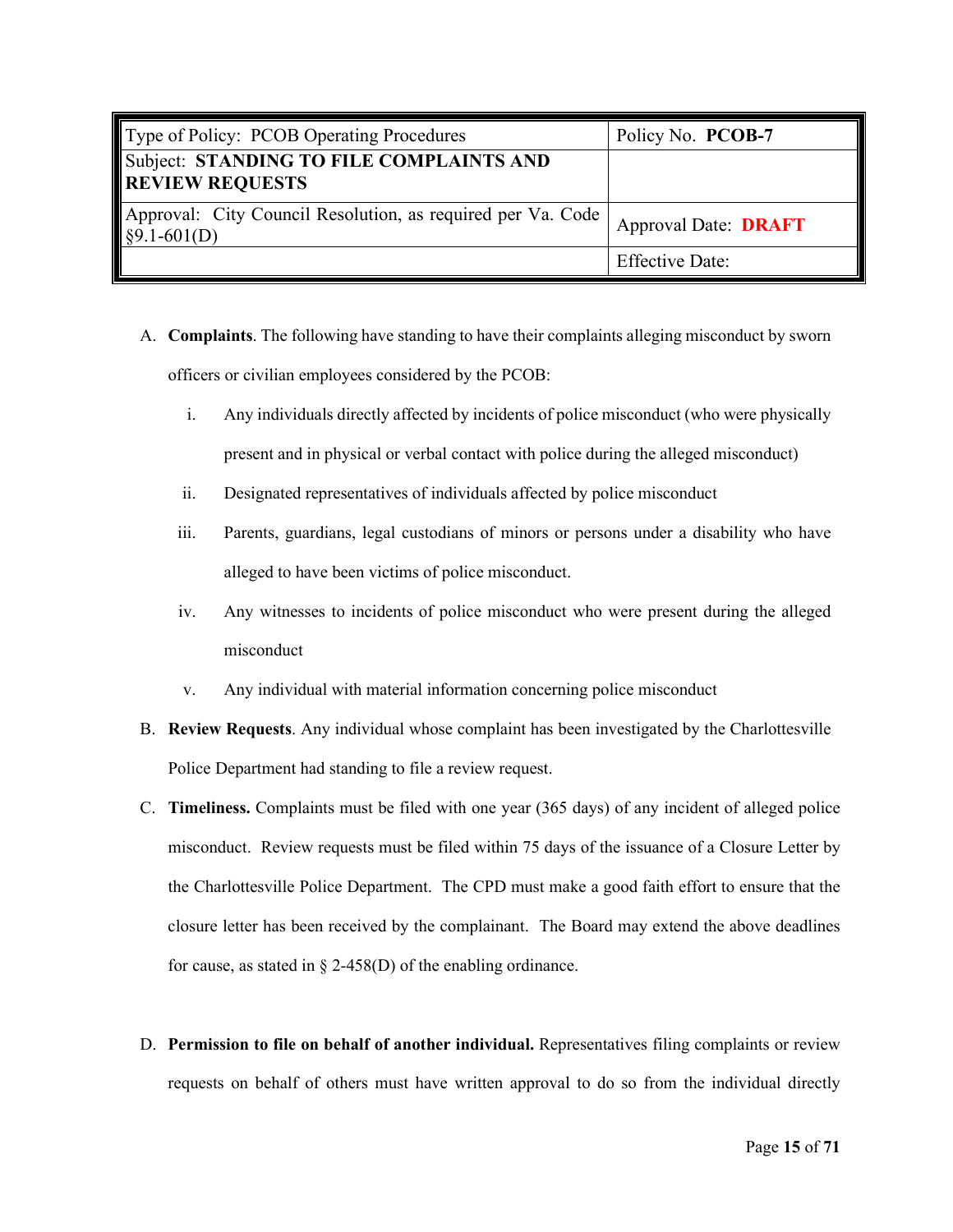| Type of Policy: PCOB Operating Procedures | Policy No. **PCOB-7** |
| --- | --- |
| Subject: **STANDING TO FILE COMPLAINTS AND REVIEW REQUESTS** | |
| Approval: City Council Resolution, as required per Va. Code §9.1-601(D) | Approval Date: **DRAFT** |
| | Effective Date: |

A. **Complaints**. The following have standing to have their complaints alleging misconduct by sworn officers or civilian employees considered by the PCOB:

   i. Any individuals directly affected by incidents of police misconduct (who were physically present and in physical or verbal contact with police during the alleged misconduct)

   ii. Designated representatives of individuals affected by police misconduct

   iii. Parents, guardians, legal custodians of minors or persons under a disability who have alleged to have been victims of police misconduct.

   iv. Any witnesses to incidents of police misconduct who were present during the alleged misconduct

   v. Any individual with material information concerning police misconduct

B. **Review Requests**. Any individual whose complaint has been investigated by the Charlottesville Police Department had standing to file a review request.

C. **Timeliness.** Complaints must be filed with one year (365 days) of any incident of alleged police misconduct. Review requests must be filed within 75 days of the issuance of a Closure Letter by the Charlottesville Police Department. The CPD must make a good faith effort to ensure that the closure letter has been received by the complainant. The Board may extend the above deadlines for cause, as stated in § 2-458(D) of the enabling ordinance.

D. **Permission to file on behalf of another individual.** Representatives filing complaints or review requests on behalf of others must have written approval to do so from the individual directly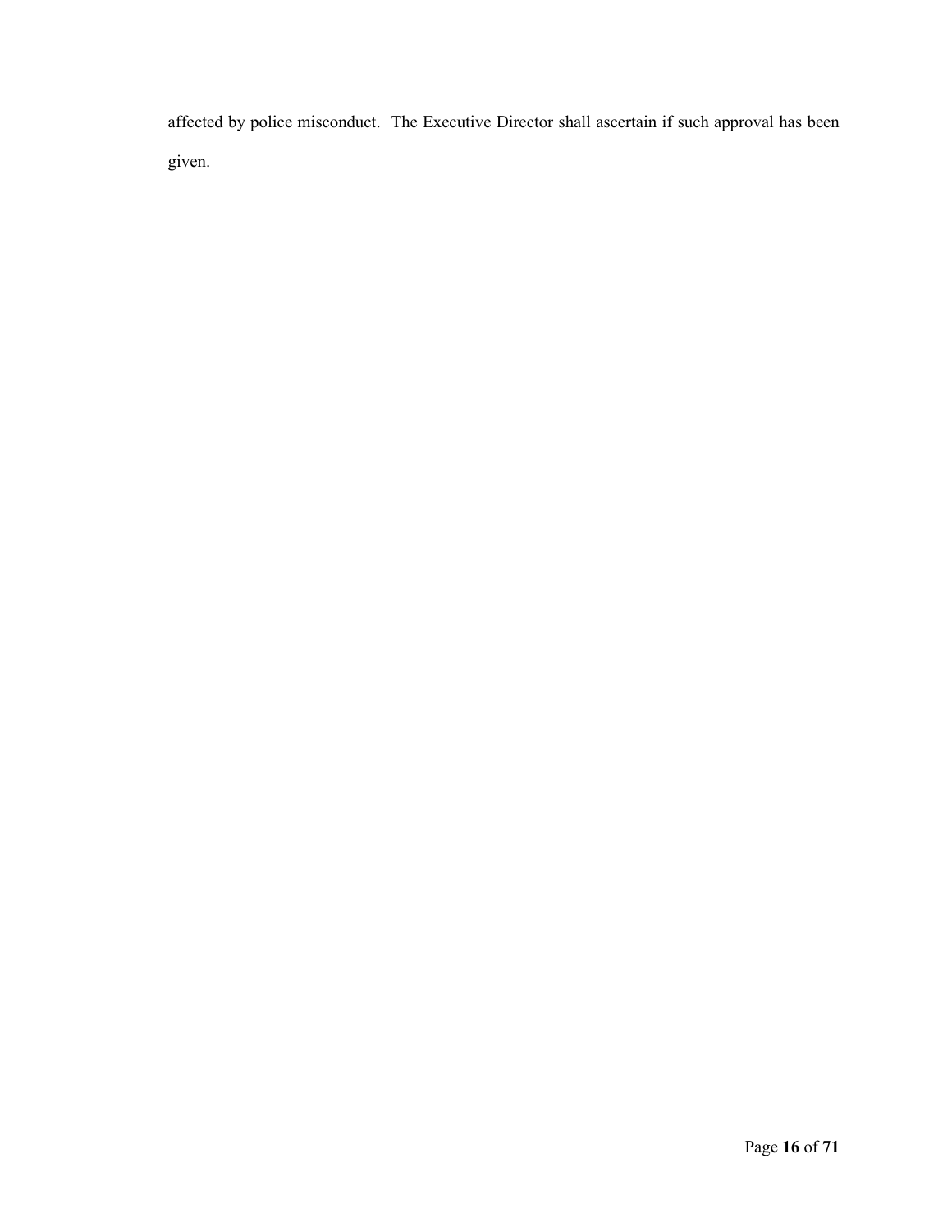affected by police misconduct. The Executive Director shall ascertain if such approval has been given.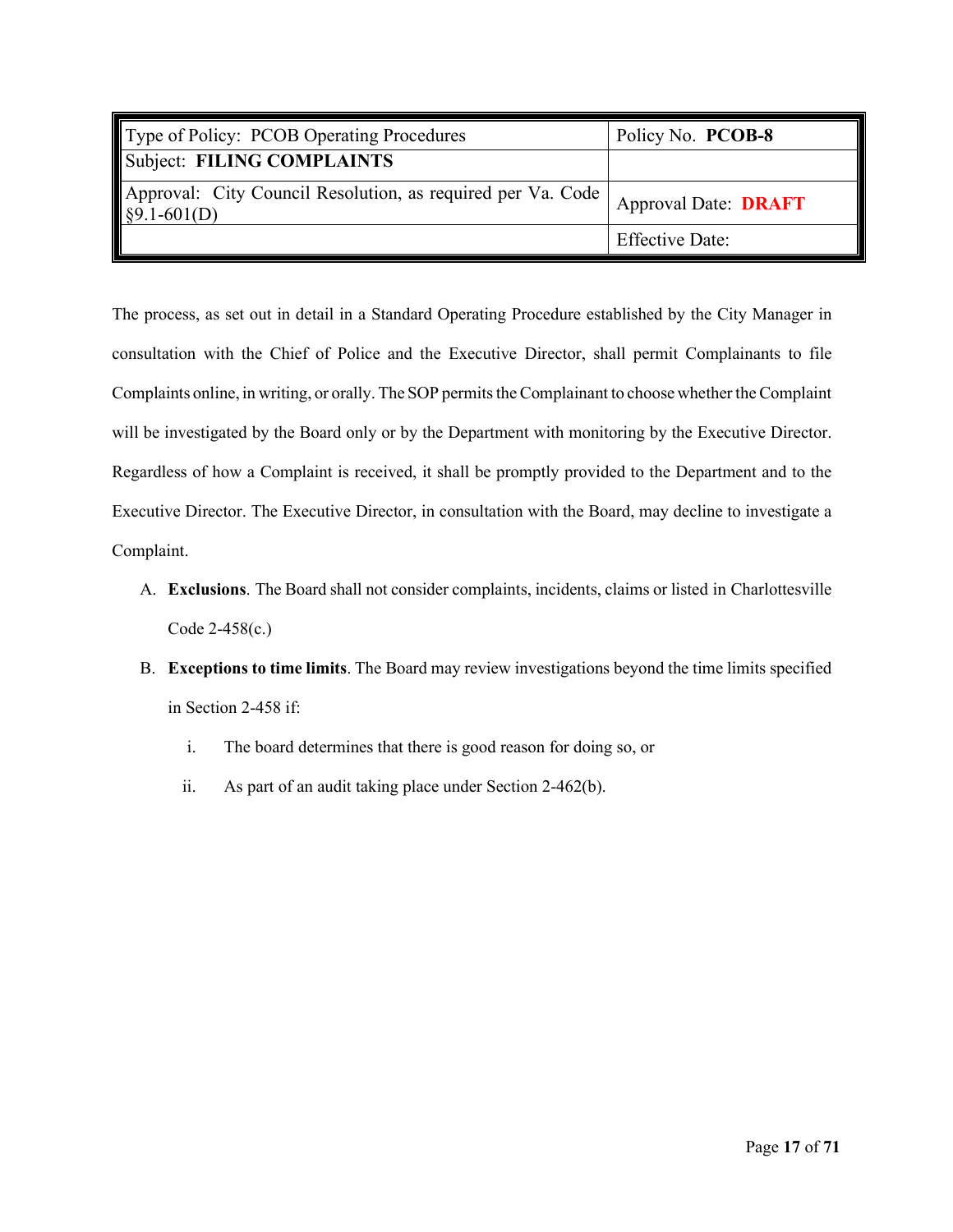| Type of Policy: PCOB Operating Procedures | Policy No. **PCOB-8** |
|---|---|
| Subject: **FILING COMPLAINTS** | |
| Approval: City Council Resolution, as required per Va. Code §9.1-601(D) | Approval Date: **DRAFT** |
| | Effective Date: |

The process, as set out in detail in a Standard Operating Procedure established by the City Manager in consultation with the Chief of Police and the Executive Director, shall permit Complainants to file Complaints online, in writing, or orally. The SOP permits the Complainant to choose whether the Complaint will be investigated by the Board only or by the Department with monitoring by the Executive Director. Regardless of how a Complaint is received, it shall be promptly provided to the Department and to the Executive Director. The Executive Director, in consultation with the Board, may decline to investigate a Complaint.

A. **Exclusions**. The Board shall not consider complaints, incidents, claims or listed in Charlottesville Code 2-458(c.)

B. **Exceptions to time limits**. The Board may review investigations beyond the time limits specified in Section 2-458 if:

   i. The board determines that there is good reason for doing so, or

   ii. As part of an audit taking place under Section 2-462(b).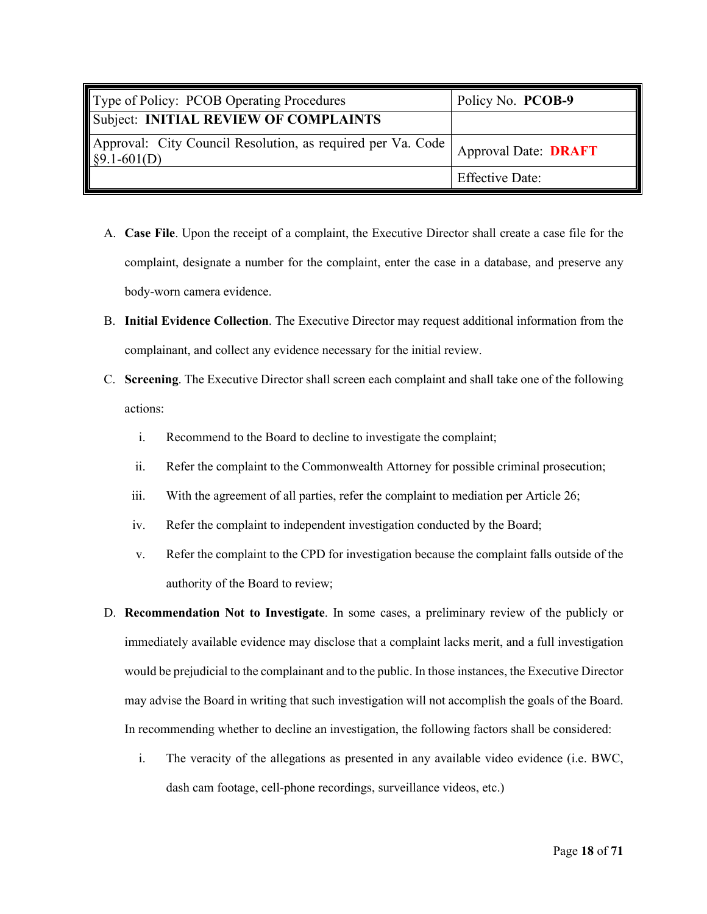| Type of Policy: PCOB Operating Procedures | Policy No. **PCOB-9** |
|---|---|
| Subject: **INITIAL REVIEW OF COMPLAINTS** | |
| Approval: City Council Resolution, as required per Va. Code §9.1-601(D) | Approval Date: **DRAFT** |
| | Effective Date: |

A. **Case File**. Upon the receipt of a complaint, the Executive Director shall create a case file for the complaint, designate a number for the complaint, enter the case in a database, and preserve any body-worn camera evidence.

B. **Initial Evidence Collection**. The Executive Director may request additional information from the complainant, and collect any evidence necessary for the initial review.

C. **Screening**. The Executive Director shall screen each complaint and shall take one of the following actions:

   i. Recommend to the Board to decline to investigate the complaint;

   ii. Refer the complaint to the Commonwealth Attorney for possible criminal prosecution;

   iii. With the agreement of all parties, refer the complaint to mediation per Article 26;

   iv. Refer the complaint to independent investigation conducted by the Board;

   v. Refer the complaint to the CPD for investigation because the complaint falls outside of the authority of the Board to review;

D. **Recommendation Not to Investigate**. In some cases, a preliminary review of the publicly or immediately available evidence may disclose that a complaint lacks merit, and a full investigation would be prejudicial to the complainant and to the public. In those instances, the Executive Director may advise the Board in writing that such investigation will not accomplish the goals of the Board. In recommending whether to decline an investigation, the following factors shall be considered:

   i. The veracity of the allegations as presented in any available video evidence (i.e. BWC, dash cam footage, cell-phone recordings, surveillance videos, etc.)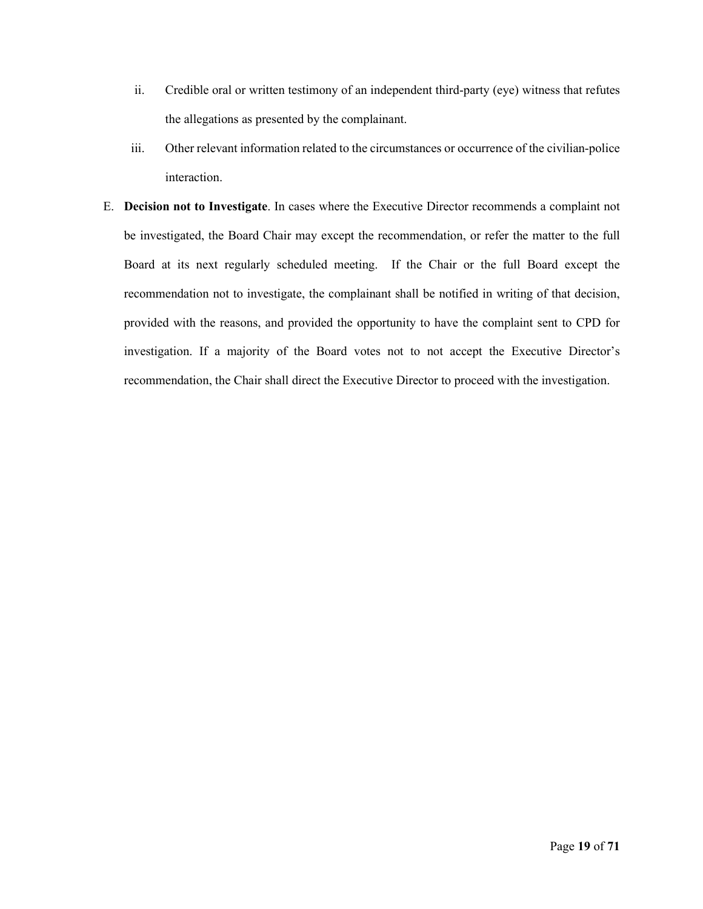ii. Credible oral or written testimony of an independent third-party (eye) witness that refutes the allegations as presented by the complainant.

iii. Other relevant information related to the circumstances or occurrence of the civilian-police interaction.

E. **Decision not to Investigate**. In cases where the Executive Director recommends a complaint not be investigated, the Board Chair may except the recommendation, or refer the matter to the full Board at its next regularly scheduled meeting. If the Chair or the full Board except the recommendation not to investigate, the complainant shall be notified in writing of that decision, provided with the reasons, and provided the opportunity to have the complaint sent to CPD for investigation. If a majority of the Board votes not to not accept the Executive Director's recommendation, the Chair shall direct the Executive Director to proceed with the investigation.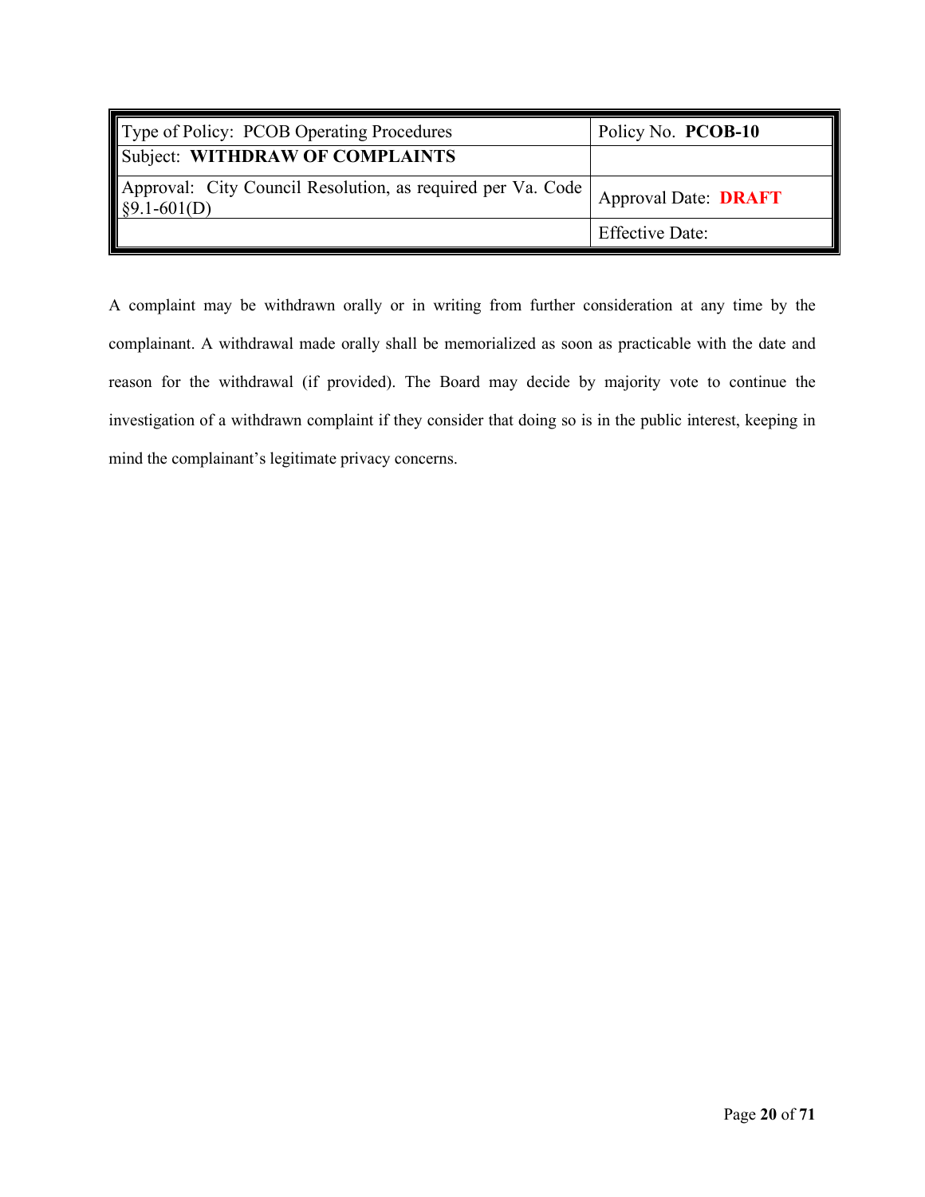| Type of Policy: PCOB Operating Procedures | Policy No. **PCOB-10** |
| --- | --- |
| Subject: **WITHDRAW OF COMPLAINTS** | |
| Approval: City Council Resolution, as required per Va. Code §9.1-601(D) | Approval Date: **DRAFT** |
| | Effective Date: |

A complaint may be withdrawn orally or in writing from further consideration at any time by the complainant. A withdrawal made orally shall be memorialized as soon as practicable with the date and reason for the withdrawal (if provided). The Board may decide by majority vote to continue the investigation of a withdrawn complaint if they consider that doing so is in the public interest, keeping in mind the complainant's legitimate privacy concerns.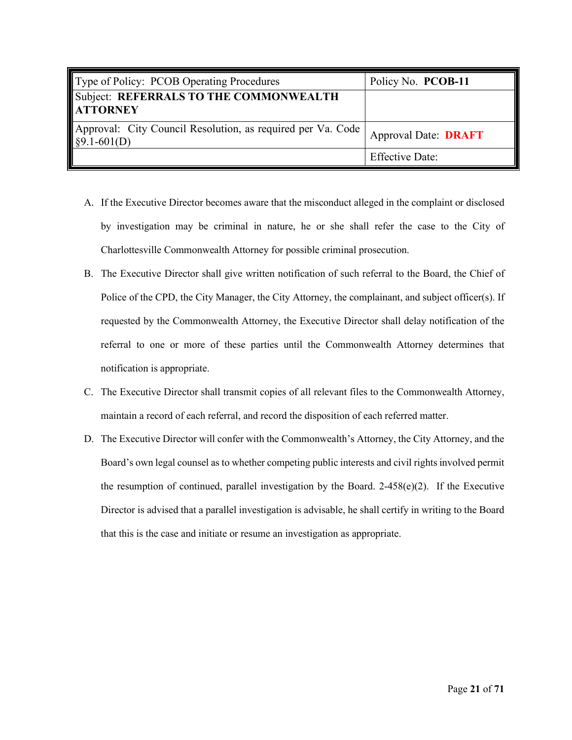| Type of Policy: PCOB Operating Procedures | Policy No. **PCOB-11** |
|---|---|
| Subject: **REFERRALS TO THE COMMONWEALTH ATTORNEY** | |
| Approval: City Council Resolution, as required per Va. Code §9.1-601(D) | Approval Date: **DRAFT** |
| | Effective Date: |

A. If the Executive Director becomes aware that the misconduct alleged in the complaint or disclosed by investigation may be criminal in nature, he or she shall refer the case to the City of Charlottesville Commonwealth Attorney for possible criminal prosecution.

B. The Executive Director shall give written notification of such referral to the Board, the Chief of Police of the CPD, the City Manager, the City Attorney, the complainant, and subject officer(s). If requested by the Commonwealth Attorney, the Executive Director shall delay notification of the referral to one or more of these parties until the Commonwealth Attorney determines that notification is appropriate.

C. The Executive Director shall transmit copies of all relevant files to the Commonwealth Attorney, maintain a record of each referral, and record the disposition of each referred matter.

D. The Executive Director will confer with the Commonwealth's Attorney, the City Attorney, and the Board's own legal counsel as to whether competing public interests and civil rights involved permit the resumption of continued, parallel investigation by the Board. 2-458(e)(2). If the Executive Director is advised that a parallel investigation is advisable, he shall certify in writing to the Board that this is the case and initiate or resume an investigation as appropriate.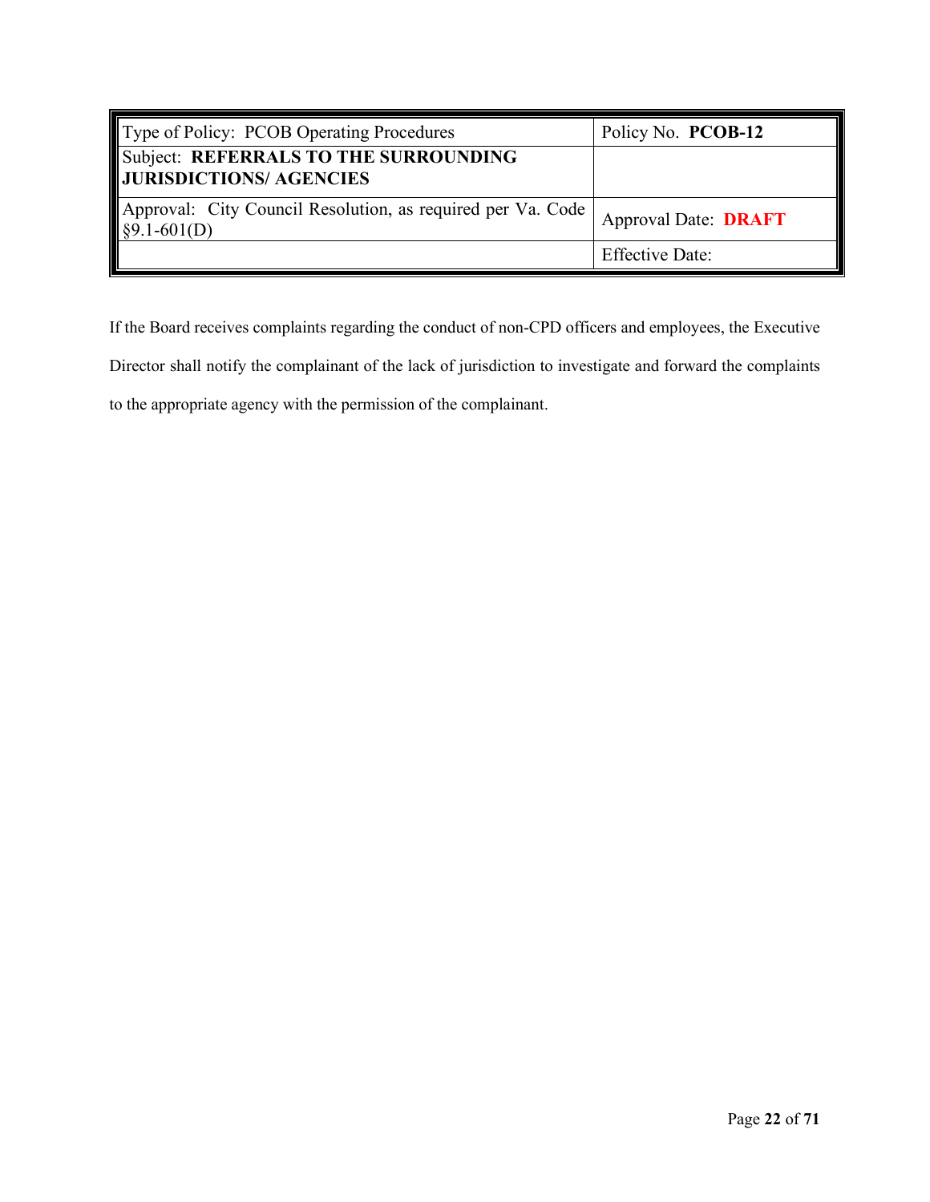| Type of Policy: PCOB Operating Procedures | Policy No. **PCOB-12** |
|---|---|
| Subject: **REFERRALS TO THE SURROUNDING JURISDICTIONS/ AGENCIES** | |
| Approval: City Council Resolution, as required per Va. Code §9.1-601(D) | Approval Date: **DRAFT** |
| | Effective Date: |

If the Board receives complaints regarding the conduct of non-CPD officers and employees, the Executive Director shall notify the complainant of the lack of jurisdiction to investigate and forward the complaints to the appropriate agency with the permission of the complainant.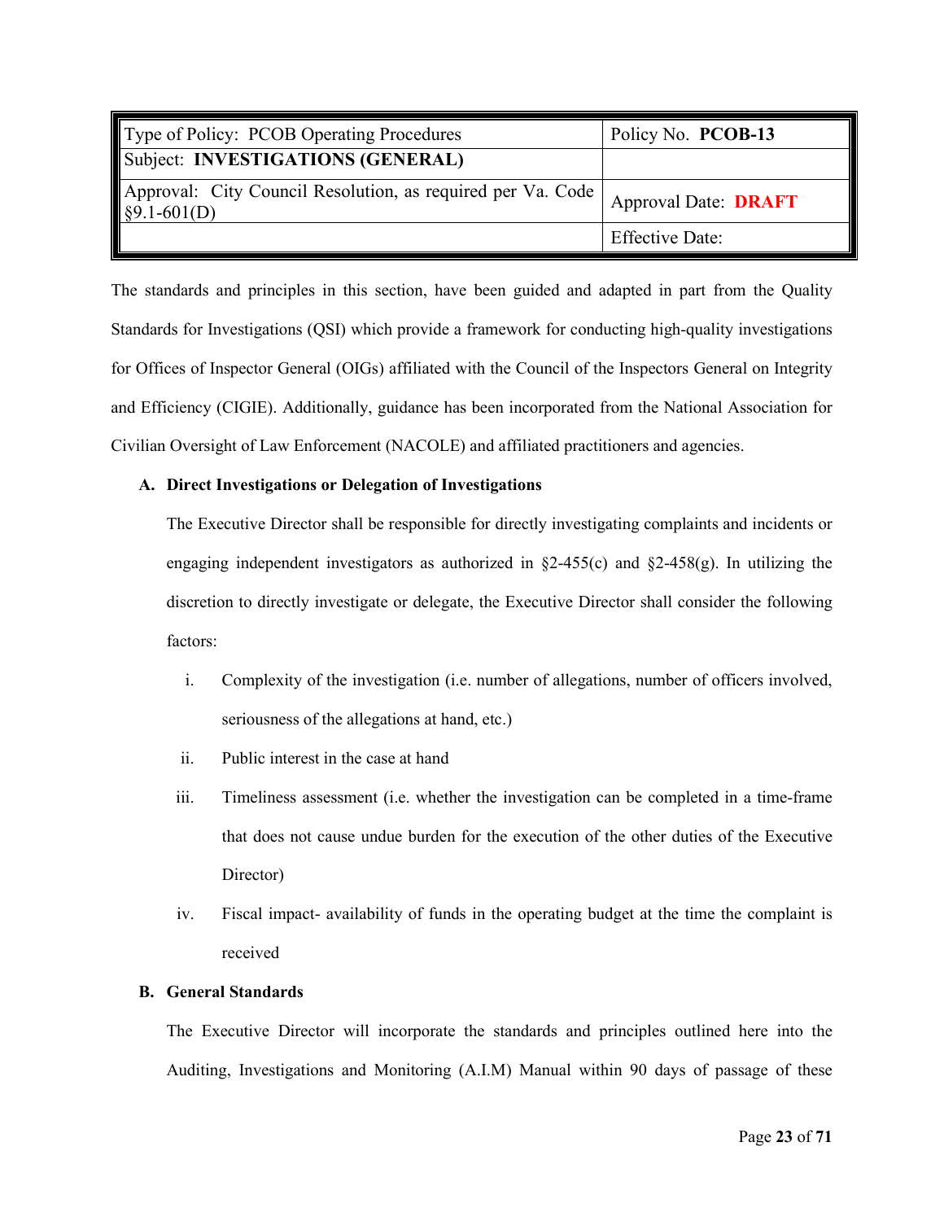| Type of Policy: PCOB Operating Procedures | Policy No. **PCOB-13** |
| --- | --- |
| Subject: **INVESTIGATIONS (GENERAL)** | |
| Approval: City Council Resolution, as required per Va. Code §9.1-601(D) | Approval Date: **DRAFT** |
| | Effective Date: |

The standards and principles in this section, have been guided and adapted in part from the Quality Standards for Investigations (QSI) which provide a framework for conducting high-quality investigations for Offices of Inspector General (OIGs) affiliated with the Council of the Inspectors General on Integrity and Efficiency (CIGIE). Additionally, guidance has been incorporated from the National Association for Civilian Oversight of Law Enforcement (NACOLE) and affiliated practitioners and agencies.

**A. Direct Investigations or Delegation of Investigations**

The Executive Director shall be responsible for directly investigating complaints and incidents or engaging independent investigators as authorized in §2-455(c) and §2-458(g). In utilizing the discretion to directly investigate or delegate, the Executive Director shall consider the following factors:

i. Complexity of the investigation (i.e. number of allegations, number of officers involved, seriousness of the allegations at hand, etc.)

ii. Public interest in the case at hand

iii. Timeliness assessment (i.e. whether the investigation can be completed in a time-frame that does not cause undue burden for the execution of the other duties of the Executive Director)

iv. Fiscal impact- availability of funds in the operating budget at the time the complaint is received

**B. General Standards**

The Executive Director will incorporate the standards and principles outlined here into the Auditing, Investigations and Monitoring (A.I.M) Manual within 90 days of passage of these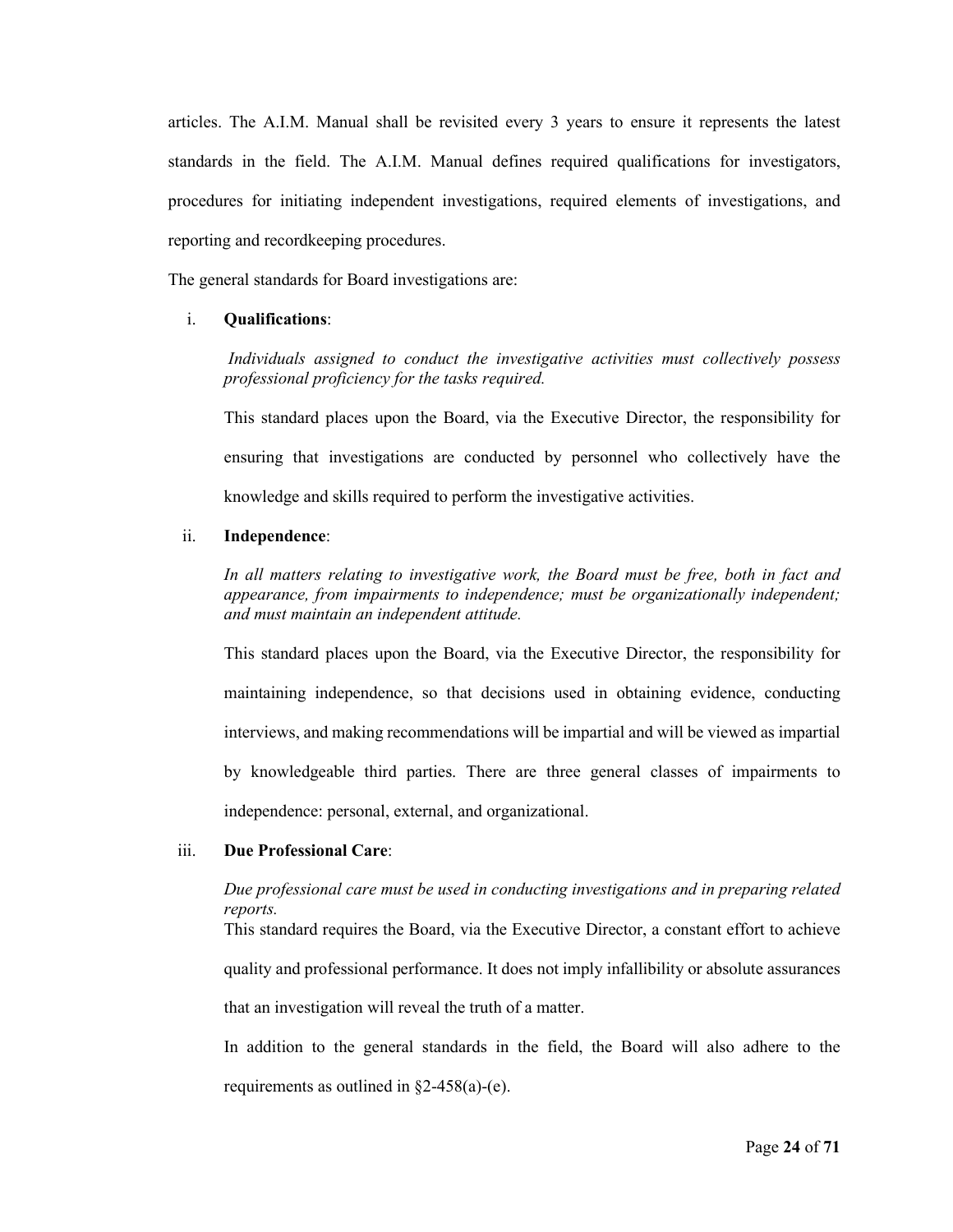articles. The A.I.M. Manual shall be revisited every 3 years to ensure it represents the latest standards in the field. The A.I.M. Manual defines required qualifications for investigators, procedures for initiating independent investigations, required elements of investigations, and reporting and recordkeeping procedures.

The general standards for Board investigations are:

i. **Qualifications**:

   *Individuals assigned to conduct the investigative activities must collectively possess professional proficiency for the tasks required.*

   This standard places upon the Board, via the Executive Director, the responsibility for ensuring that investigations are conducted by personnel who collectively have the knowledge and skills required to perform the investigative activities.

ii. **Independence**:

   *In all matters relating to investigative work, the Board must be free, both in fact and appearance, from impairments to independence; must be organizationally independent; and must maintain an independent attitude.*

   This standard places upon the Board, via the Executive Director, the responsibility for maintaining independence, so that decisions used in obtaining evidence, conducting interviews, and making recommendations will be impartial and will be viewed as impartial by knowledgeable third parties. There are three general classes of impairments to independence: personal, external, and organizational.

iii. **Due Professional Care**:

   *Due professional care must be used in conducting investigations and in preparing related reports.*

   This standard requires the Board, via the Executive Director, a constant effort to achieve quality and professional performance. It does not imply infallibility or absolute assurances that an investigation will reveal the truth of a matter.

   In addition to the general standards in the field, the Board will also adhere to the requirements as outlined in §2-458(a)-(e).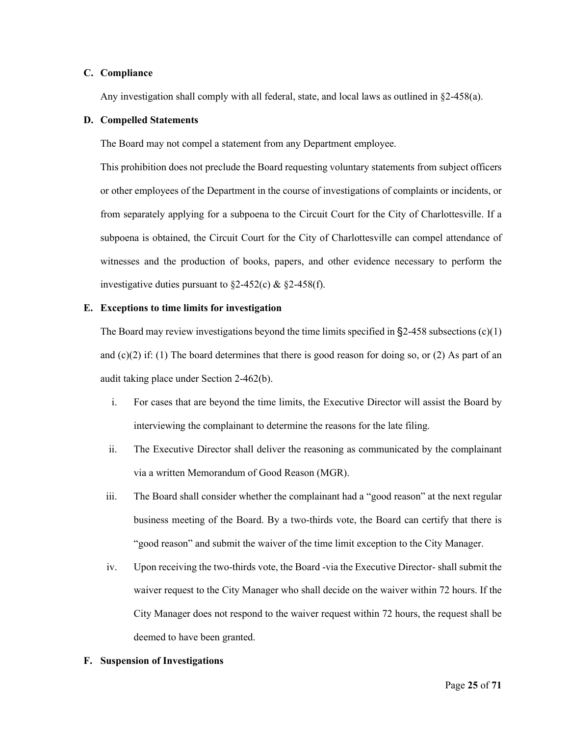**C. Compliance**

Any investigation shall comply with all federal, state, and local laws as outlined in §2-458(a).

**D. Compelled Statements**

The Board may not compel a statement from any Department employee.

This prohibition does not preclude the Board requesting voluntary statements from subject officers or other employees of the Department in the course of investigations of complaints or incidents, or from separately applying for a subpoena to the Circuit Court for the City of Charlottesville. If a subpoena is obtained, the Circuit Court for the City of Charlottesville can compel attendance of witnesses and the production of books, papers, and other evidence necessary to perform the investigative duties pursuant to §2-452(c) & §2-458(f).

**E. Exceptions to time limits for investigation**

The Board may review investigations beyond the time limits specified in §2-458 subsections (c)(1) and (c)(2) if: (1) The board determines that there is good reason for doing so, or (2) As part of an audit taking place under Section 2-462(b).

i. For cases that are beyond the time limits, the Executive Director will assist the Board by interviewing the complainant to determine the reasons for the late filing.

ii. The Executive Director shall deliver the reasoning as communicated by the complainant via a written Memorandum of Good Reason (MGR).

iii. The Board shall consider whether the complainant had a "good reason" at the next regular business meeting of the Board. By a two-thirds vote, the Board can certify that there is "good reason" and submit the waiver of the time limit exception to the City Manager.

iv. Upon receiving the two-thirds vote, the Board -via the Executive Director- shall submit the waiver request to the City Manager who shall decide on the waiver within 72 hours. If the City Manager does not respond to the waiver request within 72 hours, the request shall be deemed to have been granted.

**F. Suspension of Investigations**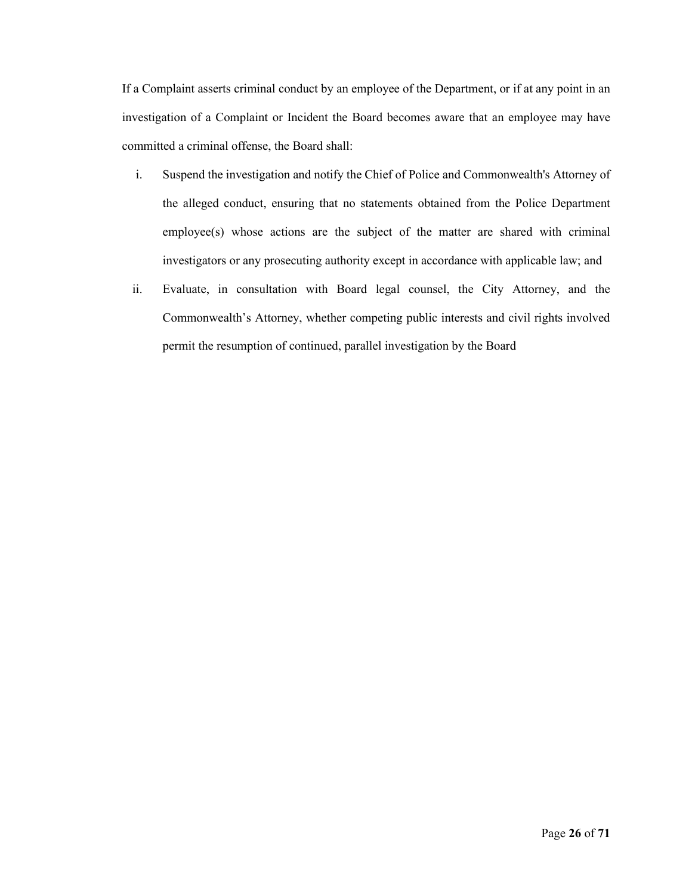If a Complaint asserts criminal conduct by an employee of the Department, or if at any point in an investigation of a Complaint or Incident the Board becomes aware that an employee may have committed a criminal offense, the Board shall:

i. Suspend the investigation and notify the Chief of Police and Commonwealth's Attorney of the alleged conduct, ensuring that no statements obtained from the Police Department employee(s) whose actions are the subject of the matter are shared with criminal investigators or any prosecuting authority except in accordance with applicable law; and

ii. Evaluate, in consultation with Board legal counsel, the City Attorney, and the Commonwealth's Attorney, whether competing public interests and civil rights involved permit the resumption of continued, parallel investigation by the Board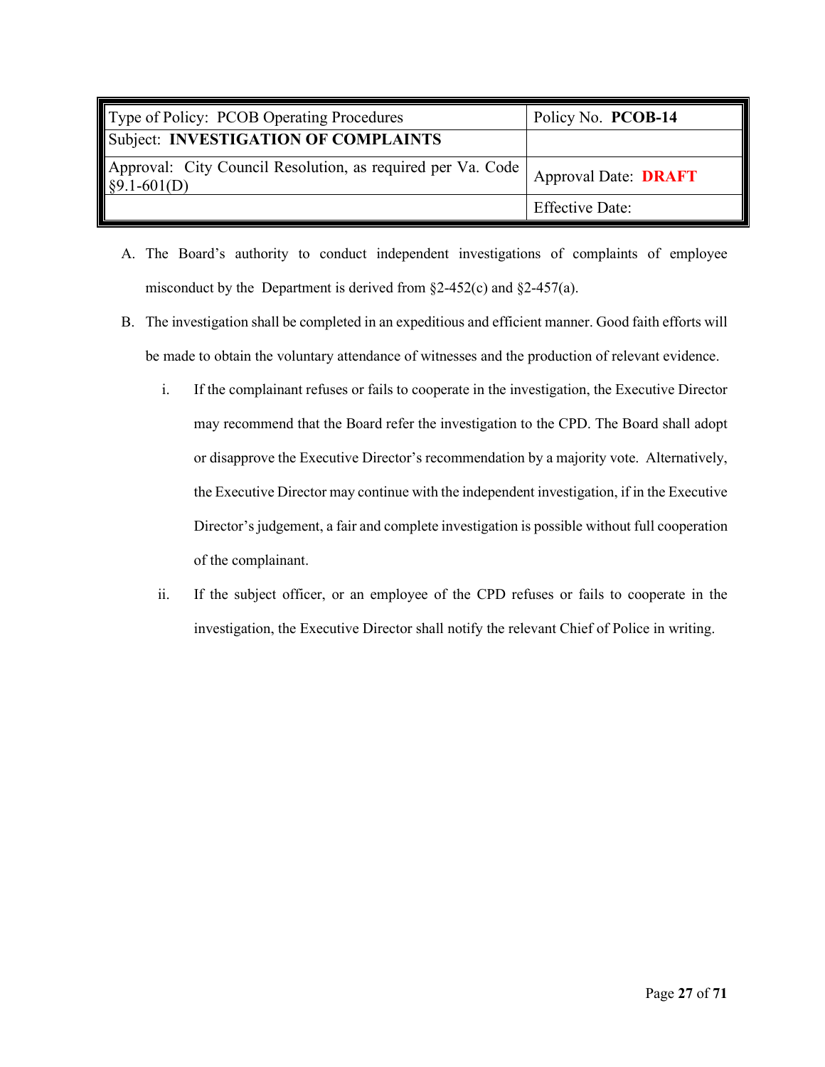| Type of Policy: PCOB Operating Procedures | Policy No. **PCOB-14** |
|---|---|
| Subject: **INVESTIGATION OF COMPLAINTS** | |
| Approval: City Council Resolution, as required per Va. Code §9.1-601(D) | Approval Date: **DRAFT** |
| | Effective Date: |

A. The Board's authority to conduct independent investigations of complaints of employee misconduct by the Department is derived from §2-452(c) and §2-457(a).

B. The investigation shall be completed in an expeditious and efficient manner. Good faith efforts will be made to obtain the voluntary attendance of witnesses and the production of relevant evidence.

   i. If the complainant refuses or fails to cooperate in the investigation, the Executive Director may recommend that the Board refer the investigation to the CPD. The Board shall adopt or disapprove the Executive Director's recommendation by a majority vote. Alternatively, the Executive Director may continue with the independent investigation, if in the Executive Director's judgement, a fair and complete investigation is possible without full cooperation of the complainant.

   ii. If the subject officer, or an employee of the CPD refuses or fails to cooperate in the investigation, the Executive Director shall notify the relevant Chief of Police in writing.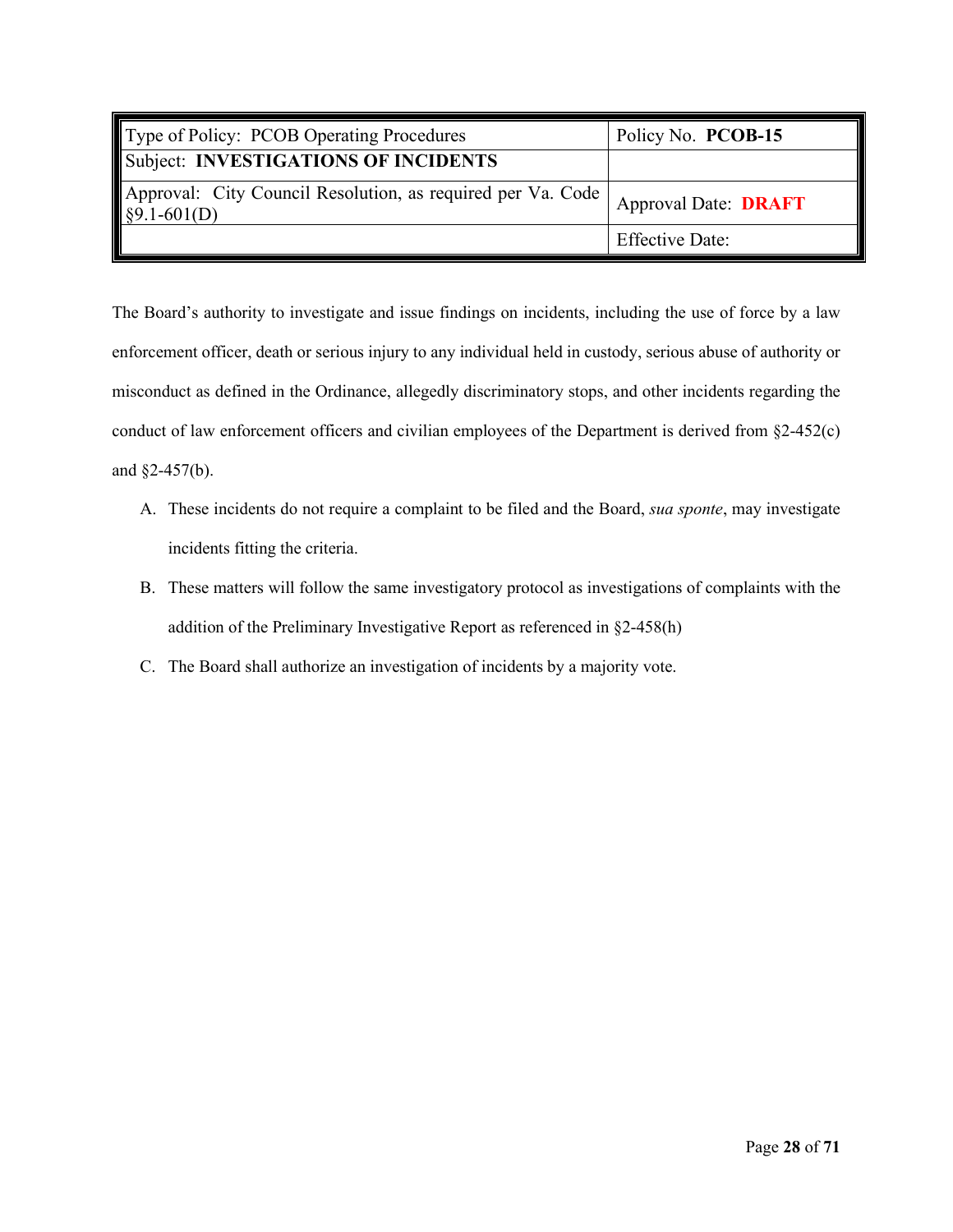| Type of Policy: PCOB Operating Procedures | Policy No. **PCOB-15** |
| --- | --- |
| Subject: **INVESTIGATIONS OF INCIDENTS** | |
| Approval: City Council Resolution, as required per Va. Code §9.1-601(D) | Approval Date: **DRAFT** |
| | Effective Date: |

The Board's authority to investigate and issue findings on incidents, including the use of force by a law enforcement officer, death or serious injury to any individual held in custody, serious abuse of authority or misconduct as defined in the Ordinance, allegedly discriminatory stops, and other incidents regarding the conduct of law enforcement officers and civilian employees of the Department is derived from §2-452(c) and §2-457(b).

A. These incidents do not require a complaint to be filed and the Board, *sua sponte*, may investigate incidents fitting the criteria.

B. These matters will follow the same investigatory protocol as investigations of complaints with the addition of the Preliminary Investigative Report as referenced in §2-458(h)

C. The Board shall authorize an investigation of incidents by a majority vote.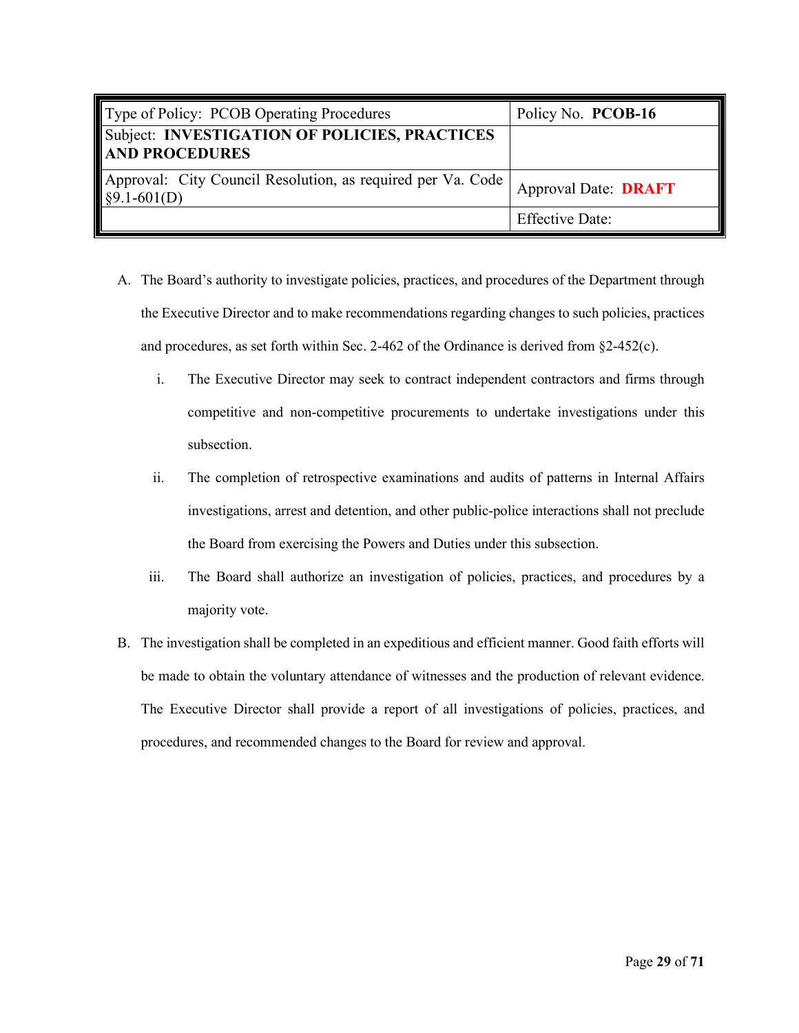| Type of Policy: PCOB Operating Procedures | Policy No. **PCOB-16** |
|---|---|
| Subject: **INVESTIGATION OF POLICIES, PRACTICES AND PROCEDURES** | |
| Approval: City Council Resolution, as required per Va. Code §9.1-601(D) | Approval Date: **DRAFT** |
| | Effective Date: |

A. The Board's authority to investigate policies, practices, and procedures of the Department through the Executive Director and to make recommendations regarding changes to such policies, practices and procedures, as set forth within Sec. 2-462 of the Ordinance is derived from §2-452(c).

   i. The Executive Director may seek to contract independent contractors and firms through competitive and non-competitive procurements to undertake investigations under this subsection.

   ii. The completion of retrospective examinations and audits of patterns in Internal Affairs investigations, arrest and detention, and other public-police interactions shall not preclude the Board from exercising the Powers and Duties under this subsection.

   iii. The Board shall authorize an investigation of policies, practices, and procedures by a majority vote.

B. The investigation shall be completed in an expeditious and efficient manner. Good faith efforts will be made to obtain the voluntary attendance of witnesses and the production of relevant evidence. The Executive Director shall provide a report of all investigations of policies, practices, and procedures, and recommended changes to the Board for review and approval.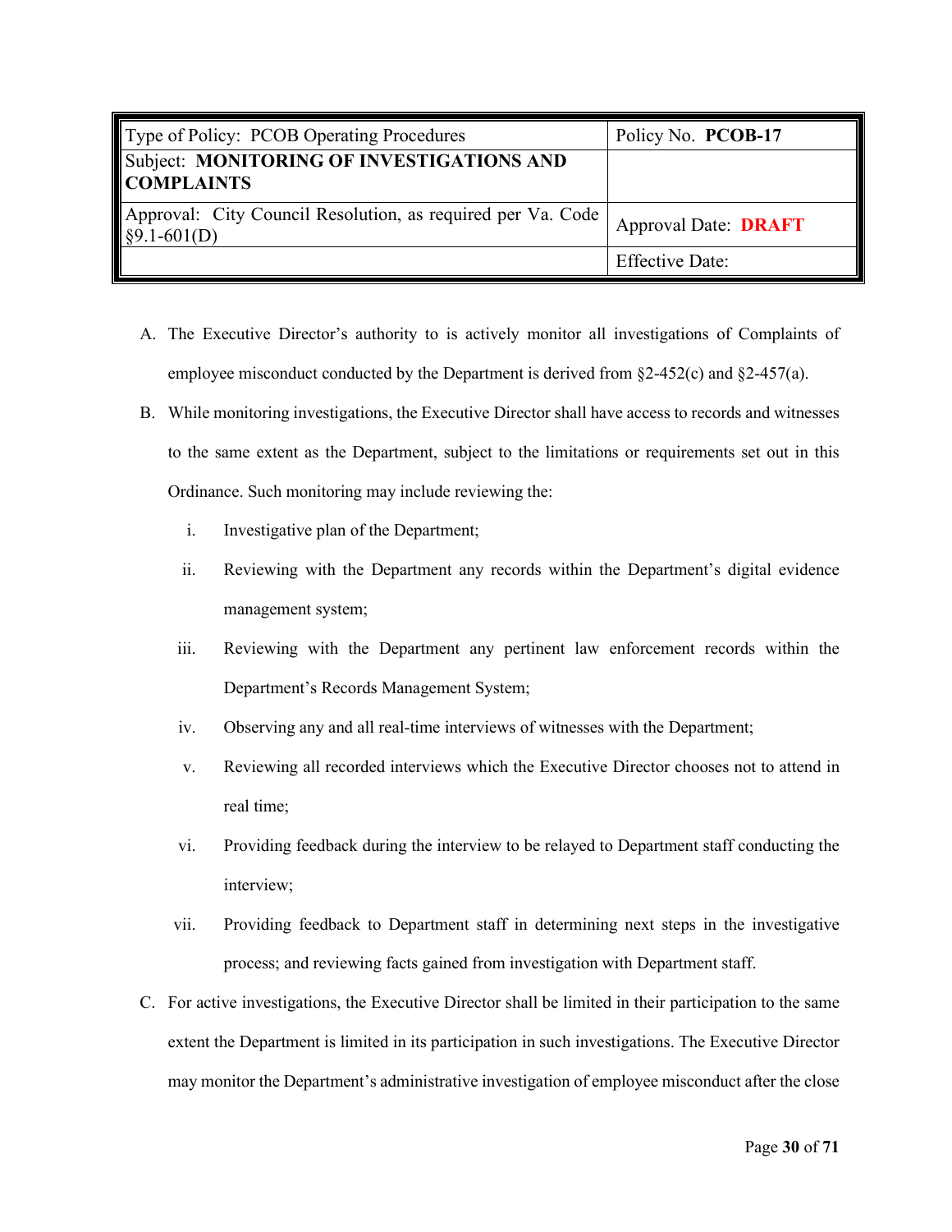| Type of Policy: PCOB Operating Procedures | Policy No. **PCOB-17** |
|---|---|
| Subject: **MONITORING OF INVESTIGATIONS AND COMPLAINTS** | |
| Approval: City Council Resolution, as required per Va. Code §9.1-601(D) | Approval Date: **DRAFT** |
| | Effective Date: |

A. The Executive Director's authority to is actively monitor all investigations of Complaints of employee misconduct conducted by the Department is derived from §2-452(c) and §2-457(a).

B. While monitoring investigations, the Executive Director shall have access to records and witnesses to the same extent as the Department, subject to the limitations or requirements set out in this Ordinance. Such monitoring may include reviewing the:

   i. Investigative plan of the Department;

   ii. Reviewing with the Department any records within the Department's digital evidence management system;

   iii. Reviewing with the Department any pertinent law enforcement records within the Department's Records Management System;

   iv. Observing any and all real-time interviews of witnesses with the Department;

   v. Reviewing all recorded interviews which the Executive Director chooses not to attend in real time;

   vi. Providing feedback during the interview to be relayed to Department staff conducting the interview;

   vii. Providing feedback to Department staff in determining next steps in the investigative process; and reviewing facts gained from investigation with Department staff.

C. For active investigations, the Executive Director shall be limited in their participation to the same extent the Department is limited in its participation in such investigations. The Executive Director may monitor the Department's administrative investigation of employee misconduct after the close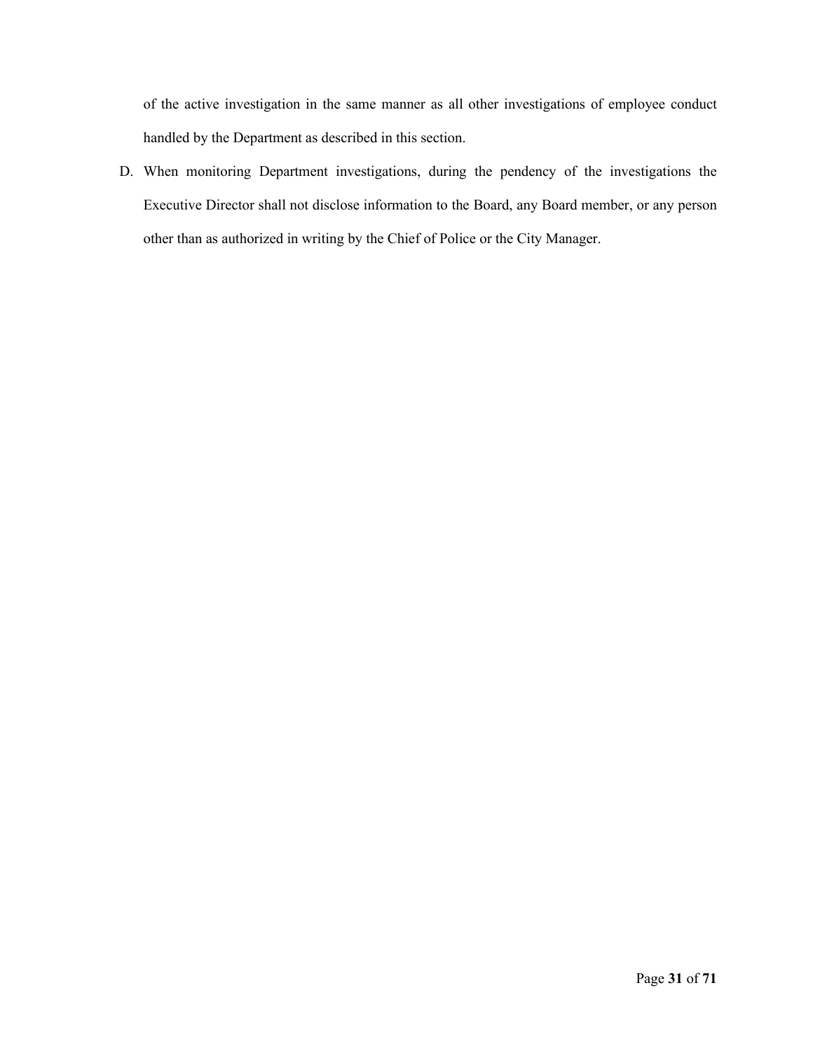of the active investigation in the same manner as all other investigations of employee conduct handled by the Department as described in this section.

D. When monitoring Department investigations, during the pendency of the investigations the Executive Director shall not disclose information to the Board, any Board member, or any person other than as authorized in writing by the Chief of Police or the City Manager.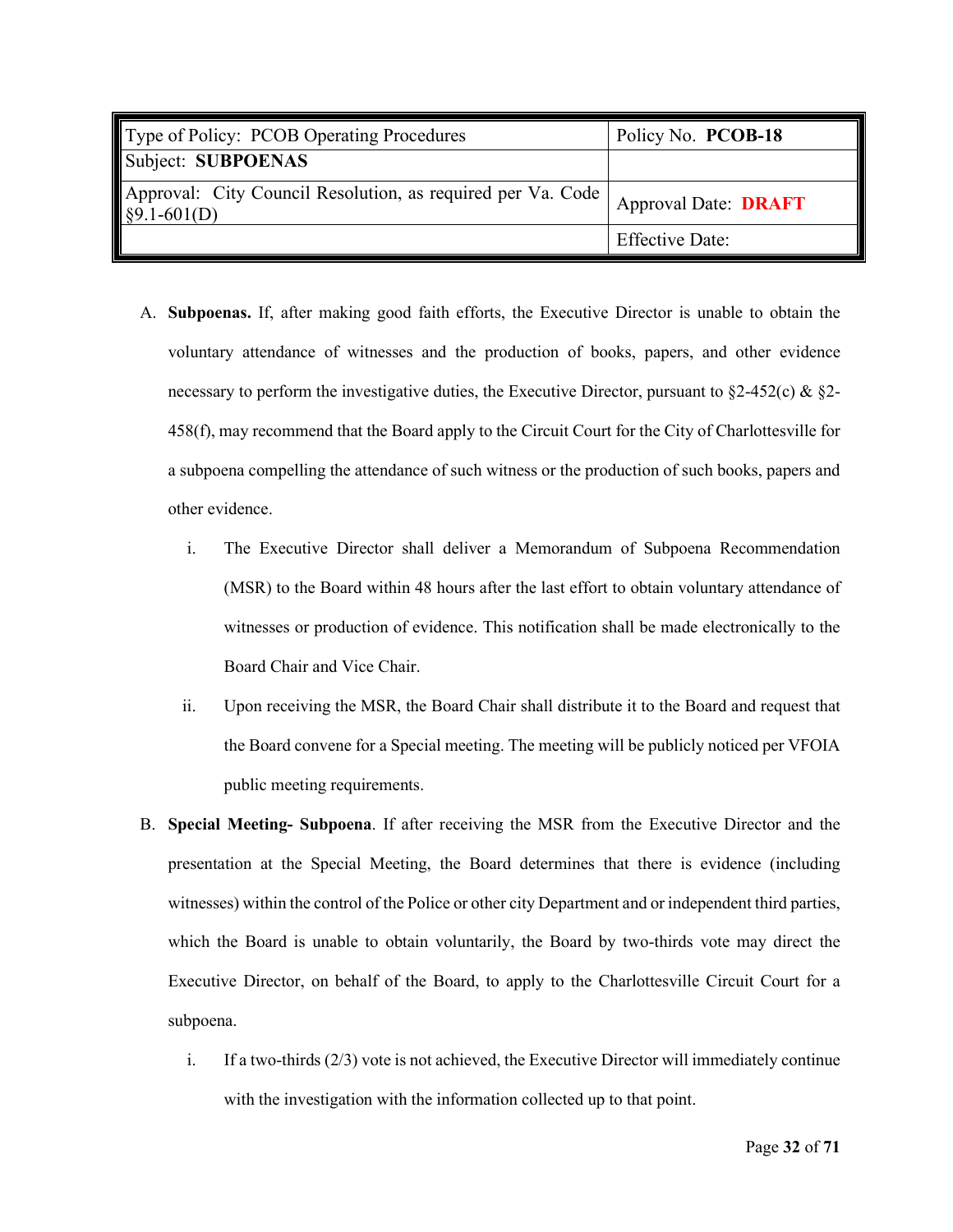| Type of Policy: PCOB Operating Procedures | Policy No. **PCOB-18** |
| --- | --- |
| Subject: **SUBPOENAS** | |
| Approval: City Council Resolution, as required per Va. Code §9.1-601(D) | Approval Date: **DRAFT** |
| | Effective Date: |

A. **Subpoenas.** If, after making good faith efforts, the Executive Director is unable to obtain the voluntary attendance of witnesses and the production of books, papers, and other evidence necessary to perform the investigative duties, the Executive Director, pursuant to §2-452(c) & §2-458(f), may recommend that the Board apply to the Circuit Court for the City of Charlottesville for a subpoena compelling the attendance of such witness or the production of such books, papers and other evidence.

   i. The Executive Director shall deliver a Memorandum of Subpoena Recommendation (MSR) to the Board within 48 hours after the last effort to obtain voluntary attendance of witnesses or production of evidence. This notification shall be made electronically to the Board Chair and Vice Chair.

   ii. Upon receiving the MSR, the Board Chair shall distribute it to the Board and request that the Board convene for a Special meeting. The meeting will be publicly noticed per VFOIA public meeting requirements.

B. **Special Meeting- Subpoena**. If after receiving the MSR from the Executive Director and the presentation at the Special Meeting, the Board determines that there is evidence (including witnesses) within the control of the Police or other city Department and or independent third parties, which the Board is unable to obtain voluntarily, the Board by two-thirds vote may direct the Executive Director, on behalf of the Board, to apply to the Charlottesville Circuit Court for a subpoena.

   i. If a two-thirds (2/3) vote is not achieved, the Executive Director will immediately continue with the investigation with the information collected up to that point.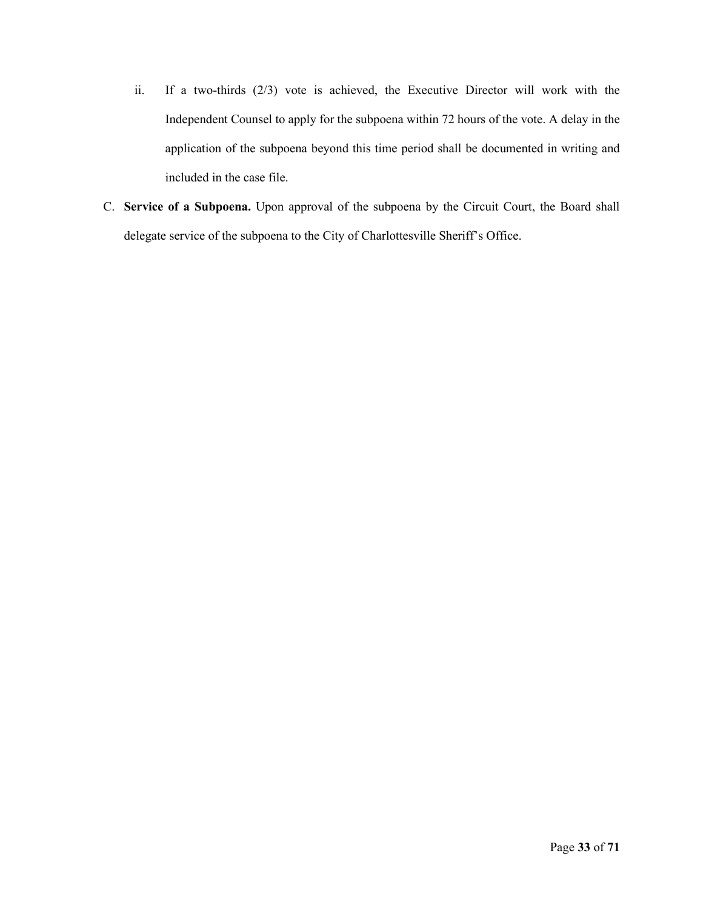ii. If a two-thirds (2/3) vote is achieved, the Executive Director will work with the Independent Counsel to apply for the subpoena within 72 hours of the vote. A delay in the application of the subpoena beyond this time period shall be documented in writing and included in the case file.

C. **Service of a Subpoena.** Upon approval of the subpoena by the Circuit Court, the Board shall delegate service of the subpoena to the City of Charlottesville Sheriff's Office.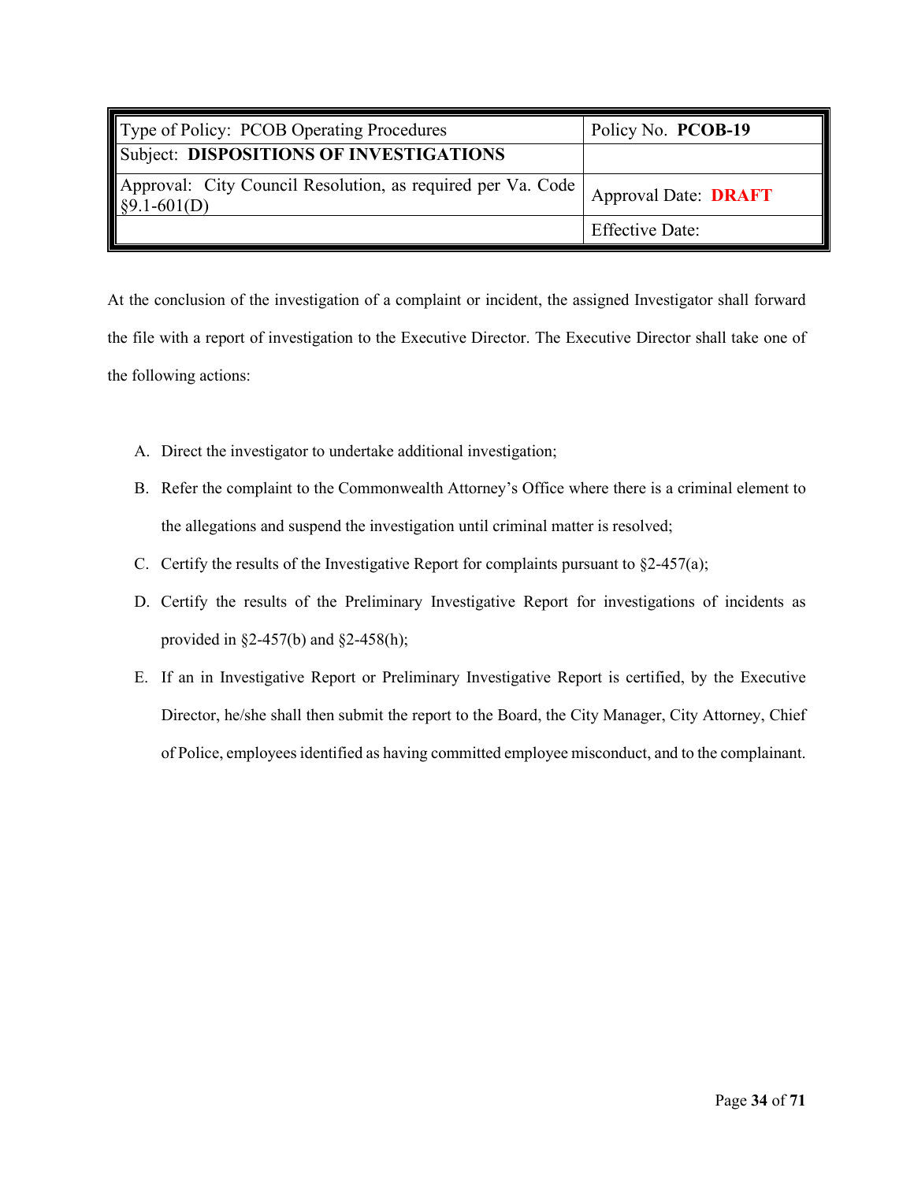| Type of Policy: PCOB Operating Procedures | Policy No. **PCOB-19** |
| --- | --- |
| Subject: **DISPOSITIONS OF INVESTIGATIONS** | |
| Approval: City Council Resolution, as required per Va. Code §9.1-601(D) | Approval Date: **DRAFT** |
| | Effective Date: |

At the conclusion of the investigation of a complaint or incident, the assigned Investigator shall forward the file with a report of investigation to the Executive Director. The Executive Director shall take one of the following actions:

A. Direct the investigator to undertake additional investigation;

B. Refer the complaint to the Commonwealth Attorney's Office where there is a criminal element to the allegations and suspend the investigation until criminal matter is resolved;

C. Certify the results of the Investigative Report for complaints pursuant to §2-457(a);

D. Certify the results of the Preliminary Investigative Report for investigations of incidents as provided in §2-457(b) and §2-458(h);

E. If an in Investigative Report or Preliminary Investigative Report is certified, by the Executive Director, he/she shall then submit the report to the Board, the City Manager, City Attorney, Chief of Police, employees identified as having committed employee misconduct, and to the complainant.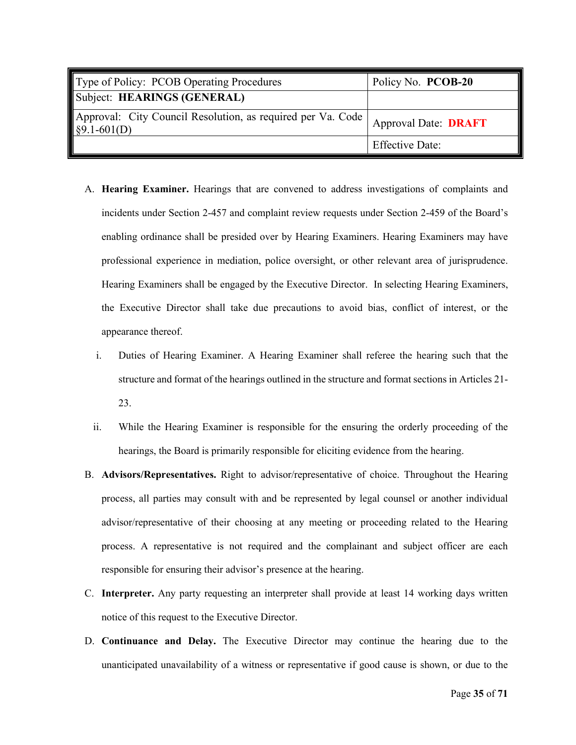| Type of Policy: PCOB Operating Procedures | Policy No. **PCOB-20** |
| --- | --- |
| Subject: **HEARINGS (GENERAL)** | |
| Approval: City Council Resolution, as required per Va. Code §9.1-601(D) | Approval Date: **DRAFT** |
| | Effective Date: |

A. **Hearing Examiner.** Hearings that are convened to address investigations of complaints and incidents under Section 2-457 and complaint review requests under Section 2-459 of the Board's enabling ordinance shall be presided over by Hearing Examiners. Hearing Examiners may have professional experience in mediation, police oversight, or other relevant area of jurisprudence. Hearing Examiners shall be engaged by the Executive Director. In selecting Hearing Examiners, the Executive Director shall take due precautions to avoid bias, conflict of interest, or the appearance thereof.

   i. Duties of Hearing Examiner. A Hearing Examiner shall referee the hearing such that the structure and format of the hearings outlined in the structure and format sections in Articles 21-23.

   ii. While the Hearing Examiner is responsible for the ensuring the orderly proceeding of the hearings, the Board is primarily responsible for eliciting evidence from the hearing.

B. **Advisors/Representatives.** Right to advisor/representative of choice. Throughout the Hearing process, all parties may consult with and be represented by legal counsel or another individual advisor/representative of their choosing at any meeting or proceeding related to the Hearing process. A representative is not required and the complainant and subject officer are each responsible for ensuring their advisor's presence at the hearing.

C. **Interpreter.** Any party requesting an interpreter shall provide at least 14 working days written notice of this request to the Executive Director.

D. **Continuance and Delay.** The Executive Director may continue the hearing due to the unanticipated unavailability of a witness or representative if good cause is shown, or due to the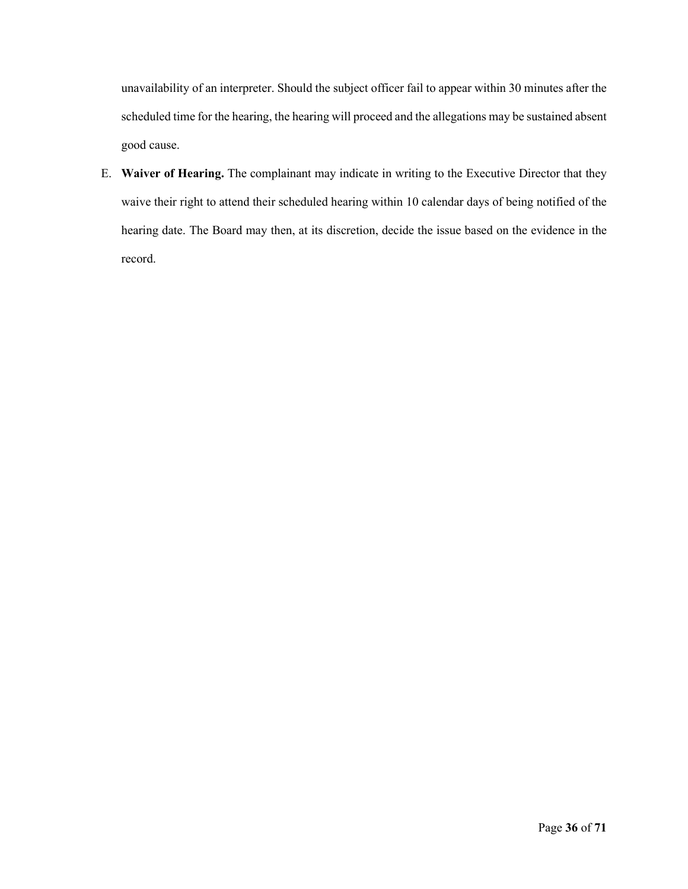unavailability of an interpreter. Should the subject officer fail to appear within 30 minutes after the scheduled time for the hearing, the hearing will proceed and the allegations may be sustained absent good cause.

E. **Waiver of Hearing.** The complainant may indicate in writing to the Executive Director that they waive their right to attend their scheduled hearing within 10 calendar days of being notified of the hearing date. The Board may then, at its discretion, decide the issue based on the evidence in the record.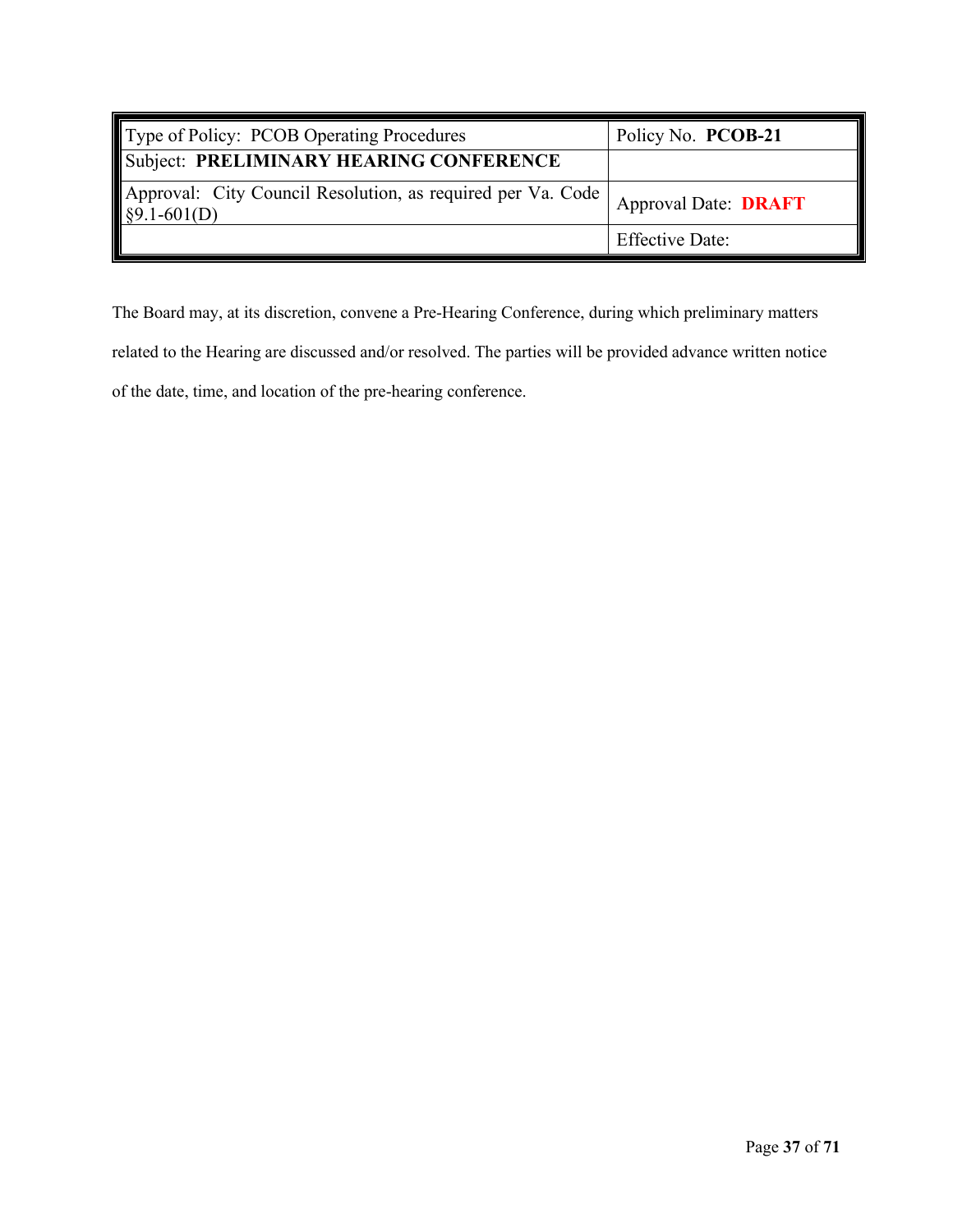| Type of Policy: PCOB Operating Procedures | Policy No. **PCOB-21** |
|---|---|
| Subject: **PRELIMINARY HEARING CONFERENCE** | |
| Approval: City Council Resolution, as required per Va. Code §9.1-601(D) | Approval Date: **DRAFT** |
| | Effective Date: |

The Board may, at its discretion, convene a Pre-Hearing Conference, during which preliminary matters related to the Hearing are discussed and/or resolved. The parties will be provided advance written notice of the date, time, and location of the pre-hearing conference.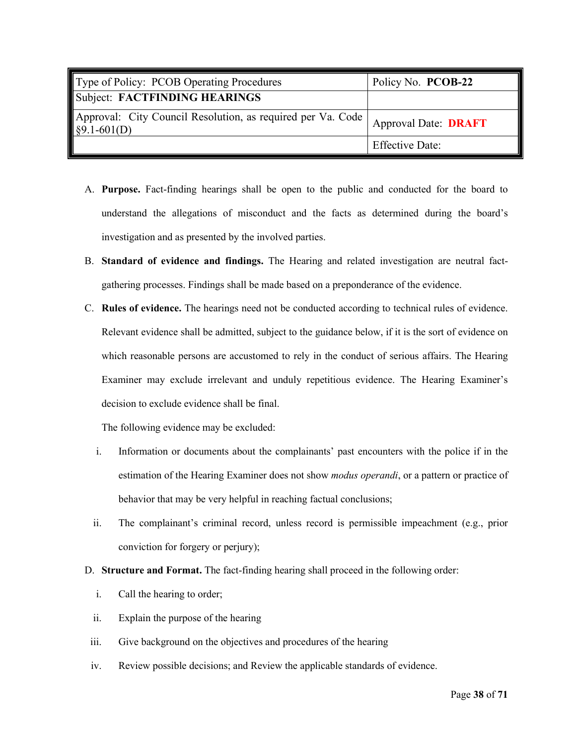| Type of Policy: PCOB Operating Procedures | Policy No. **PCOB-22** |
|---|---|
| Subject: **FACTFINDING HEARINGS** | |
| Approval: City Council Resolution, as required per Va. Code §9.1-601(D) | Approval Date: **DRAFT** |
| | Effective Date: |

A. **Purpose.** Fact-finding hearings shall be open to the public and conducted for the board to understand the allegations of misconduct and the facts as determined during the board's investigation and as presented by the involved parties.

B. **Standard of evidence and findings.** The Hearing and related investigation are neutral fact-gathering processes. Findings shall be made based on a preponderance of the evidence.

C. **Rules of evidence.** The hearings need not be conducted according to technical rules of evidence. Relevant evidence shall be admitted, subject to the guidance below, if it is the sort of evidence on which reasonable persons are accustomed to rely in the conduct of serious affairs. The Hearing Examiner may exclude irrelevant and unduly repetitious evidence. The Hearing Examiner's decision to exclude evidence shall be final.

   The following evidence may be excluded:

   i. Information or documents about the complainants' past encounters with the police if in the estimation of the Hearing Examiner does not show *modus operandi*, or a pattern or practice of behavior that may be very helpful in reaching factual conclusions;

   ii. The complainant's criminal record, unless record is permissible impeachment (e.g., prior conviction for forgery or perjury);

D. **Structure and Format.** The fact-finding hearing shall proceed in the following order:

   i. Call the hearing to order;

   ii. Explain the purpose of the hearing

   iii. Give background on the objectives and procedures of the hearing

   iv. Review possible decisions; and Review the applicable standards of evidence.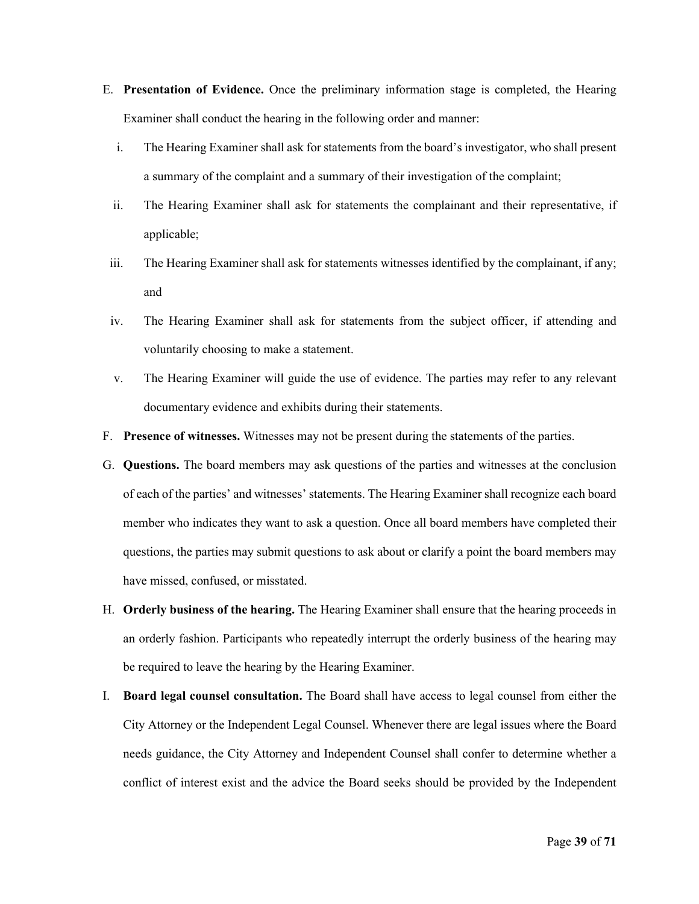E. **Presentation of Evidence.** Once the preliminary information stage is completed, the Hearing Examiner shall conduct the hearing in the following order and manner:

   i. The Hearing Examiner shall ask for statements from the board's investigator, who shall present a summary of the complaint and a summary of their investigation of the complaint;

   ii. The Hearing Examiner shall ask for statements the complainant and their representative, if applicable;

   iii. The Hearing Examiner shall ask for statements witnesses identified by the complainant, if any; and

   iv. The Hearing Examiner shall ask for statements from the subject officer, if attending and voluntarily choosing to make a statement.

   v. The Hearing Examiner will guide the use of evidence. The parties may refer to any relevant documentary evidence and exhibits during their statements.

F. **Presence of witnesses.** Witnesses may not be present during the statements of the parties.

G. **Questions.** The board members may ask questions of the parties and witnesses at the conclusion of each of the parties' and witnesses' statements. The Hearing Examiner shall recognize each board member who indicates they want to ask a question. Once all board members have completed their questions, the parties may submit questions to ask about or clarify a point the board members may have missed, confused, or misstated.

H. **Orderly business of the hearing.** The Hearing Examiner shall ensure that the hearing proceeds in an orderly fashion. Participants who repeatedly interrupt the orderly business of the hearing may be required to leave the hearing by the Hearing Examiner.

I. **Board legal counsel consultation.** The Board shall have access to legal counsel from either the City Attorney or the Independent Legal Counsel. Whenever there are legal issues where the Board needs guidance, the City Attorney and Independent Counsel shall confer to determine whether a conflict of interest exist and the advice the Board seeks should be provided by the Independent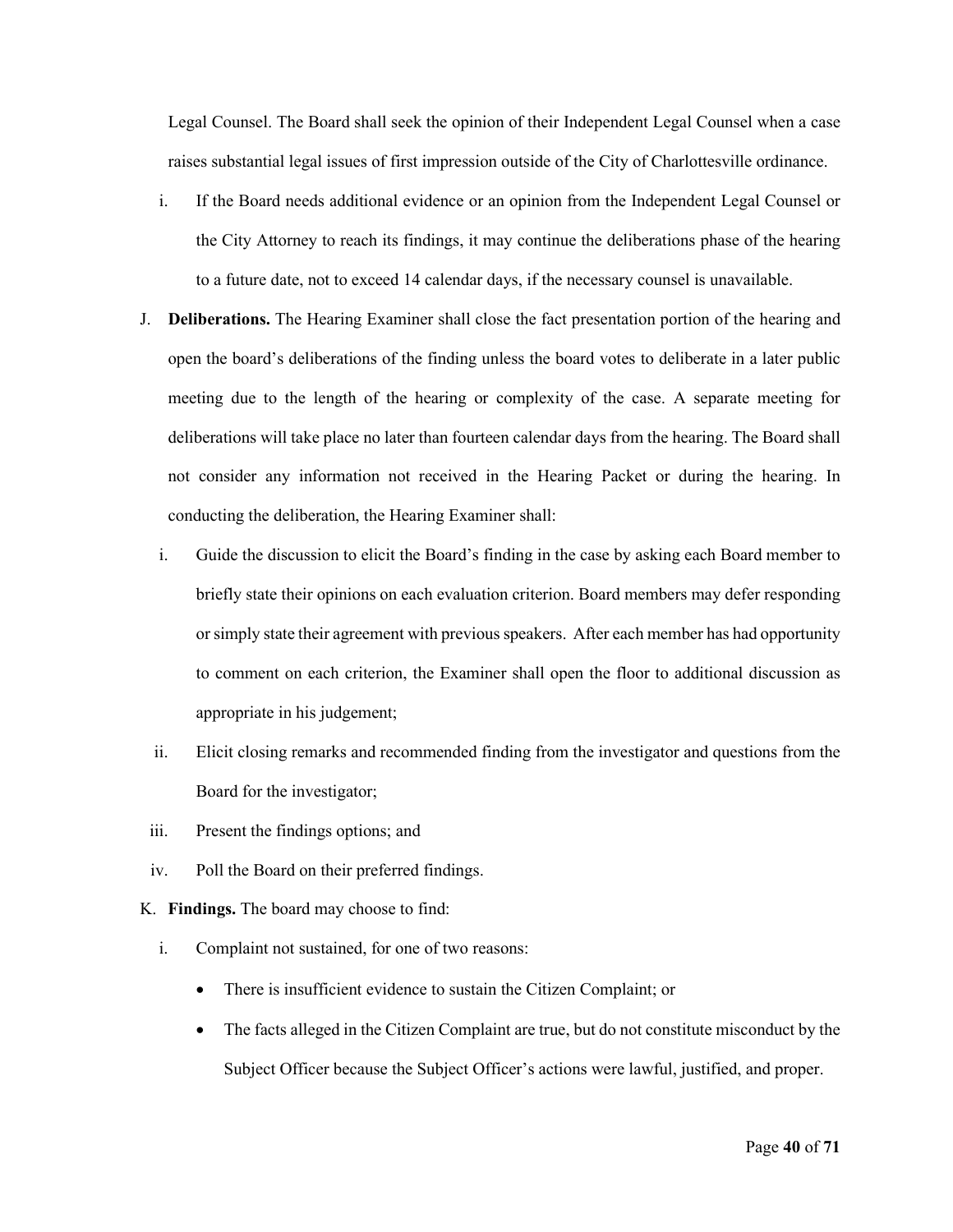Legal Counsel. The Board shall seek the opinion of their Independent Legal Counsel when a case raises substantial legal issues of first impression outside of the City of Charlottesville ordinance.

i. If the Board needs additional evidence or an opinion from the Independent Legal Counsel or the City Attorney to reach its findings, it may continue the deliberations phase of the hearing to a future date, not to exceed 14 calendar days, if the necessary counsel is unavailable.

J. **Deliberations.** The Hearing Examiner shall close the fact presentation portion of the hearing and open the board's deliberations of the finding unless the board votes to deliberate in a later public meeting due to the length of the hearing or complexity of the case. A separate meeting for deliberations will take place no later than fourteen calendar days from the hearing. The Board shall not consider any information not received in the Hearing Packet or during the hearing. In conducting the deliberation, the Hearing Examiner shall:

i. Guide the discussion to elicit the Board's finding in the case by asking each Board member to briefly state their opinions on each evaluation criterion. Board members may defer responding or simply state their agreement with previous speakers. After each member has had opportunity to comment on each criterion, the Examiner shall open the floor to additional discussion as appropriate in his judgement;

ii. Elicit closing remarks and recommended finding from the investigator and questions from the Board for the investigator;

iii. Present the findings options; and

iv. Poll the Board on their preferred findings.

K. **Findings.** The board may choose to find:

i. Complaint not sustained, for one of two reasons:

- There is insufficient evidence to sustain the Citizen Complaint; or
- The facts alleged in the Citizen Complaint are true, but do not constitute misconduct by the Subject Officer because the Subject Officer's actions were lawful, justified, and proper.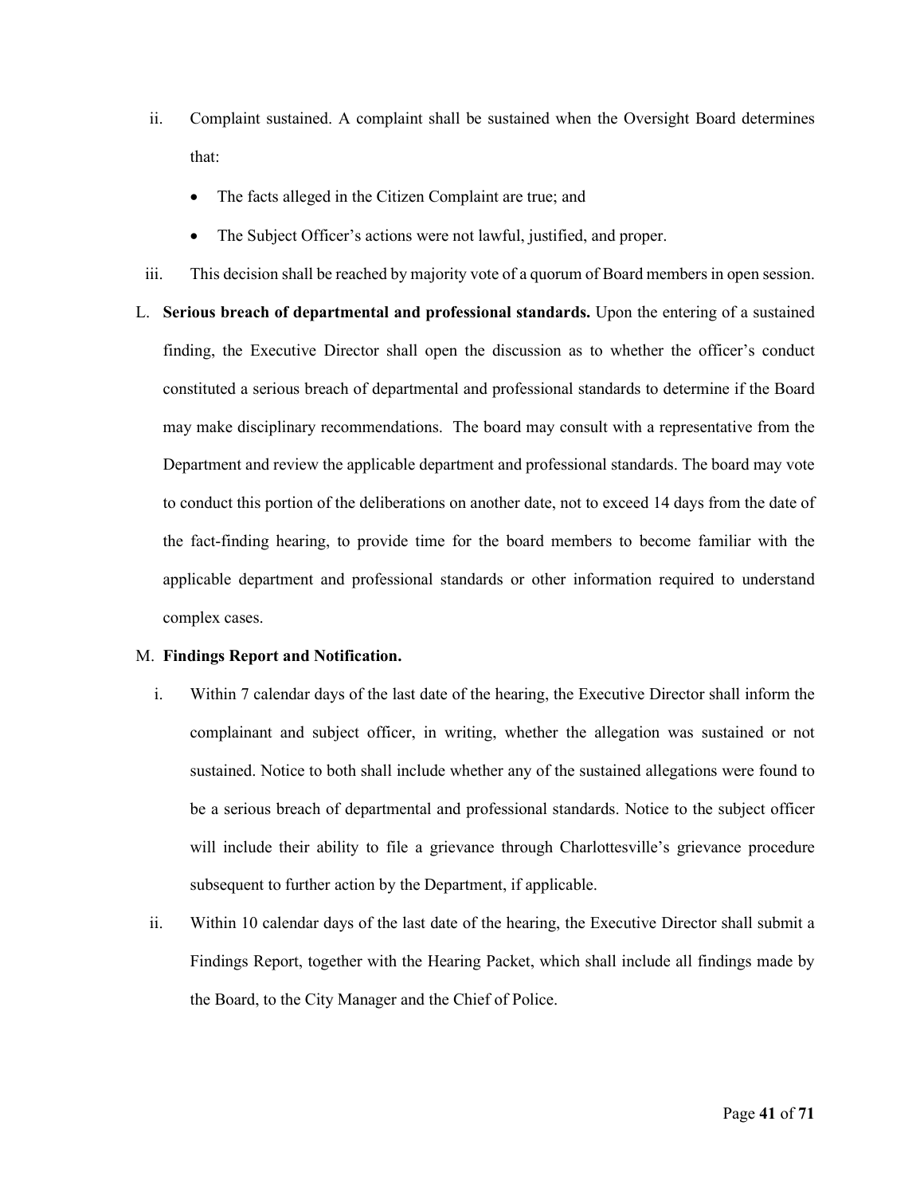ii. Complaint sustained. A complaint shall be sustained when the Oversight Board determines that:

- The facts alleged in the Citizen Complaint are true; and
- The Subject Officer's actions were not lawful, justified, and proper.

iii. This decision shall be reached by majority vote of a quorum of Board members in open session.

L. **Serious breach of departmental and professional standards.** Upon the entering of a sustained finding, the Executive Director shall open the discussion as to whether the officer's conduct constituted a serious breach of departmental and professional standards to determine if the Board may make disciplinary recommendations. The board may consult with a representative from the Department and review the applicable department and professional standards. The board may vote to conduct this portion of the deliberations on another date, not to exceed 14 days from the date of the fact-finding hearing, to provide time for the board members to become familiar with the applicable department and professional standards or other information required to understand complex cases.

M. **Findings Report and Notification.**

i. Within 7 calendar days of the last date of the hearing, the Executive Director shall inform the complainant and subject officer, in writing, whether the allegation was sustained or not sustained. Notice to both shall include whether any of the sustained allegations were found to be a serious breach of departmental and professional standards. Notice to the subject officer will include their ability to file a grievance through Charlottesville's grievance procedure subsequent to further action by the Department, if applicable.

ii. Within 10 calendar days of the last date of the hearing, the Executive Director shall submit a Findings Report, together with the Hearing Packet, which shall include all findings made by the Board, to the City Manager and the Chief of Police.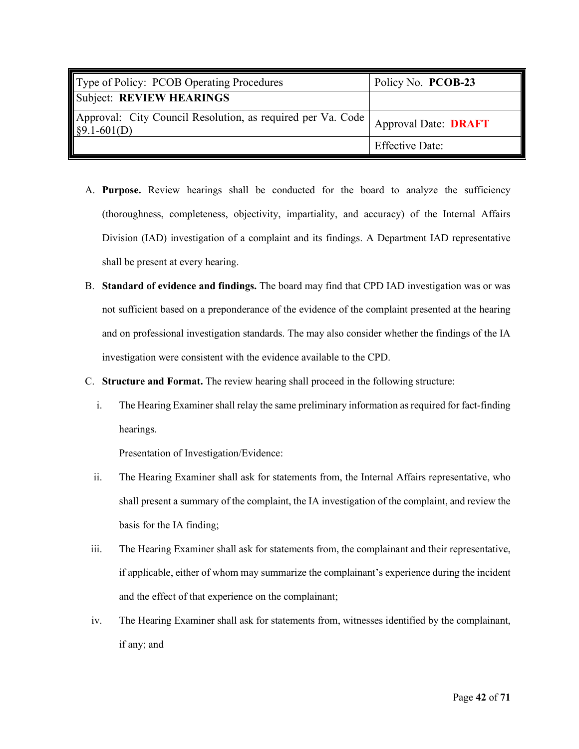| Type of Policy: PCOB Operating Procedures | Policy No. **PCOB-23** |
|---|---|
| Subject: **REVIEW HEARINGS** | |
| Approval: City Council Resolution, as required per Va. Code §9.1-601(D) | Approval Date: **DRAFT** |
| | Effective Date: |

A. **Purpose.** Review hearings shall be conducted for the board to analyze the sufficiency (thoroughness, completeness, objectivity, impartiality, and accuracy) of the Internal Affairs Division (IAD) investigation of a complaint and its findings. A Department IAD representative shall be present at every hearing.

B. **Standard of evidence and findings.** The board may find that CPD IAD investigation was or was not sufficient based on a preponderance of the evidence of the complaint presented at the hearing and on professional investigation standards. The may also consider whether the findings of the IA investigation were consistent with the evidence available to the CPD.

C. **Structure and Format.** The review hearing shall proceed in the following structure:

i. The Hearing Examiner shall relay the same preliminary information as required for fact-finding hearings.

Presentation of Investigation/Evidence:

ii. The Hearing Examiner shall ask for statements from, the Internal Affairs representative, who shall present a summary of the complaint, the IA investigation of the complaint, and review the basis for the IA finding;

iii. The Hearing Examiner shall ask for statements from, the complainant and their representative, if applicable, either of whom may summarize the complainant's experience during the incident and the effect of that experience on the complainant;

iv. The Hearing Examiner shall ask for statements from, witnesses identified by the complainant, if any; and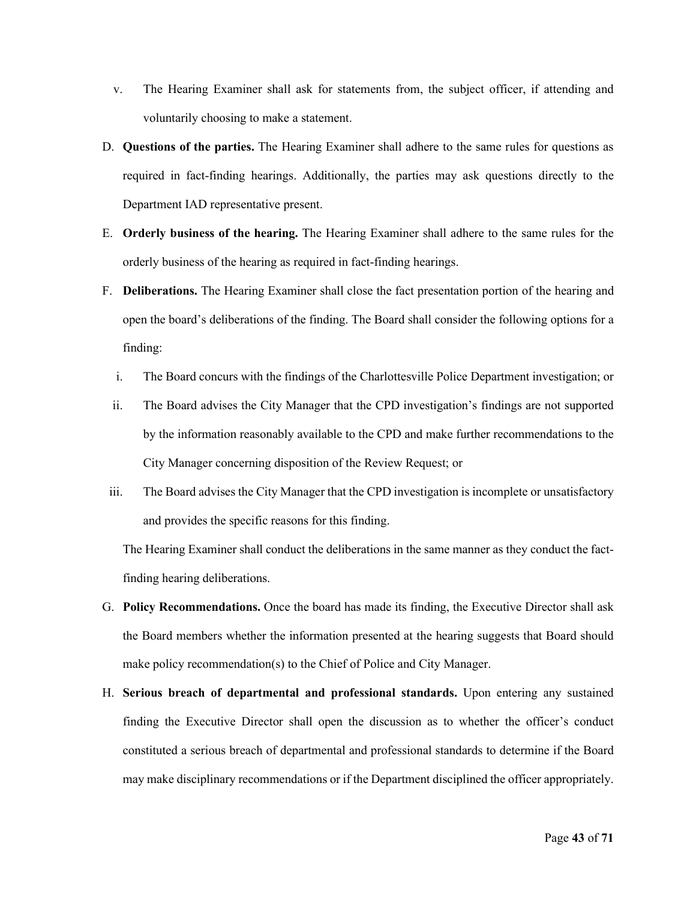v. The Hearing Examiner shall ask for statements from, the subject officer, if attending and voluntarily choosing to make a statement.

D. **Questions of the parties.** The Hearing Examiner shall adhere to the same rules for questions as required in fact-finding hearings. Additionally, the parties may ask questions directly to the Department IAD representative present.

E. **Orderly business of the hearing.** The Hearing Examiner shall adhere to the same rules for the orderly business of the hearing as required in fact-finding hearings.

F. **Deliberations.** The Hearing Examiner shall close the fact presentation portion of the hearing and open the board's deliberations of the finding. The Board shall consider the following options for a finding:

   i. The Board concurs with the findings of the Charlottesville Police Department investigation; or

   ii. The Board advises the City Manager that the CPD investigation's findings are not supported by the information reasonably available to the CPD and make further recommendations to the City Manager concerning disposition of the Review Request; or

   iii. The Board advises the City Manager that the CPD investigation is incomplete or unsatisfactory and provides the specific reasons for this finding.

   The Hearing Examiner shall conduct the deliberations in the same manner as they conduct the fact-finding hearing deliberations.

G. **Policy Recommendations.** Once the board has made its finding, the Executive Director shall ask the Board members whether the information presented at the hearing suggests that Board should make policy recommendation(s) to the Chief of Police and City Manager.

H. **Serious breach of departmental and professional standards.** Upon entering any sustained finding the Executive Director shall open the discussion as to whether the officer's conduct constituted a serious breach of departmental and professional standards to determine if the Board may make disciplinary recommendations or if the Department disciplined the officer appropriately.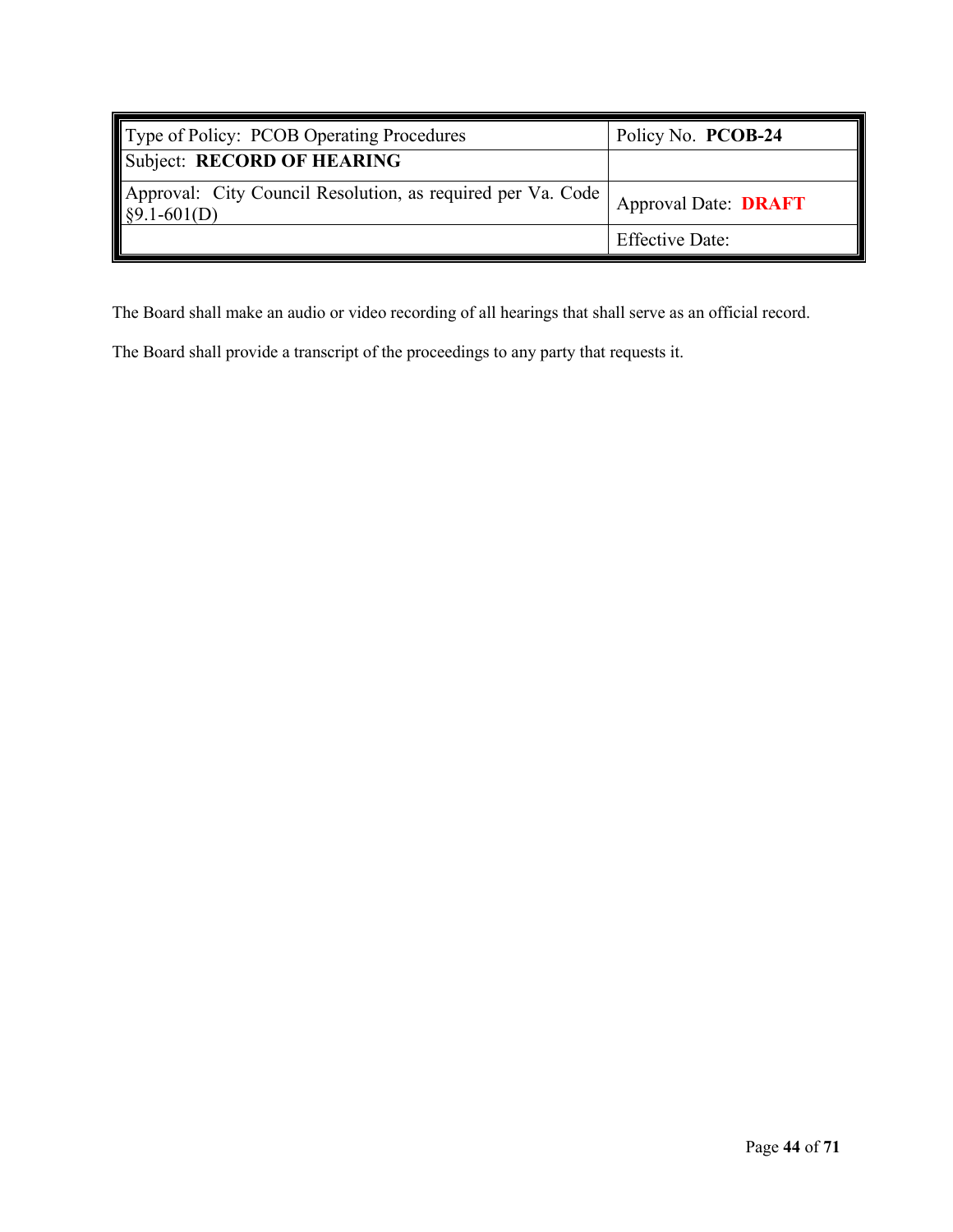| Type of Policy: PCOB Operating Procedures | Policy No. **PCOB-24** |
|---|---|
| Subject: **RECORD OF HEARING** | |
| Approval: City Council Resolution, as required per Va. Code §9.1-601(D) | Approval Date: **DRAFT** |
| | Effective Date: |

The Board shall make an audio or video recording of all hearings that shall serve as an official record.

The Board shall provide a transcript of the proceedings to any party that requests it.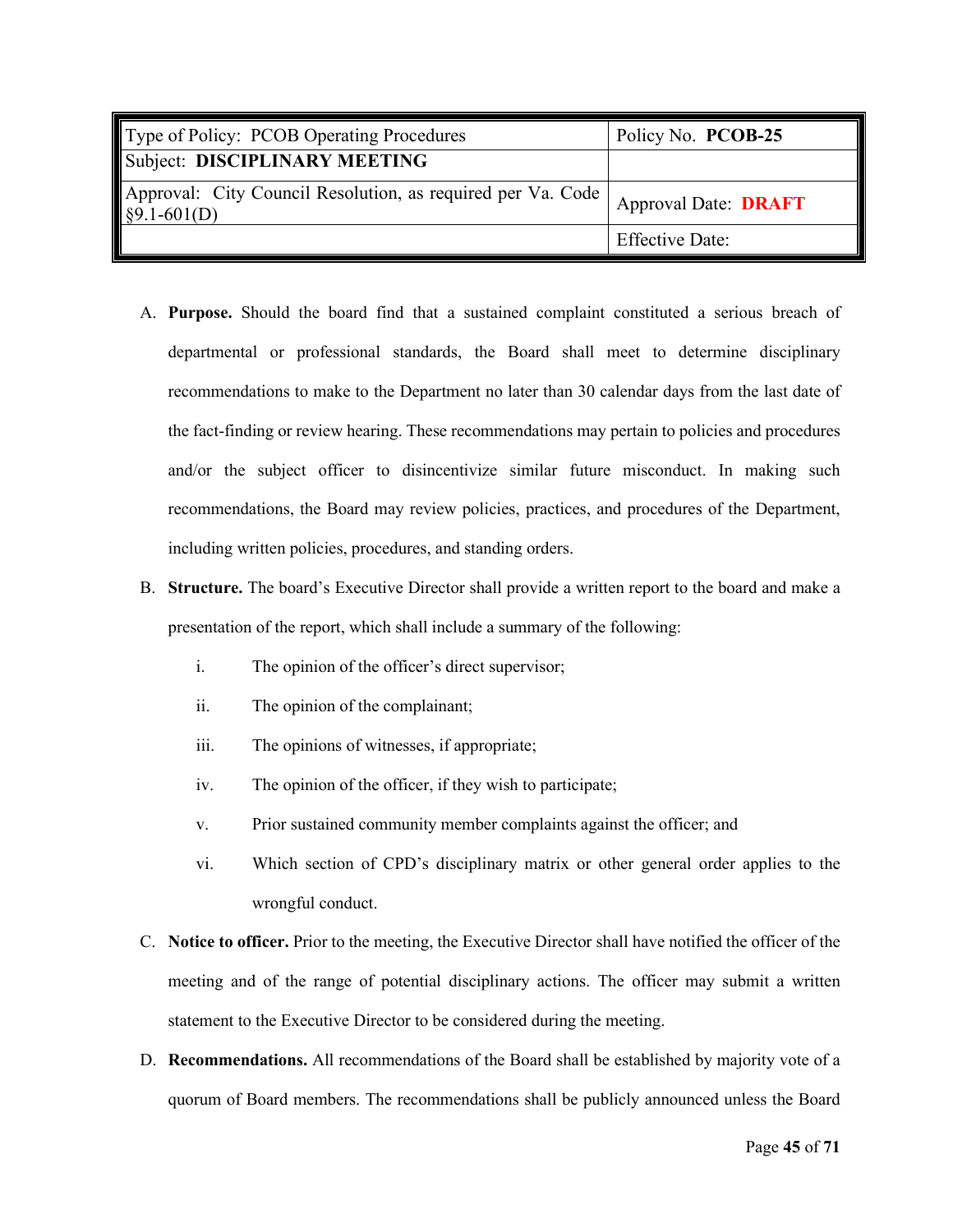| Type of Policy: PCOB Operating Procedures | Policy No. **PCOB-25** |
|---|---|
| Subject: **DISCIPLINARY MEETING** | |
| Approval: City Council Resolution, as required per Va. Code §9.1-601(D) | Approval Date: **DRAFT** |
| | Effective Date: |

A. **Purpose.** Should the board find that a sustained complaint constituted a serious breach of departmental or professional standards, the Board shall meet to determine disciplinary recommendations to make to the Department no later than 30 calendar days from the last date of the fact-finding or review hearing. These recommendations may pertain to policies and procedures and/or the subject officer to disincentivize similar future misconduct. In making such recommendations, the Board may review policies, practices, and procedures of the Department, including written policies, procedures, and standing orders.

B. **Structure.** The board's Executive Director shall provide a written report to the board and make a presentation of the report, which shall include a summary of the following:

   i. The opinion of the officer's direct supervisor;

   ii. The opinion of the complainant;

   iii. The opinions of witnesses, if appropriate;

   iv. The opinion of the officer, if they wish to participate;

   v. Prior sustained community member complaints against the officer; and

   vi. Which section of CPD's disciplinary matrix or other general order applies to the wrongful conduct.

C. **Notice to officer.** Prior to the meeting, the Executive Director shall have notified the officer of the meeting and of the range of potential disciplinary actions. The officer may submit a written statement to the Executive Director to be considered during the meeting.

D. **Recommendations.** All recommendations of the Board shall be established by majority vote of a quorum of Board members. The recommendations shall be publicly announced unless the Board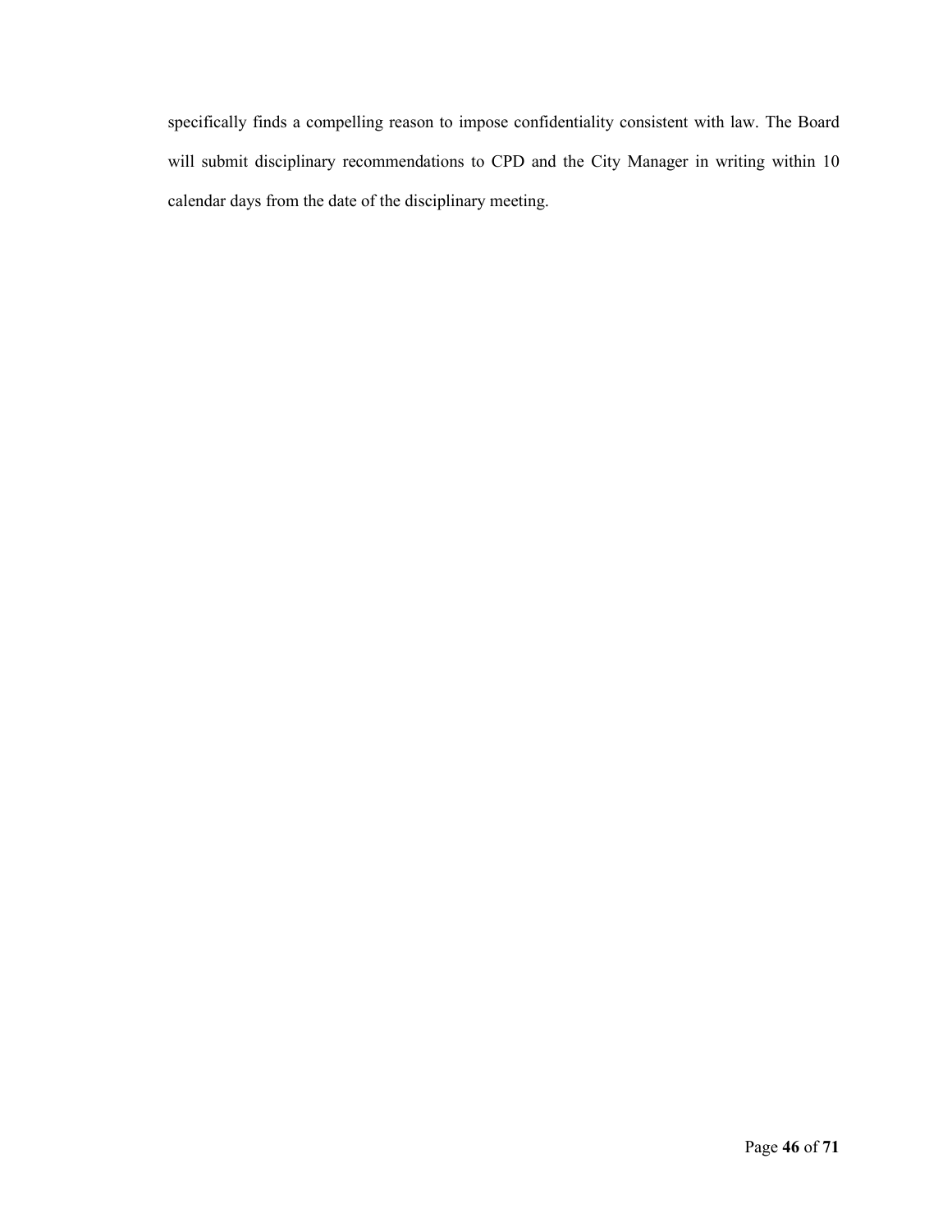specifically finds a compelling reason to impose confidentiality consistent with law. The Board will submit disciplinary recommendations to CPD and the City Manager in writing within 10 calendar days from the date of the disciplinary meeting.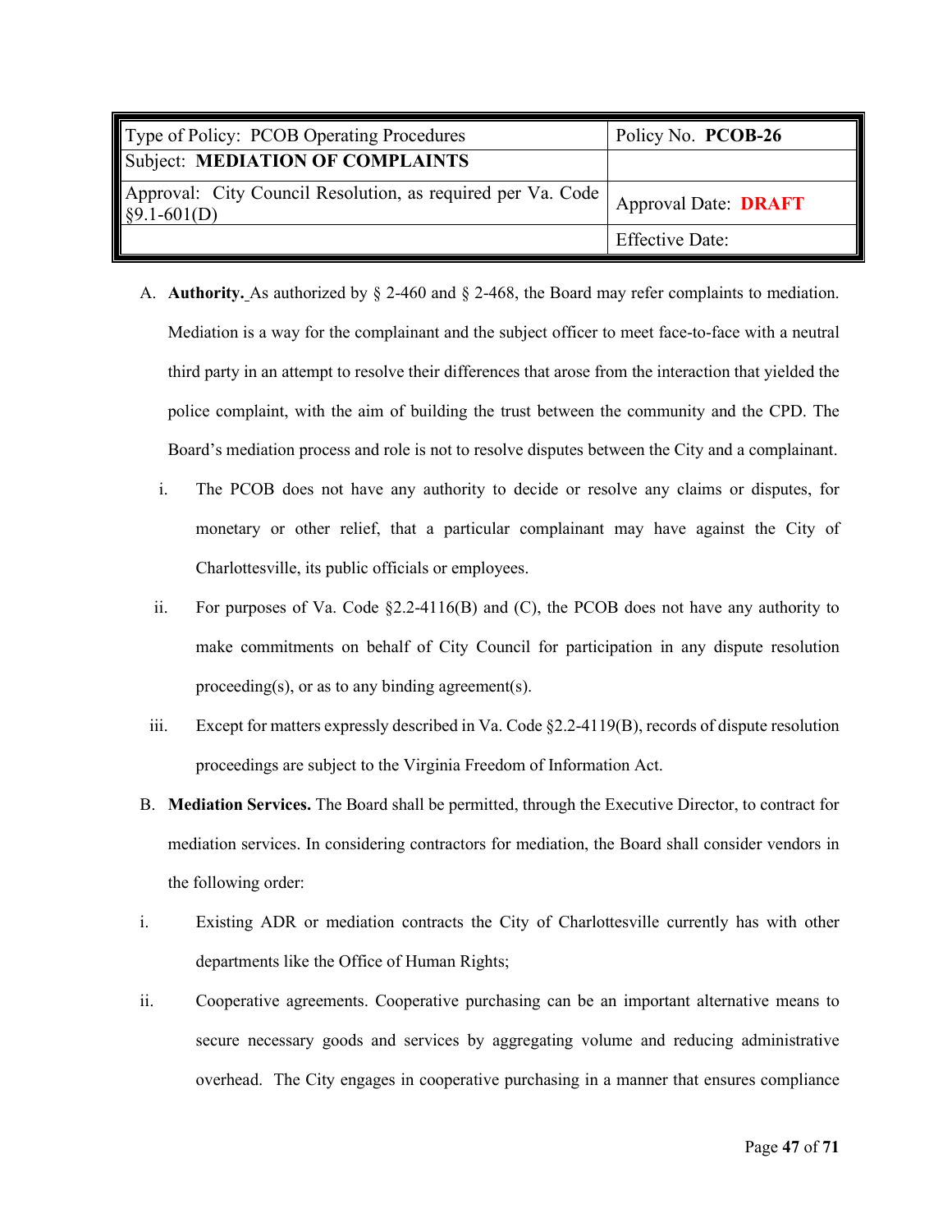| Type of Policy: PCOB Operating Procedures | Policy No. **PCOB-26** |
| --- | --- |
| Subject: **MEDIATION OF COMPLAINTS** | |
| Approval: City Council Resolution, as required per Va. Code §9.1-601(D) | Approval Date: **DRAFT** |
| | Effective Date: |

A. **Authority.** As authorized by § 2-460 and § 2-468, the Board may refer complaints to mediation. Mediation is a way for the complainant and the subject officer to meet face-to-face with a neutral third party in an attempt to resolve their differences that arose from the interaction that yielded the police complaint, with the aim of building the trust between the community and the CPD. The Board's mediation process and role is not to resolve disputes between the City and a complainant.

   i. The PCOB does not have any authority to decide or resolve any claims or disputes, for monetary or other relief, that a particular complainant may have against the City of Charlottesville, its public officials or employees.

   ii. For purposes of Va. Code §2.2-4116(B) and (C), the PCOB does not have any authority to make commitments on behalf of City Council for participation in any dispute resolution proceeding(s), or as to any binding agreement(s).

   iii. Except for matters expressly described in Va. Code §2.2-4119(B), records of dispute resolution proceedings are subject to the Virginia Freedom of Information Act.

B. **Mediation Services.** The Board shall be permitted, through the Executive Director, to contract for mediation services. In considering contractors for mediation, the Board shall consider vendors in the following order:

i. Existing ADR or mediation contracts the City of Charlottesville currently has with other departments like the Office of Human Rights;

ii. Cooperative agreements. Cooperative purchasing can be an important alternative means to secure necessary goods and services by aggregating volume and reducing administrative overhead. The City engages in cooperative purchasing in a manner that ensures compliance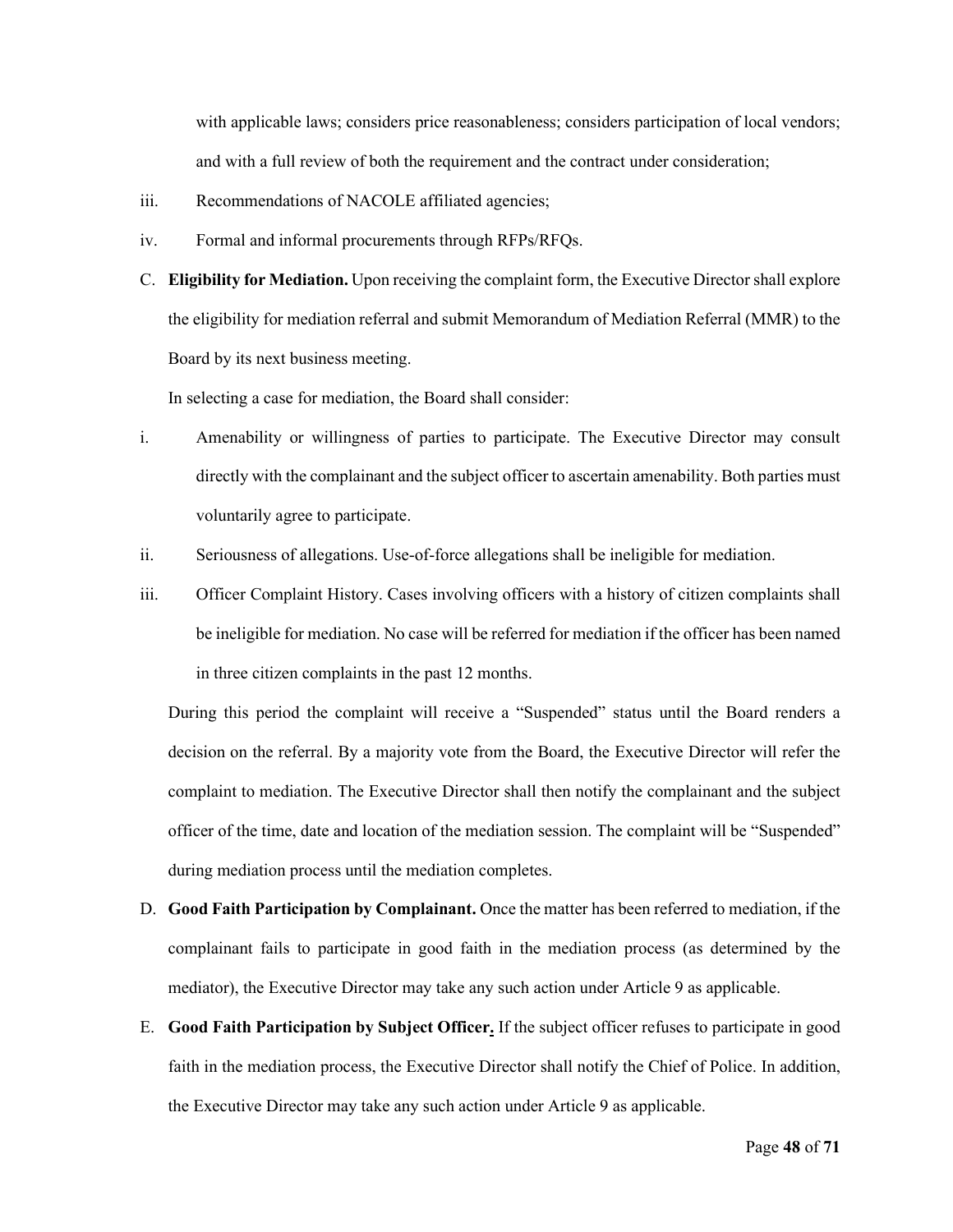with applicable laws; considers price reasonableness; considers participation of local vendors; and with a full review of both the requirement and the contract under consideration;

iii. Recommendations of NACOLE affiliated agencies;

iv. Formal and informal procurements through RFPs/RFQs.

C. **Eligibility for Mediation.** Upon receiving the complaint form, the Executive Director shall explore the eligibility for mediation referral and submit Memorandum of Mediation Referral (MMR) to the Board by its next business meeting.

In selecting a case for mediation, the Board shall consider:

i. Amenability or willingness of parties to participate. The Executive Director may consult directly with the complainant and the subject officer to ascertain amenability. Both parties must voluntarily agree to participate.

ii. Seriousness of allegations. Use-of-force allegations shall be ineligible for mediation.

iii. Officer Complaint History. Cases involving officers with a history of citizen complaints shall be ineligible for mediation. No case will be referred for mediation if the officer has been named in three citizen complaints in the past 12 months.

During this period the complaint will receive a "Suspended" status until the Board renders a decision on the referral. By a majority vote from the Board, the Executive Director will refer the complaint to mediation. The Executive Director shall then notify the complainant and the subject officer of the time, date and location of the mediation session. The complaint will be "Suspended" during mediation process until the mediation completes.

D. **Good Faith Participation by Complainant.** Once the matter has been referred to mediation, if the complainant fails to participate in good faith in the mediation process (as determined by the mediator), the Executive Director may take any such action under Article 9 as applicable.

E. **Good Faith Participation by Subject Officer.** If the subject officer refuses to participate in good faith in the mediation process, the Executive Director shall notify the Chief of Police. In addition, the Executive Director may take any such action under Article 9 as applicable.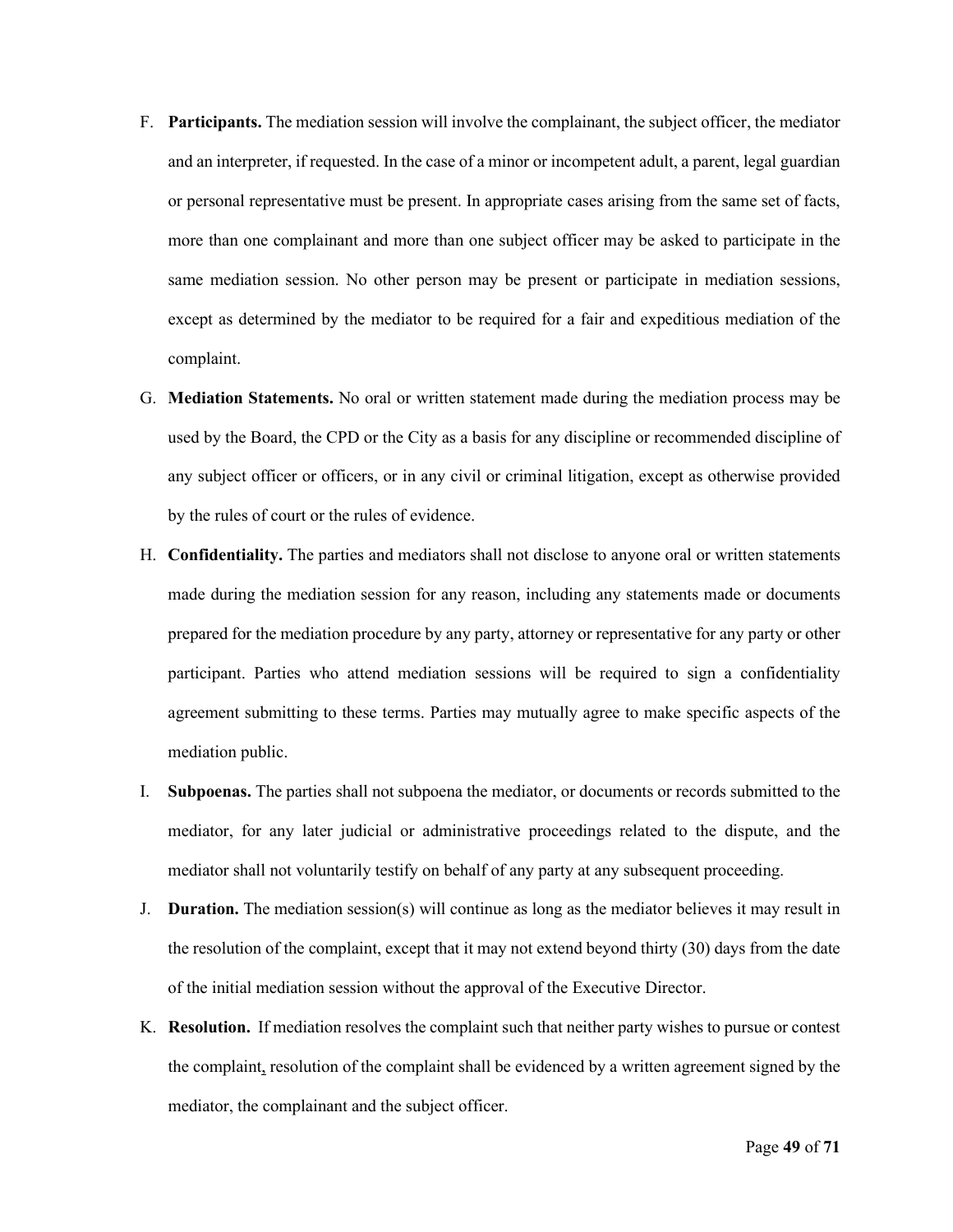F. **Participants.** The mediation session will involve the complainant, the subject officer, the mediator and an interpreter, if requested. In the case of a minor or incompetent adult, a parent, legal guardian or personal representative must be present. In appropriate cases arising from the same set of facts, more than one complainant and more than one subject officer may be asked to participate in the same mediation session. No other person may be present or participate in mediation sessions, except as determined by the mediator to be required for a fair and expeditious mediation of the complaint.

G. **Mediation Statements.** No oral or written statement made during the mediation process may be used by the Board, the CPD or the City as a basis for any discipline or recommended discipline of any subject officer or officers, or in any civil or criminal litigation, except as otherwise provided by the rules of court or the rules of evidence.

H. **Confidentiality.** The parties and mediators shall not disclose to anyone oral or written statements made during the mediation session for any reason, including any statements made or documents prepared for the mediation procedure by any party, attorney or representative for any party or other participant. Parties who attend mediation sessions will be required to sign a confidentiality agreement submitting to these terms. Parties may mutually agree to make specific aspects of the mediation public.

I. **Subpoenas.** The parties shall not subpoena the mediator, or documents or records submitted to the mediator, for any later judicial or administrative proceedings related to the dispute, and the mediator shall not voluntarily testify on behalf of any party at any subsequent proceeding.

J. **Duration.** The mediation session(s) will continue as long as the mediator believes it may result in the resolution of the complaint, except that it may not extend beyond thirty (30) days from the date of the initial mediation session without the approval of the Executive Director.

K. **Resolution.** If mediation resolves the complaint such that neither party wishes to pursue or contest the complaint, resolution of the complaint shall be evidenced by a written agreement signed by the mediator, the complainant and the subject officer.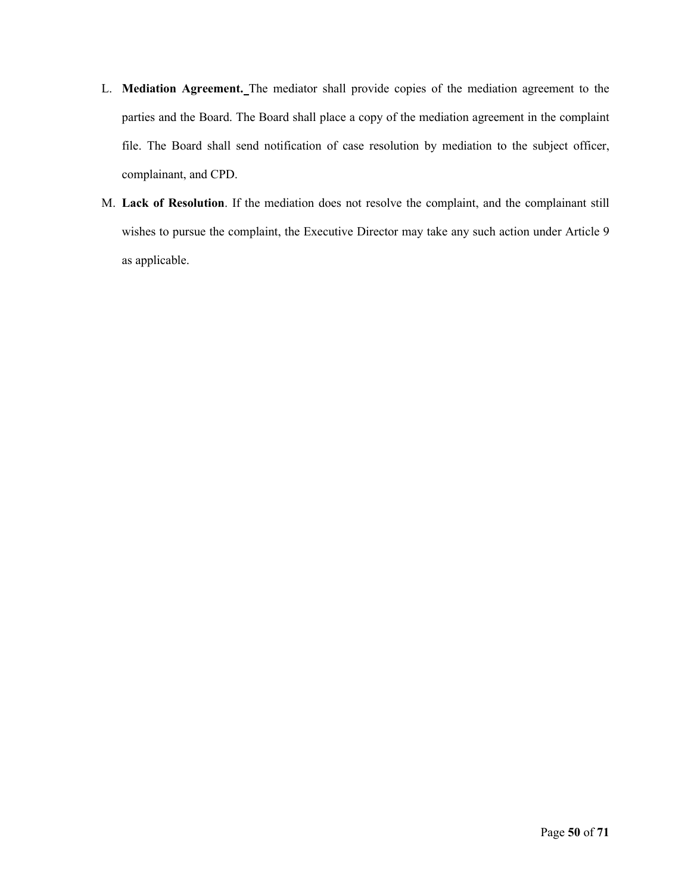L. **Mediation Agreement.** The mediator shall provide copies of the mediation agreement to the parties and the Board. The Board shall place a copy of the mediation agreement in the complaint file. The Board shall send notification of case resolution by mediation to the subject officer, complainant, and CPD.

M. **Lack of Resolution**. If the mediation does not resolve the complaint, and the complainant still wishes to pursue the complaint, the Executive Director may take any such action under Article 9 as applicable.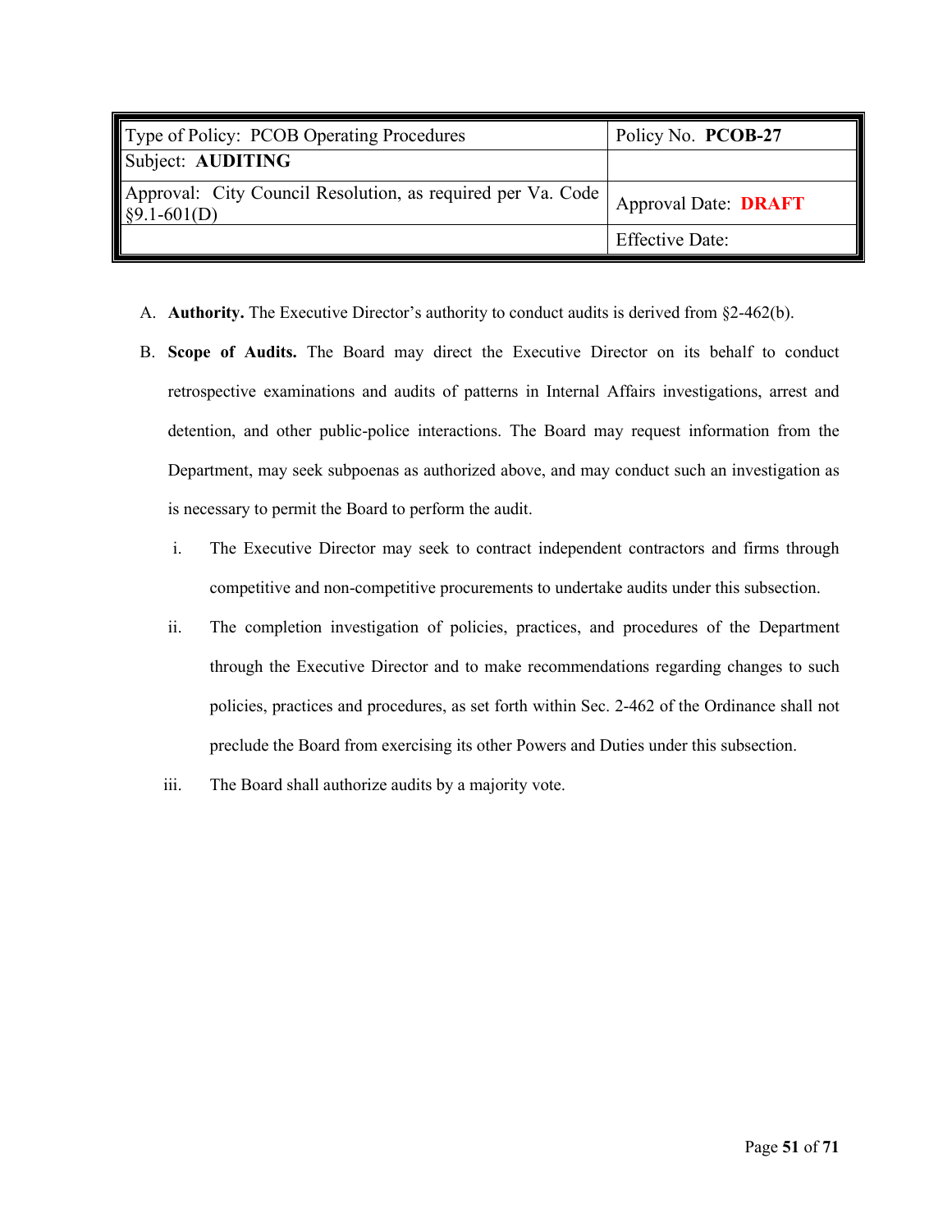| Type of Policy: PCOB Operating Procedures | Policy No. **PCOB-27** |
|---|---|
| Subject: **AUDITING** | |
| Approval: City Council Resolution, as required per Va. Code §9.1-601(D) | Approval Date: **DRAFT** |
| | Effective Date: |

A. **Authority.** The Executive Director's authority to conduct audits is derived from §2-462(b).

B. **Scope of Audits.** The Board may direct the Executive Director on its behalf to conduct retrospective examinations and audits of patterns in Internal Affairs investigations, arrest and detention, and other public-police interactions. The Board may request information from the Department, may seek subpoenas as authorized above, and may conduct such an investigation as is necessary to permit the Board to perform the audit.

   i. The Executive Director may seek to contract independent contractors and firms through competitive and non-competitive procurements to undertake audits under this subsection.

   ii. The completion investigation of policies, practices, and procedures of the Department through the Executive Director and to make recommendations regarding changes to such policies, practices and procedures, as set forth within Sec. 2-462 of the Ordinance shall not preclude the Board from exercising its other Powers and Duties under this subsection.

   iii. The Board shall authorize audits by a majority vote.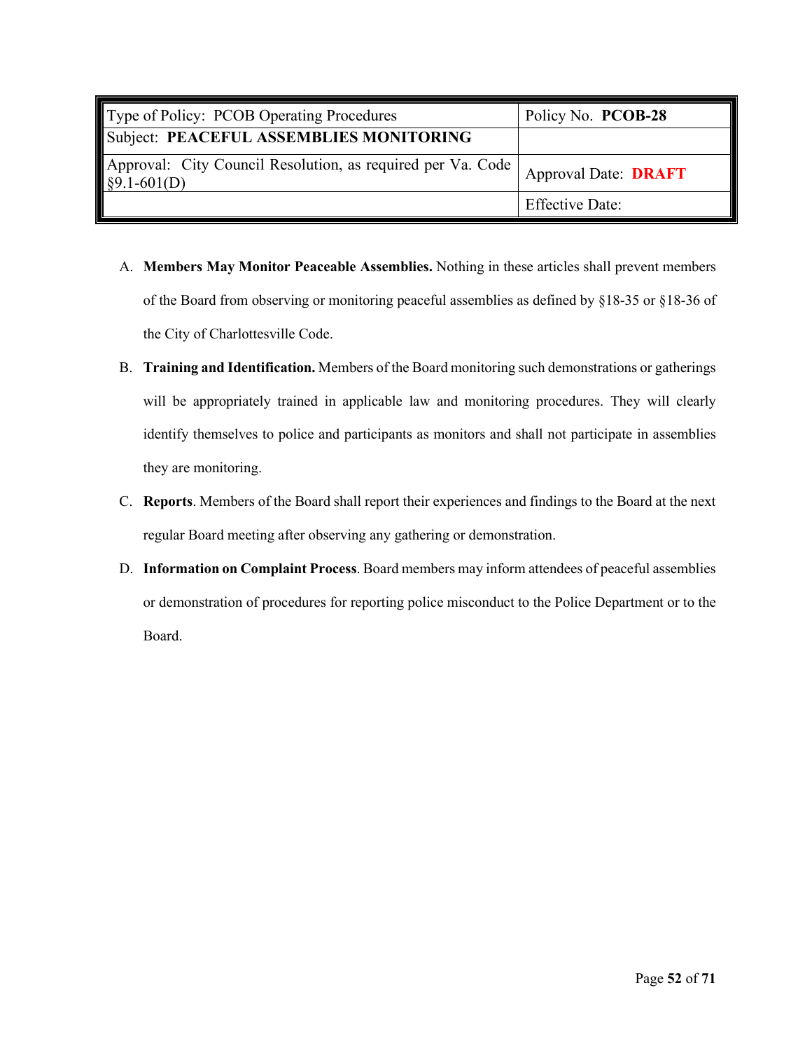| Type of Policy: PCOB Operating Procedures | Policy No. **PCOB-28** |
| --- | --- |
| Subject: **PEACEFUL ASSEMBLIES MONITORING** | |
| Approval: City Council Resolution, as required per Va. Code §9.1-601(D) | Approval Date: **DRAFT** |
| | Effective Date: |

A. **Members May Monitor Peaceable Assemblies.** Nothing in these articles shall prevent members of the Board from observing or monitoring peaceful assemblies as defined by §18-35 or §18-36 of the City of Charlottesville Code.

B. **Training and Identification.** Members of the Board monitoring such demonstrations or gatherings will be appropriately trained in applicable law and monitoring procedures. They will clearly identify themselves to police and participants as monitors and shall not participate in assemblies they are monitoring.

C. **Reports**. Members of the Board shall report their experiences and findings to the Board at the next regular Board meeting after observing any gathering or demonstration.

D. **Information on Complaint Process**. Board members may inform attendees of peaceful assemblies or demonstration of procedures for reporting police misconduct to the Police Department or to the Board.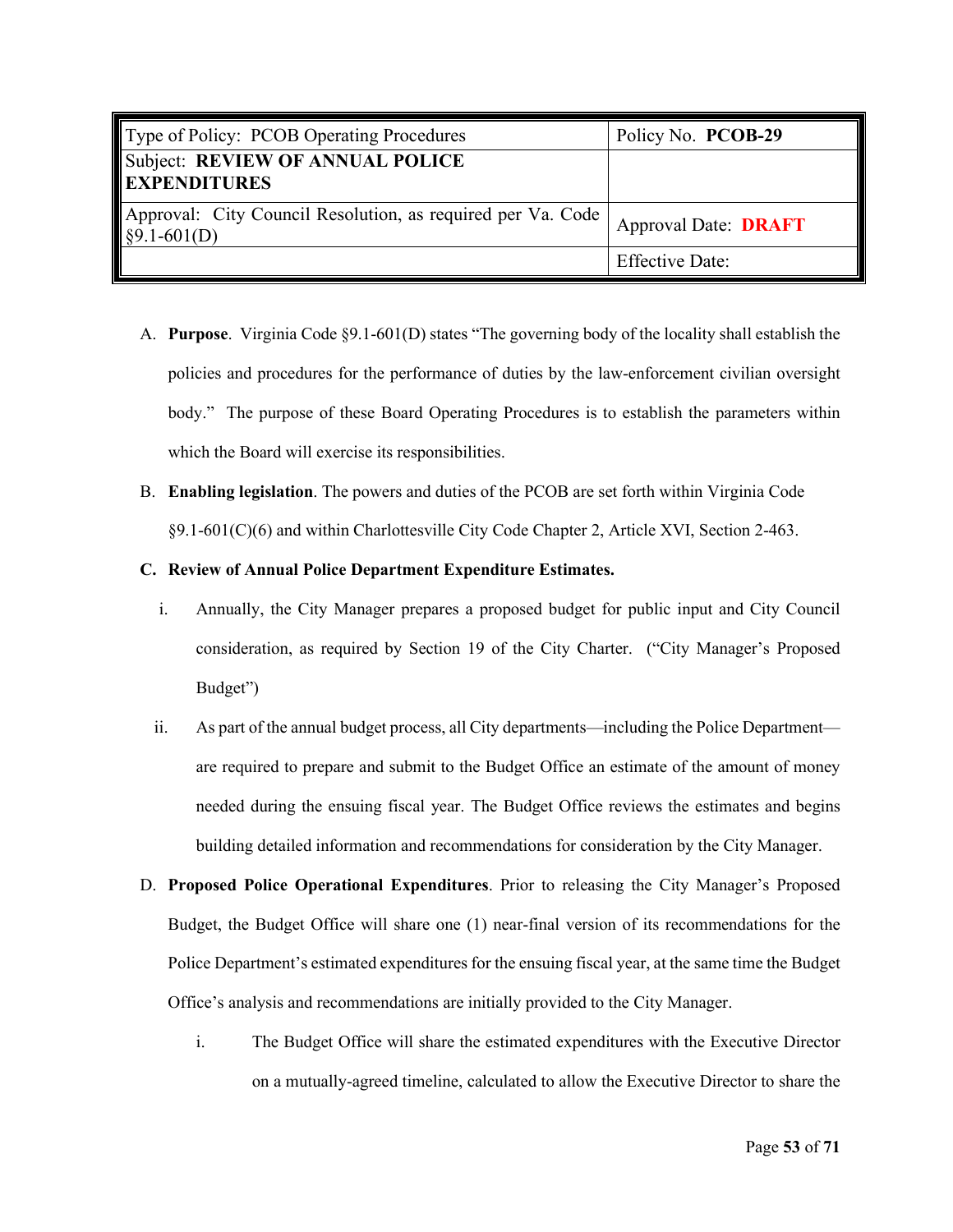| Type of Policy: PCOB Operating Procedures | Policy No. **PCOB-29** |
| --- | --- |
| Subject: **REVIEW OF ANNUAL POLICE EXPENDITURES** | |
| Approval: City Council Resolution, as required per Va. Code §9.1-601(D) | Approval Date: **DRAFT** |
| | Effective Date: |

A. **Purpose**. Virginia Code §9.1-601(D) states "The governing body of the locality shall establish the policies and procedures for the performance of duties by the law-enforcement civilian oversight body." The purpose of these Board Operating Procedures is to establish the parameters within which the Board will exercise its responsibilities.

B. **Enabling legislation**. The powers and duties of the PCOB are set forth within Virginia Code §9.1-601(C)(6) and within Charlottesville City Code Chapter 2, Article XVI, Section 2-463.

**C. Review of Annual Police Department Expenditure Estimates.**

i. Annually, the City Manager prepares a proposed budget for public input and City Council consideration, as required by Section 19 of the City Charter. ("City Manager's Proposed Budget")

ii. As part of the annual budget process, all City departments—including the Police Department—are required to prepare and submit to the Budget Office an estimate of the amount of money needed during the ensuing fiscal year. The Budget Office reviews the estimates and begins building detailed information and recommendations for consideration by the City Manager.

D. **Proposed Police Operational Expenditures**. Prior to releasing the City Manager's Proposed Budget, the Budget Office will share one (1) near-final version of its recommendations for the Police Department's estimated expenditures for the ensuing fiscal year, at the same time the Budget Office's analysis and recommendations are initially provided to the City Manager.

i. The Budget Office will share the estimated expenditures with the Executive Director on a mutually-agreed timeline, calculated to allow the Executive Director to share the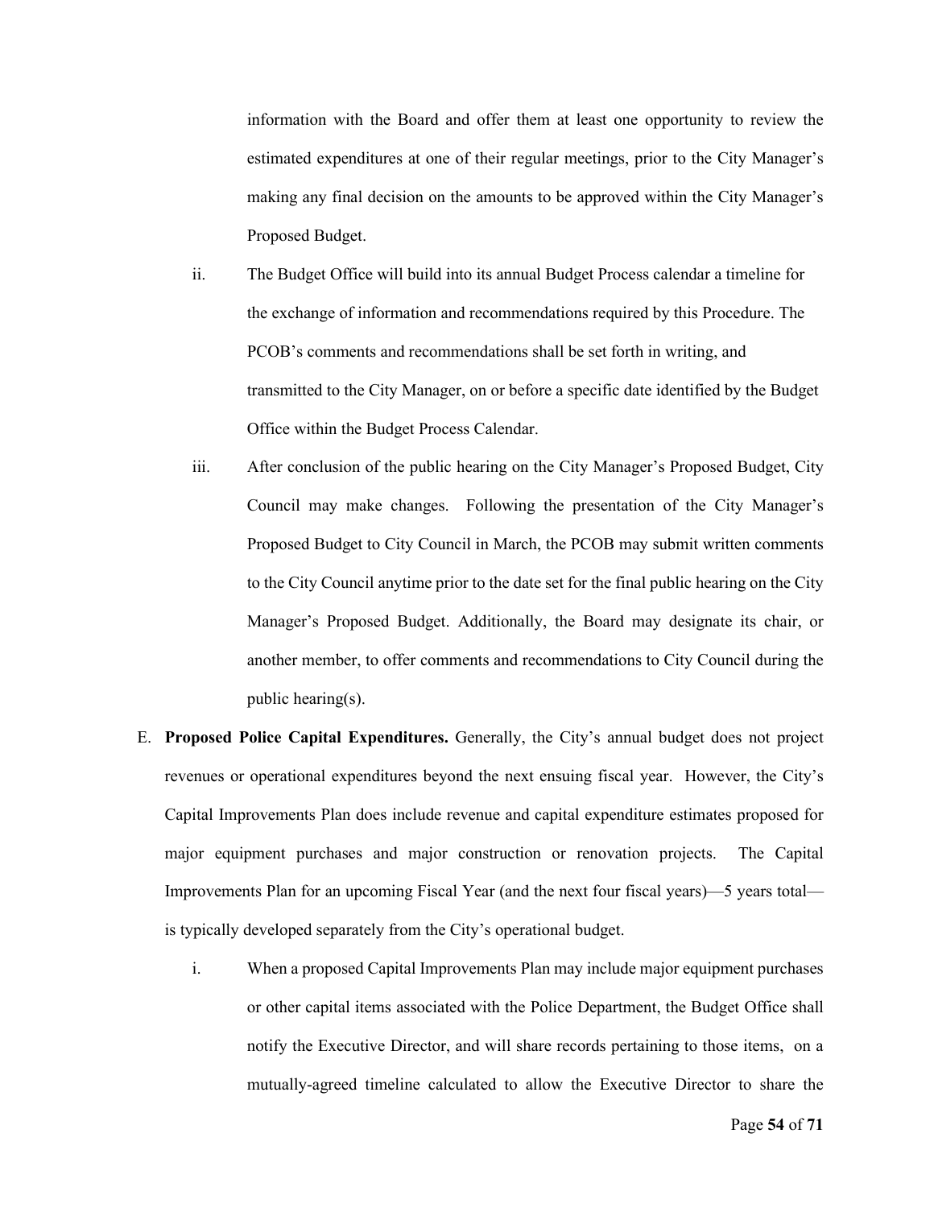information with the Board and offer them at least one opportunity to review the estimated expenditures at one of their regular meetings, prior to the City Manager's making any final decision on the amounts to be approved within the City Manager's Proposed Budget.

ii. The Budget Office will build into its annual Budget Process calendar a timeline for the exchange of information and recommendations required by this Procedure. The PCOB's comments and recommendations shall be set forth in writing, and transmitted to the City Manager, on or before a specific date identified by the Budget Office within the Budget Process Calendar.

iii. After conclusion of the public hearing on the City Manager's Proposed Budget, City Council may make changes. Following the presentation of the City Manager's Proposed Budget to City Council in March, the PCOB may submit written comments to the City Council anytime prior to the date set for the final public hearing on the City Manager's Proposed Budget. Additionally, the Board may designate its chair, or another member, to offer comments and recommendations to City Council during the public hearing(s).

E. **Proposed Police Capital Expenditures.** Generally, the City's annual budget does not project revenues or operational expenditures beyond the next ensuing fiscal year. However, the City's Capital Improvements Plan does include revenue and capital expenditure estimates proposed for major equipment purchases and major construction or renovation projects. The Capital Improvements Plan for an upcoming Fiscal Year (and the next four fiscal years)—5 years total—is typically developed separately from the City's operational budget.

i. When a proposed Capital Improvements Plan may include major equipment purchases or other capital items associated with the Police Department, the Budget Office shall notify the Executive Director, and will share records pertaining to those items, on a mutually-agreed timeline calculated to allow the Executive Director to share the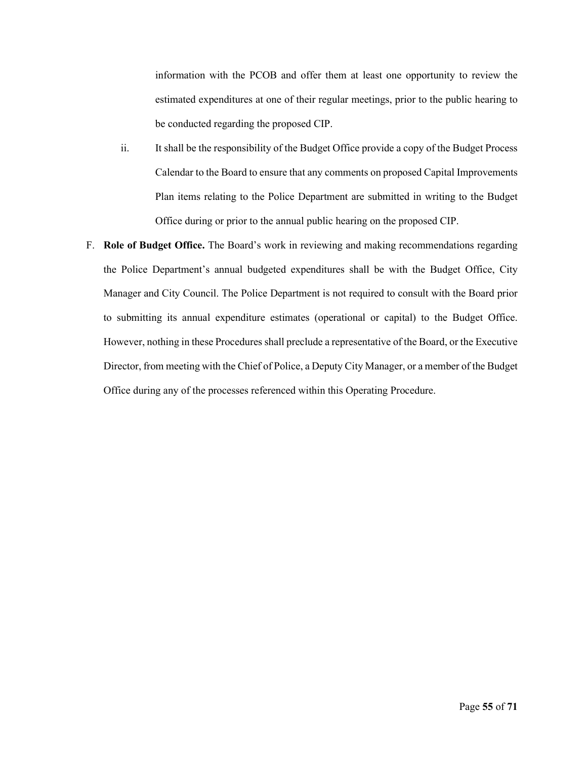information with the PCOB and offer them at least one opportunity to review the estimated expenditures at one of their regular meetings, prior to the public hearing to be conducted regarding the proposed CIP.

ii. It shall be the responsibility of the Budget Office provide a copy of the Budget Process Calendar to the Board to ensure that any comments on proposed Capital Improvements Plan items relating to the Police Department are submitted in writing to the Budget Office during or prior to the annual public hearing on the proposed CIP.

F. **Role of Budget Office.** The Board's work in reviewing and making recommendations regarding the Police Department's annual budgeted expenditures shall be with the Budget Office, City Manager and City Council. The Police Department is not required to consult with the Board prior to submitting its annual expenditure estimates (operational or capital) to the Budget Office. However, nothing in these Procedures shall preclude a representative of the Board, or the Executive Director, from meeting with the Chief of Police, a Deputy City Manager, or a member of the Budget Office during any of the processes referenced within this Operating Procedure.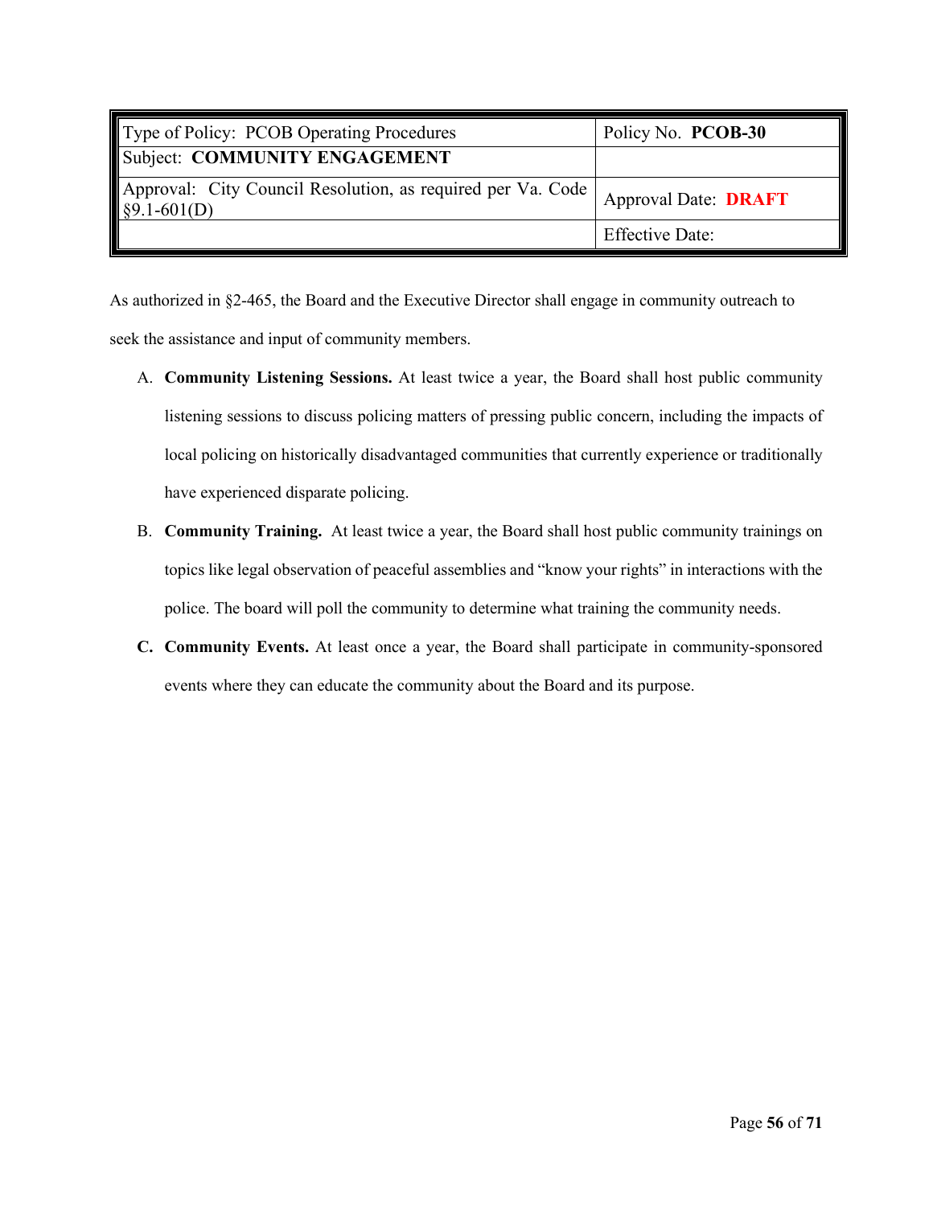| Type of Policy: PCOB Operating Procedures | Policy No. **PCOB-30** |
|---|---|
| Subject: **COMMUNITY ENGAGEMENT** | |
| Approval: City Council Resolution, as required per Va. Code §9.1-601(D) | Approval Date: **DRAFT** |
| | Effective Date: |

As authorized in §2-465, the Board and the Executive Director shall engage in community outreach to seek the assistance and input of community members.

A. **Community Listening Sessions.** At least twice a year, the Board shall host public community listening sessions to discuss policing matters of pressing public concern, including the impacts of local policing on historically disadvantaged communities that currently experience or traditionally have experienced disparate policing.

B. **Community Training.** At least twice a year, the Board shall host public community trainings on topics like legal observation of peaceful assemblies and "know your rights" in interactions with the police. The board will poll the community to determine what training the community needs.

**C.** **Community Events.** At least once a year, the Board shall participate in community-sponsored events where they can educate the community about the Board and its purpose.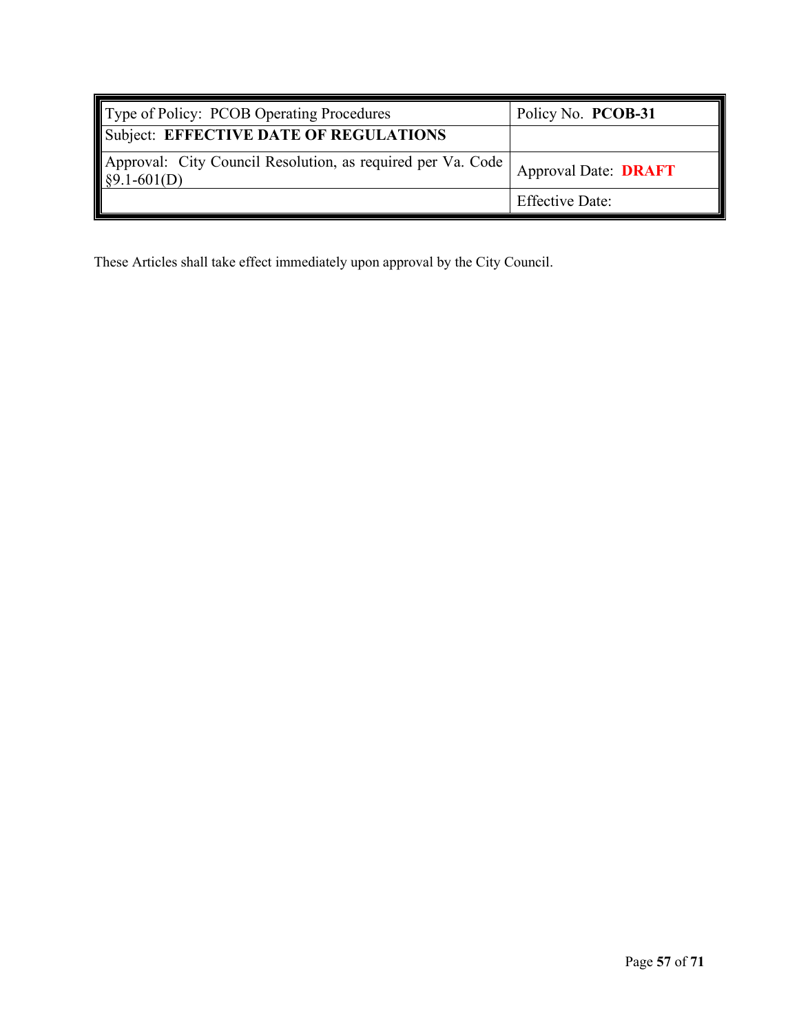| Type of Policy: PCOB Operating Procedures | Policy No. **PCOB-31** |
|---|---|
| Subject: **EFFECTIVE DATE OF REGULATIONS** | |
| Approval: City Council Resolution, as required per Va. Code §9.1-601(D) | Approval Date: **DRAFT** |
| | Effective Date: |

These Articles shall take effect immediately upon approval by the City Council.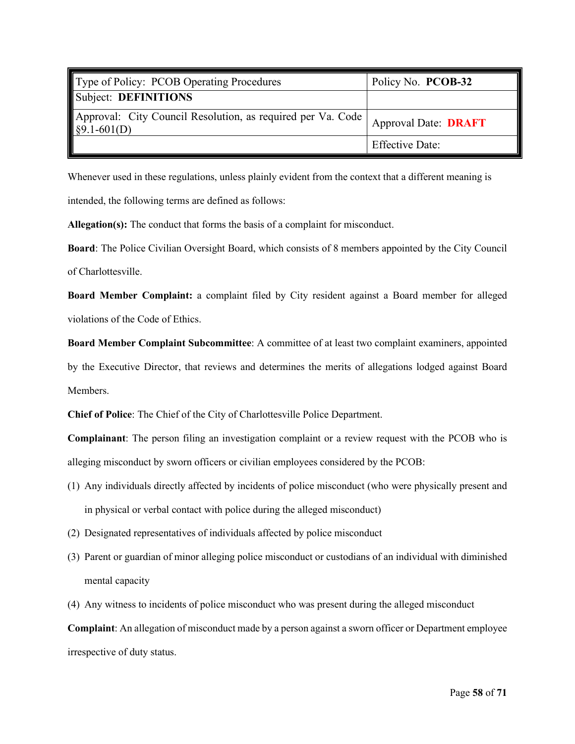| Type of Policy: PCOB Operating Procedures | Policy No. **PCOB-32** |
| --- | --- |
| Subject: **DEFINITIONS** | |
| Approval: City Council Resolution, as required per Va. Code §9.1-601(D) | Approval Date: **DRAFT** |
| | Effective Date: |

Whenever used in these regulations, unless plainly evident from the context that a different meaning is intended, the following terms are defined as follows:

**Allegation(s):** The conduct that forms the basis of a complaint for misconduct.

**Board**: The Police Civilian Oversight Board, which consists of 8 members appointed by the City Council of Charlottesville.

**Board Member Complaint:** a complaint filed by City resident against a Board member for alleged violations of the Code of Ethics.

**Board Member Complaint Subcommittee**: A committee of at least two complaint examiners, appointed by the Executive Director, that reviews and determines the merits of allegations lodged against Board Members.

**Chief of Police**: The Chief of the City of Charlottesville Police Department.

**Complainant**: The person filing an investigation complaint or a review request with the PCOB who is alleging misconduct by sworn officers or civilian employees considered by the PCOB:

(1) Any individuals directly affected by incidents of police misconduct (who were physically present and in physical or verbal contact with police during the alleged misconduct)

(2) Designated representatives of individuals affected by police misconduct

(3) Parent or guardian of minor alleging police misconduct or custodians of an individual with diminished mental capacity

(4) Any witness to incidents of police misconduct who was present during the alleged misconduct

**Complaint**: An allegation of misconduct made by a person against a sworn officer or Department employee irrespective of duty status.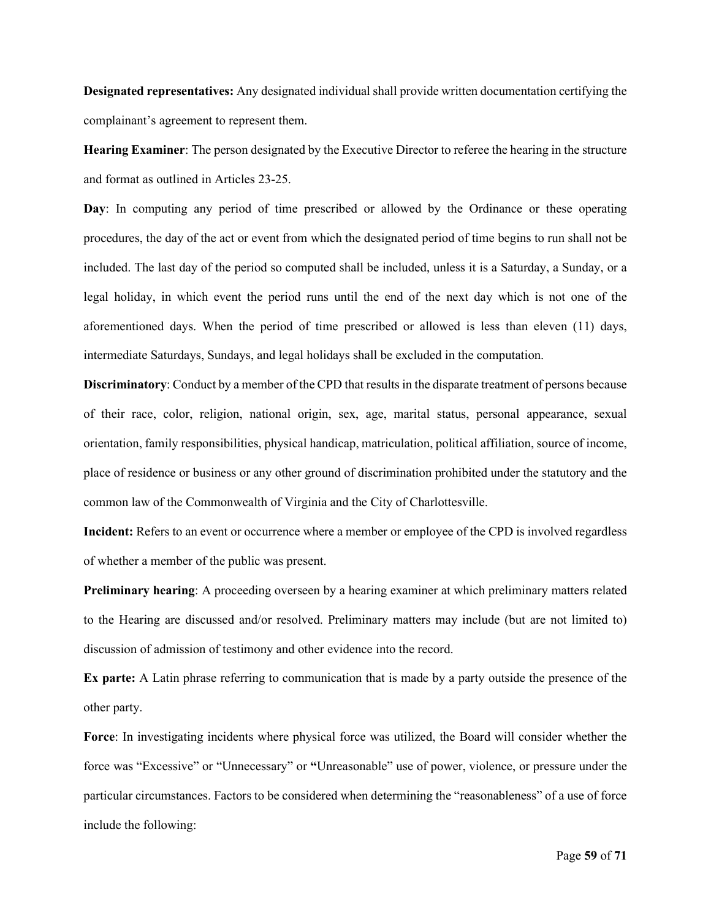**Designated representatives:** Any designated individual shall provide written documentation certifying the complainant's agreement to represent them.

**Hearing Examiner**: The person designated by the Executive Director to referee the hearing in the structure and format as outlined in Articles 23-25.

**Day**: In computing any period of time prescribed or allowed by the Ordinance or these operating procedures, the day of the act or event from which the designated period of time begins to run shall not be included. The last day of the period so computed shall be included, unless it is a Saturday, a Sunday, or a legal holiday, in which event the period runs until the end of the next day which is not one of the aforementioned days. When the period of time prescribed or allowed is less than eleven (11) days, intermediate Saturdays, Sundays, and legal holidays shall be excluded in the computation.

**Discriminatory**: Conduct by a member of the CPD that results in the disparate treatment of persons because of their race, color, religion, national origin, sex, age, marital status, personal appearance, sexual orientation, family responsibilities, physical handicap, matriculation, political affiliation, source of income, place of residence or business or any other ground of discrimination prohibited under the statutory and the common law of the Commonwealth of Virginia and the City of Charlottesville.

**Incident:** Refers to an event or occurrence where a member or employee of the CPD is involved regardless of whether a member of the public was present.

**Preliminary hearing**: A proceeding overseen by a hearing examiner at which preliminary matters related to the Hearing are discussed and/or resolved. Preliminary matters may include (but are not limited to) discussion of admission of testimony and other evidence into the record.

**Ex parte:** A Latin phrase referring to communication that is made by a party outside the presence of the other party.

**Force**: In investigating incidents where physical force was utilized, the Board will consider whether the force was "Excessive" or "Unnecessary" or **"**Unreasonable" use of power, violence, or pressure under the particular circumstances. Factors to be considered when determining the "reasonableness" of a use of force include the following: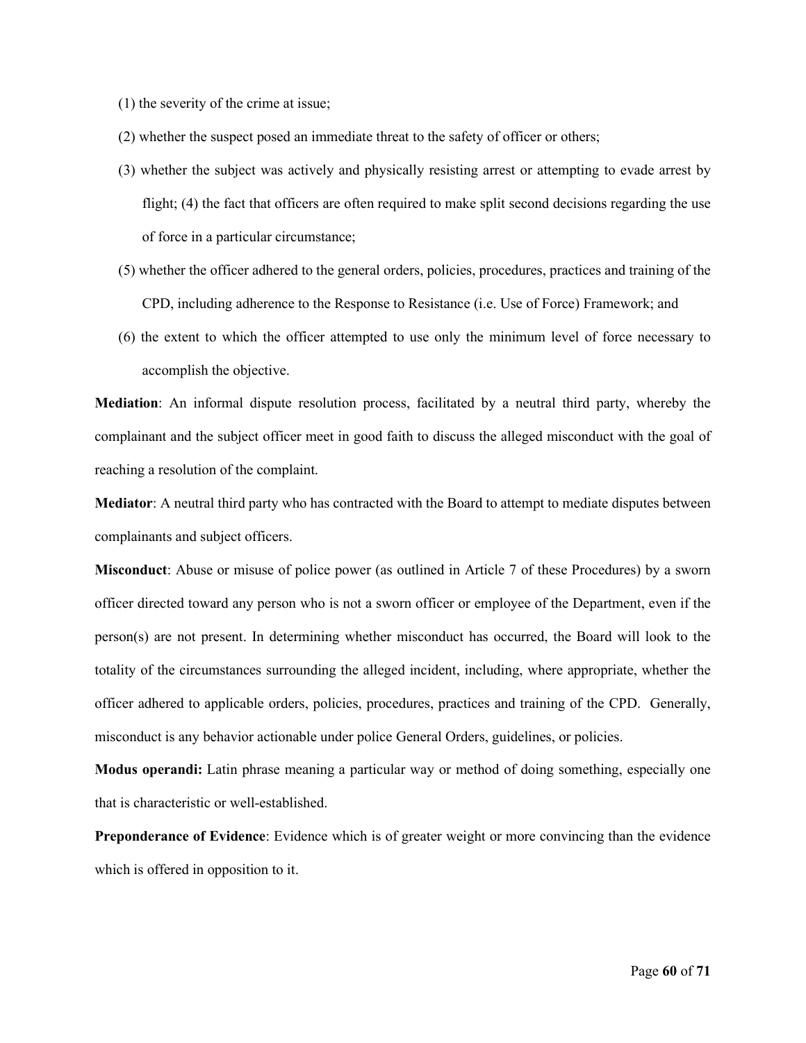(1) the severity of the crime at issue;

(2) whether the suspect posed an immediate threat to the safety of officer or others;

(3) whether the subject was actively and physically resisting arrest or attempting to evade arrest by flight; (4) the fact that officers are often required to make split second decisions regarding the use of force in a particular circumstance;

(5) whether the officer adhered to the general orders, policies, procedures, practices and training of the CPD, including adherence to the Response to Resistance (i.e. Use of Force) Framework; and

(6) the extent to which the officer attempted to use only the minimum level of force necessary to accomplish the objective.

**Mediation**: An informal dispute resolution process, facilitated by a neutral third party, whereby the complainant and the subject officer meet in good faith to discuss the alleged misconduct with the goal of reaching a resolution of the complaint.

**Mediator**: A neutral third party who has contracted with the Board to attempt to mediate disputes between complainants and subject officers.

**Misconduct**: Abuse or misuse of police power (as outlined in Article 7 of these Procedures) by a sworn officer directed toward any person who is not a sworn officer or employee of the Department, even if the person(s) are not present. In determining whether misconduct has occurred, the Board will look to the totality of the circumstances surrounding the alleged incident, including, where appropriate, whether the officer adhered to applicable orders, policies, procedures, practices and training of the CPD. Generally, misconduct is any behavior actionable under police General Orders, guidelines, or policies.

**Modus operandi:** Latin phrase meaning a particular way or method of doing something, especially one that is characteristic or well-established.

**Preponderance of Evidence**: Evidence which is of greater weight or more convincing than the evidence which is offered in opposition to it.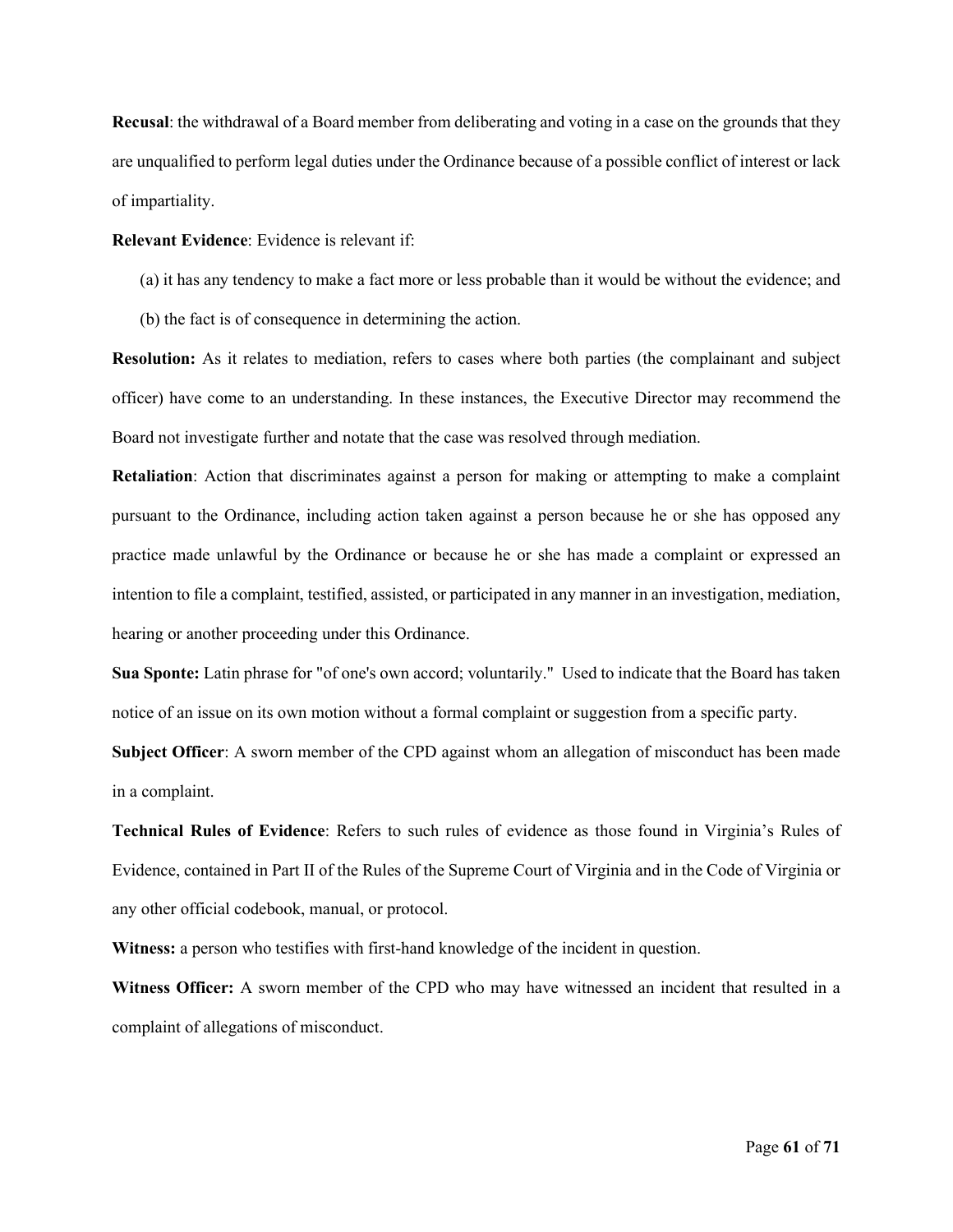**Recusal**: the withdrawal of a Board member from deliberating and voting in a case on the grounds that they are unqualified to perform legal duties under the Ordinance because of a possible conflict of interest or lack of impartiality.

**Relevant Evidence**: Evidence is relevant if:

(a) it has any tendency to make a fact more or less probable than it would be without the evidence; and

(b) the fact is of consequence in determining the action.

**Resolution:** As it relates to mediation, refers to cases where both parties (the complainant and subject officer) have come to an understanding. In these instances, the Executive Director may recommend the Board not investigate further and notate that the case was resolved through mediation.

**Retaliation**: Action that discriminates against a person for making or attempting to make a complaint pursuant to the Ordinance, including action taken against a person because he or she has opposed any practice made unlawful by the Ordinance or because he or she has made a complaint or expressed an intention to file a complaint, testified, assisted, or participated in any manner in an investigation, mediation, hearing or another proceeding under this Ordinance.

**Sua Sponte:** Latin phrase for "of one's own accord; voluntarily." Used to indicate that the Board has taken notice of an issue on its own motion without a formal complaint or suggestion from a specific party.

**Subject Officer**: A sworn member of the CPD against whom an allegation of misconduct has been made in a complaint.

**Technical Rules of Evidence**: Refers to such rules of evidence as those found in Virginia's Rules of Evidence, contained in Part II of the Rules of the Supreme Court of Virginia and in the Code of Virginia or any other official codebook, manual, or protocol.

**Witness:** a person who testifies with first-hand knowledge of the incident in question.

**Witness Officer:** A sworn member of the CPD who may have witnessed an incident that resulted in a complaint of allegations of misconduct.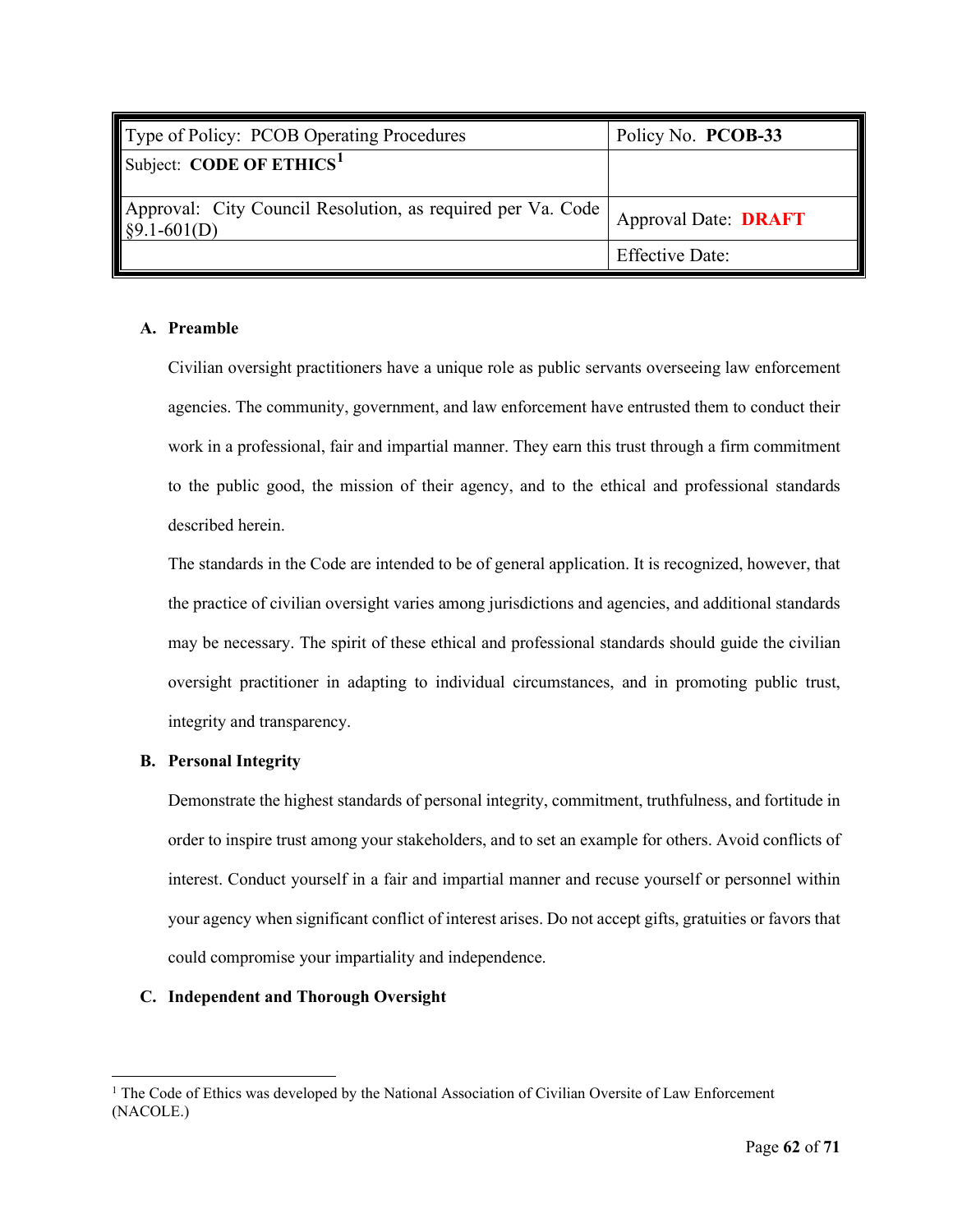| Type of Policy: PCOB Operating Procedures | Policy No. **PCOB-33** |
| --- | --- |
| Subject: **CODE OF ETHICS**[1] | |
| Approval: City Council Resolution, as required per Va. Code §9.1-601(D) | Approval Date: **DRAFT** |
| | Effective Date: |

**A. Preamble**

Civilian oversight practitioners have a unique role as public servants overseeing law enforcement agencies. The community, government, and law enforcement have entrusted them to conduct their work in a professional, fair and impartial manner. They earn this trust through a firm commitment to the public good, the mission of their agency, and to the ethical and professional standards described herein.

The standards in the Code are intended to be of general application. It is recognized, however, that the practice of civilian oversight varies among jurisdictions and agencies, and additional standards may be necessary. The spirit of these ethical and professional standards should guide the civilian oversight practitioner in adapting to individual circumstances, and in promoting public trust, integrity and transparency.

**B. Personal Integrity**

Demonstrate the highest standards of personal integrity, commitment, truthfulness, and fortitude in order to inspire trust among your stakeholders, and to set an example for others. Avoid conflicts of interest. Conduct yourself in a fair and impartial manner and recuse yourself or personnel within your agency when significant conflict of interest arises. Do not accept gifts, gratuities or favors that could compromise your impartiality and independence.

**C. Independent and Thorough Oversight**

[1] The Code of Ethics was developed by the National Association of Civilian Oversite of Law Enforcement (NACOLE.)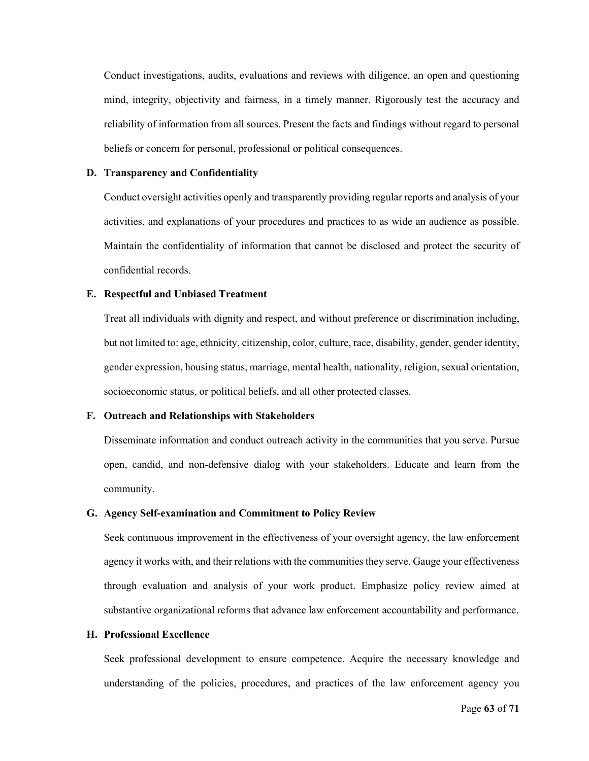Conduct investigations, audits, evaluations and reviews with diligence, an open and questioning mind, integrity, objectivity and fairness, in a timely manner. Rigorously test the accuracy and reliability of information from all sources. Present the facts and findings without regard to personal beliefs or concern for personal, professional or political consequences.

**D. Transparency and Confidentiality**

Conduct oversight activities openly and transparently providing regular reports and analysis of your activities, and explanations of your procedures and practices to as wide an audience as possible. Maintain the confidentiality of information that cannot be disclosed and protect the security of confidential records.

**E. Respectful and Unbiased Treatment**

Treat all individuals with dignity and respect, and without preference or discrimination including, but not limited to: age, ethnicity, citizenship, color, culture, race, disability, gender, gender identity, gender expression, housing status, marriage, mental health, nationality, religion, sexual orientation, socioeconomic status, or political beliefs, and all other protected classes.

**F. Outreach and Relationships with Stakeholders**

Disseminate information and conduct outreach activity in the communities that you serve. Pursue open, candid, and non-defensive dialog with your stakeholders. Educate and learn from the community.

**G. Agency Self-examination and Commitment to Policy Review**

Seek continuous improvement in the effectiveness of your oversight agency, the law enforcement agency it works with, and their relations with the communities they serve. Gauge your effectiveness through evaluation and analysis of your work product. Emphasize policy review aimed at substantive organizational reforms that advance law enforcement accountability and performance.

**H. Professional Excellence**

Seek professional development to ensure competence. Acquire the necessary knowledge and understanding of the policies, procedures, and practices of the law enforcement agency you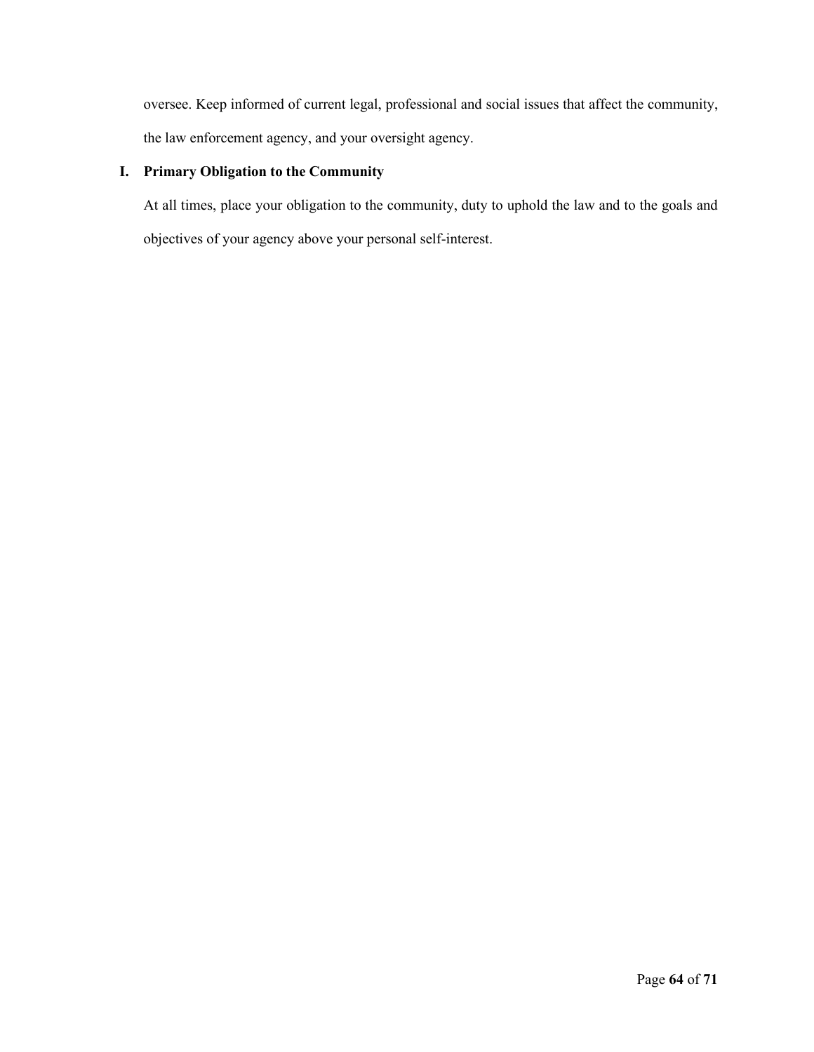oversee. Keep informed of current legal, professional and social issues that affect the community, the law enforcement agency, and your oversight agency.

**I. Primary Obligation to the Community**

At all times, place your obligation to the community, duty to uphold the law and to the goals and objectives of your agency above your personal self-interest.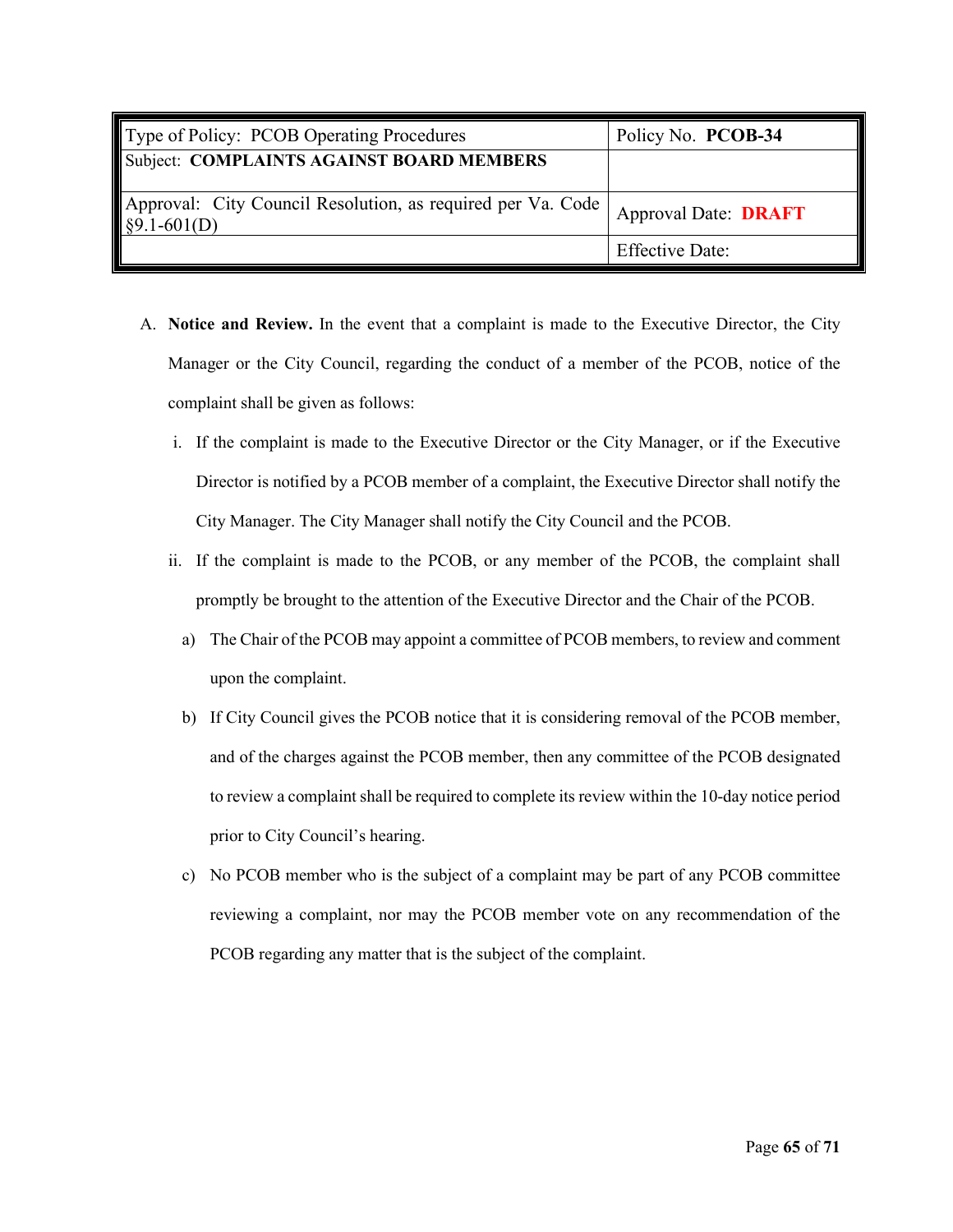| Type of Policy: PCOB Operating Procedures | Policy No. **PCOB-34** |
|---|---|
| Subject: **COMPLAINTS AGAINST BOARD MEMBERS** | |
| Approval: City Council Resolution, as required per Va. Code §9.1-601(D) | Approval Date: **DRAFT** |
| | Effective Date: |

A. **Notice and Review.** In the event that a complaint is made to the Executive Director, the City Manager or the City Council, regarding the conduct of a member of the PCOB, notice of the complaint shall be given as follows:

   i. If the complaint is made to the Executive Director or the City Manager, or if the Executive Director is notified by a PCOB member of a complaint, the Executive Director shall notify the City Manager. The City Manager shall notify the City Council and the PCOB.

   ii. If the complaint is made to the PCOB, or any member of the PCOB, the complaint shall promptly be brought to the attention of the Executive Director and the Chair of the PCOB.

      a) The Chair of the PCOB may appoint a committee of PCOB members, to review and comment upon the complaint.

      b) If City Council gives the PCOB notice that it is considering removal of the PCOB member, and of the charges against the PCOB member, then any committee of the PCOB designated to review a complaint shall be required to complete its review within the 10-day notice period prior to City Council's hearing.

      c) No PCOB member who is the subject of a complaint may be part of any PCOB committee reviewing a complaint, nor may the PCOB member vote on any recommendation of the PCOB regarding any matter that is the subject of the complaint.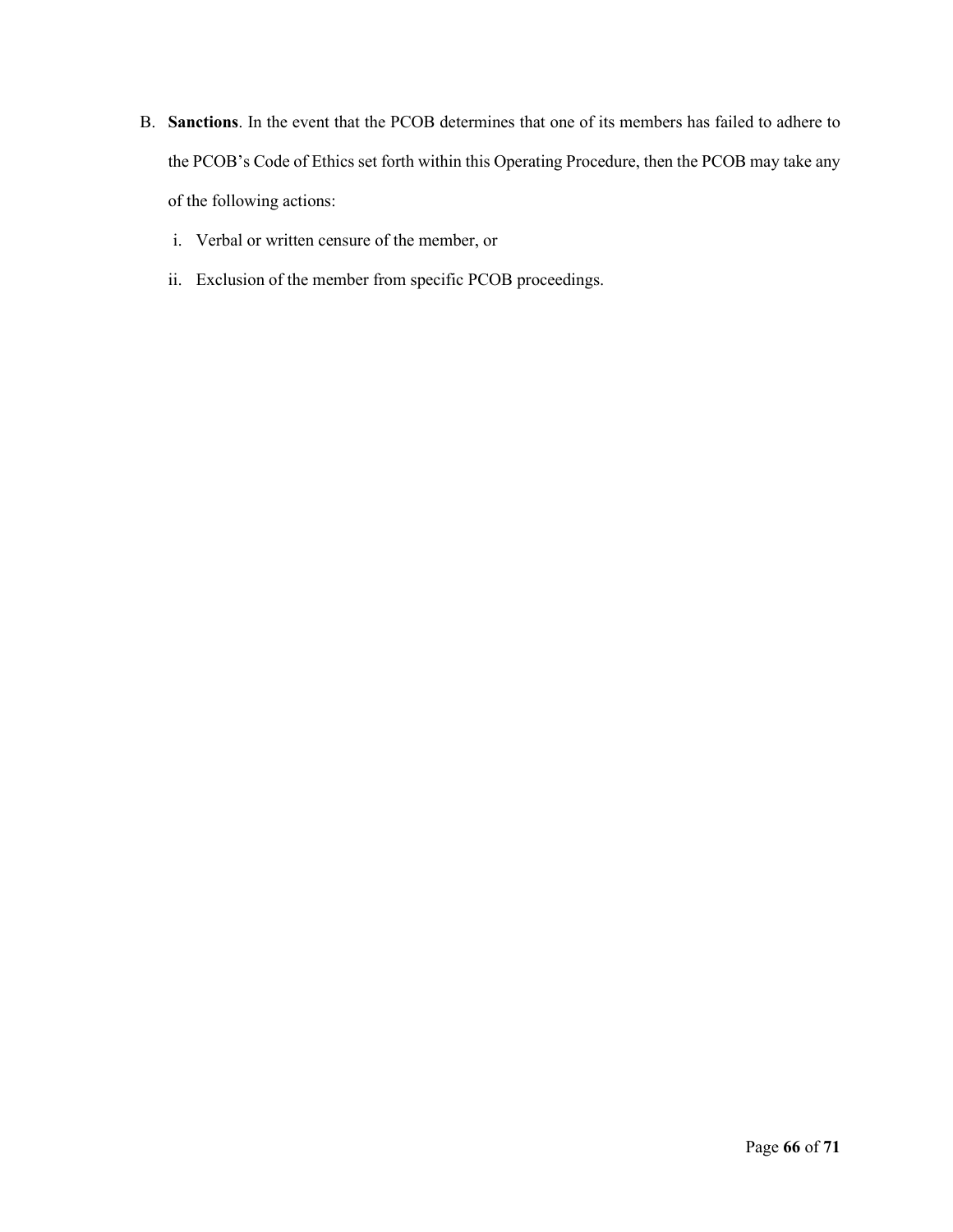B. **Sanctions**. In the event that the PCOB determines that one of its members has failed to adhere to the PCOB's Code of Ethics set forth within this Operating Procedure, then the PCOB may take any of the following actions:

   i. Verbal or written censure of the member, or

   ii. Exclusion of the member from specific PCOB proceedings.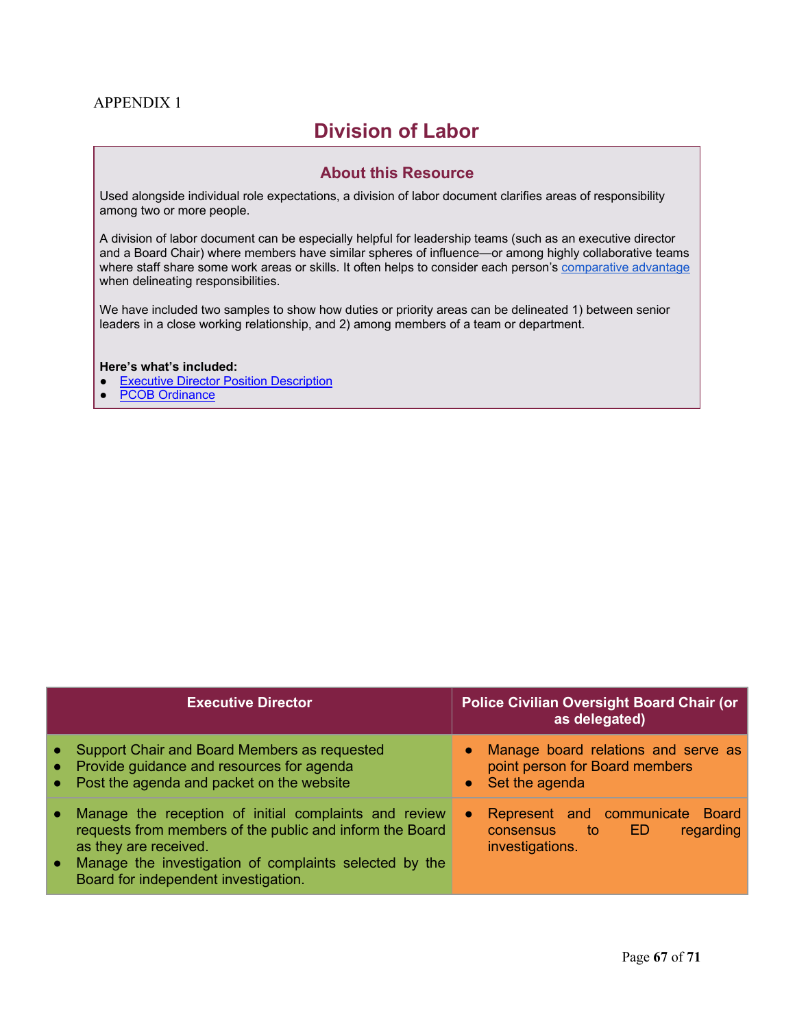APPENDIX 1

# Division of Labor

## About this Resource

Used alongside individual role expectations, a division of labor document clarifies areas of responsibility among two or more people.

A division of labor document can be especially helpful for leadership teams (such as an executive director and a Board Chair) where members have similar spheres of influence—or among highly collaborative teams where staff share some work areas or skills. It often helps to consider each person's comparative advantage when delineating responsibilities.

We have included two samples to show how duties or priority areas can be delineated 1) between senior leaders in a close working relationship, and 2) among members of a team or department.

**Here's what's included:**

- Executive Director Position Description
- PCOB Ordinance

| Executive Director | Police Civilian Oversight Board Chair (or as delegated) |
|---|---|
| • Support Chair and Board Members as requested<br>• Provide guidance and resources for agenda<br>• Post the agenda and packet on the website | • Manage board relations and serve as point person for Board members<br>• Set the agenda |
| • Manage the reception of initial complaints and review requests from members of the public and inform the Board as they are received.<br>• Manage the investigation of complaints selected by the Board for independent investigation. | • Represent and communicate Board consensus to ED regarding investigations. |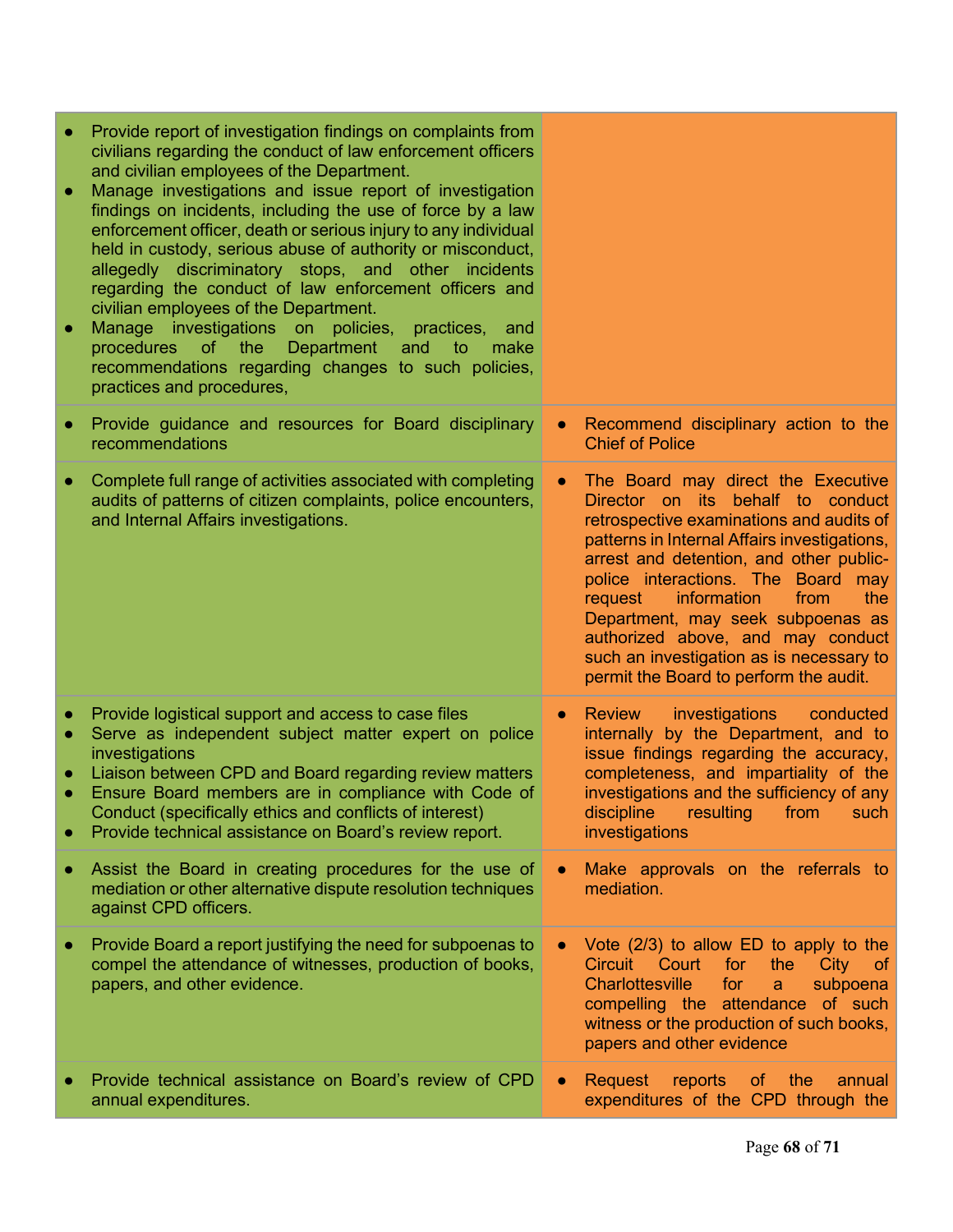| | |
|---|---|
| • Provide report of investigation findings on complaints from civilians regarding the conduct of law enforcement officers and civilian employees of the Department.<br>• Manage investigations and issue report of investigation findings on incidents, including the use of force by a law enforcement officer, death or serious injury to any individual held in custody, serious abuse of authority or misconduct, allegedly discriminatory stops, and other incidents regarding the conduct of law enforcement officers and civilian employees of the Department.<br>• Manage investigations on policies, practices, and procedures of the Department and to make recommendations regarding changes to such policies, practices and procedures, | |
| • Provide guidance and resources for Board disciplinary recommendations | • Recommend disciplinary action to the Chief of Police |
| • Complete full range of activities associated with completing audits of patterns of citizen complaints, police encounters, and Internal Affairs investigations. | • The Board may direct the Executive Director on its behalf to conduct retrospective examinations and audits of patterns in Internal Affairs investigations, arrest and detention, and other public-police interactions. The Board may request information from the Department, may seek subpoenas as authorized above, and may conduct such an investigation as is necessary to permit the Board to perform the audit. |
| • Provide logistical support and access to case files<br>• Serve as independent subject matter expert on police investigations<br>• Liaison between CPD and Board regarding review matters<br>• Ensure Board members are in compliance with Code of Conduct (specifically ethics and conflicts of interest)<br>• Provide technical assistance on Board's review report. | • Review investigations conducted internally by the Department, and to issue findings regarding the accuracy, completeness, and impartiality of the investigations and the sufficiency of any discipline resulting from such investigations |
| • Assist the Board in creating procedures for the use of mediation or other alternative dispute resolution techniques against CPD officers. | • Make approvals on the referrals to mediation. |
| • Provide Board a report justifying the need for subpoenas to compel the attendance of witnesses, production of books, papers, and other evidence. | • Vote (2/3) to allow ED to apply to the Circuit Court for the City of Charlottesville for a subpoena compelling the attendance of such witness or the production of such books, papers and other evidence |
| • Provide technical assistance on Board's review of CPD annual expenditures. | • Request reports of the annual expenditures of the CPD through the |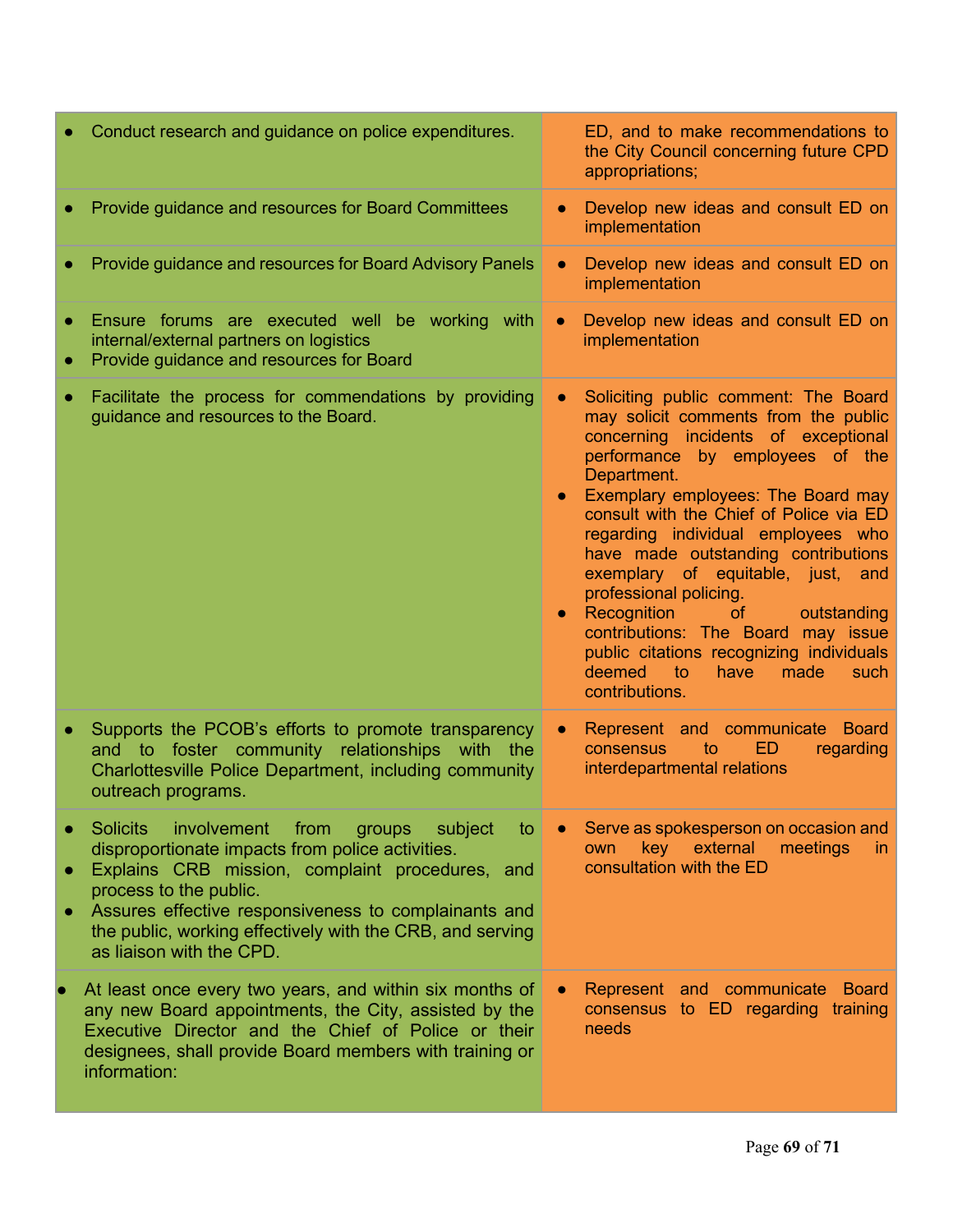| | |
|---|---|
| • Conduct research and guidance on police expenditures. | ED, and to make recommendations to the City Council concerning future CPD appropriations; |
| • Provide guidance and resources for Board Committees | • Develop new ideas and consult ED on implementation |
| • Provide guidance and resources for Board Advisory Panels | • Develop new ideas and consult ED on implementation |
| • Ensure forums are executed well be working with internal/external partners on logistics<br>• Provide guidance and resources for Board | • Develop new ideas and consult ED on implementation |
| • Facilitate the process for commendations by providing guidance and resources to the Board. | • Soliciting public comment: The Board may solicit comments from the public concerning incidents of exceptional performance by employees of the Department.<br>• Exemplary employees: The Board may consult with the Chief of Police via ED regarding individual employees who have made outstanding contributions exemplary of equitable, just, and professional policing.<br>• Recognition of outstanding contributions: The Board may issue public citations recognizing individuals deemed to have made such contributions. |
| • Supports the PCOB's efforts to promote transparency and to foster community relationships with the Charlottesville Police Department, including community outreach programs. | • Represent and communicate Board consensus to ED regarding interdepartmental relations |
| • Solicits involvement from groups subject to disproportionate impacts from police activities.<br>• Explains CRB mission, complaint procedures, and process to the public.<br>• Assures effective responsiveness to complainants and the public, working effectively with the CRB, and serving as liaison with the CPD. | • Serve as spokesperson on occasion and own key external meetings in consultation with the ED |
| • At least once every two years, and within six months of any new Board appointments, the City, assisted by the Executive Director and the Chief of Police or their designees, shall provide Board members with training or information: | • Represent and communicate Board consensus to ED regarding training needs |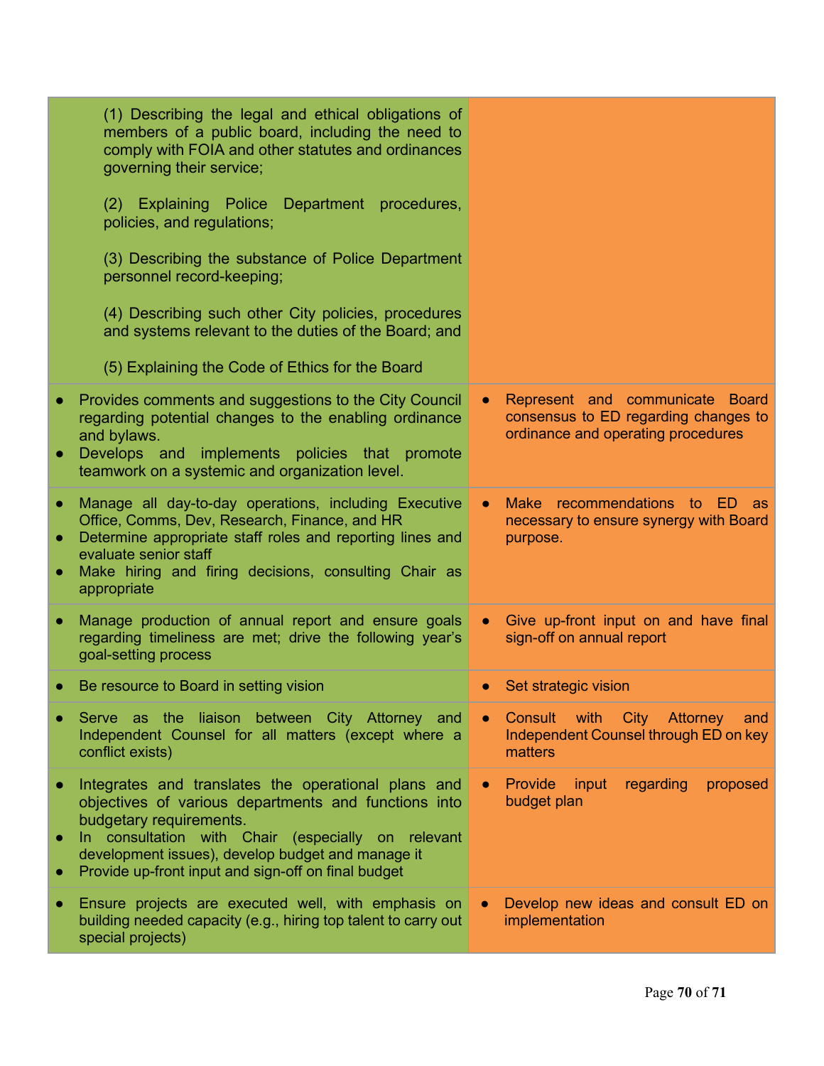| | |
|---|---|
| (1) Describing the legal and ethical obligations of members of a public board, including the need to comply with FOIA and other statutes and ordinances governing their service;<br><br>(2) Explaining Police Department procedures, policies, and regulations;<br><br>(3) Describing the substance of Police Department personnel record-keeping;<br><br>(4) Describing such other City policies, procedures and systems relevant to the duties of the Board; and<br><br>(5) Explaining the Code of Ethics for the Board | |
| • Provides comments and suggestions to the City Council regarding potential changes to the enabling ordinance and bylaws.<br>• Develops and implements policies that promote teamwork on a systemic and organization level. | • Represent and communicate Board consensus to ED regarding changes to ordinance and operating procedures |
| • Manage all day-to-day operations, including Executive Office, Comms, Dev, Research, Finance, and HR<br>• Determine appropriate staff roles and reporting lines and evaluate senior staff<br>• Make hiring and firing decisions, consulting Chair as appropriate | • Make recommendations to ED as necessary to ensure synergy with Board purpose. |
| • Manage production of annual report and ensure goals regarding timeliness are met; drive the following year's goal-setting process | • Give up-front input on and have final sign-off on annual report |
| • Be resource to Board in setting vision | • Set strategic vision |
| • Serve as the liaison between City Attorney and Independent Counsel for all matters (except where a conflict exists) | • Consult with City Attorney and Independent Counsel through ED on key matters |
| • Integrates and translates the operational plans and objectives of various departments and functions into budgetary requirements.<br>• In consultation with Chair (especially on relevant development issues), develop budget and manage it<br>• Provide up-front input and sign-off on final budget | • Provide input regarding proposed budget plan |
| • Ensure projects are executed well, with emphasis on building needed capacity (e.g., hiring top talent to carry out special projects) | • Develop new ideas and consult ED on implementation |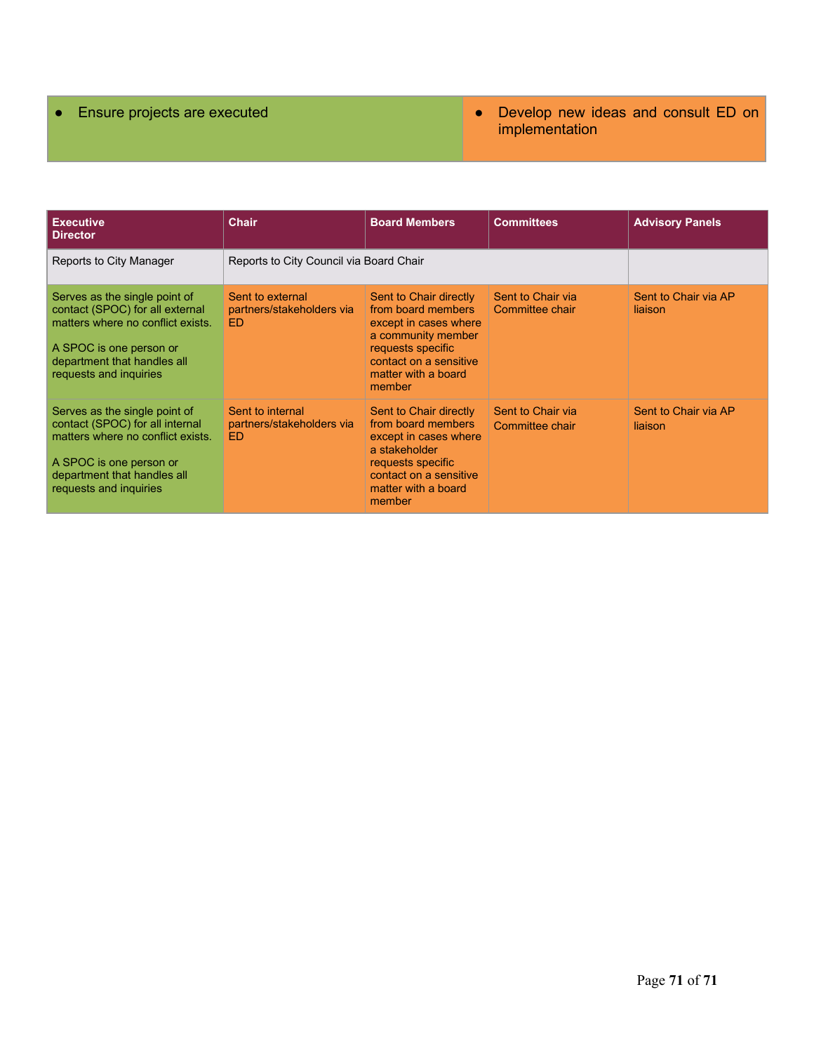| | |
|---|---|
| • Ensure projects are executed | • Develop new ideas and consult ED on implementation |

| Executive Director | Chair | Board Members | Committees | Advisory Panels |
|---|---|---|---|---|
| Reports to City Manager | Reports to City Council via Board Chair | | | |
| Serves as the single point of contact (SPOC) for all external matters where no conflict exists.<br><br>A SPOC is one person or department that handles all requests and inquiries | Sent to external partners/stakeholders via ED | Sent to Chair directly from board members except in cases where a community member requests specific contact on a sensitive matter with a board member | Sent to Chair via Committee chair | Sent to Chair via AP liaison |
| Serves as the single point of contact (SPOC) for all internal matters where no conflict exists.<br><br>A SPOC is one person or department that handles all requests and inquiries | Sent to internal partners/stakeholders via ED | Sent to Chair directly from board members except in cases where a stakeholder requests specific contact on a sensitive matter with a board member | Sent to Chair via Committee chair | Sent to Chair via AP liaison |